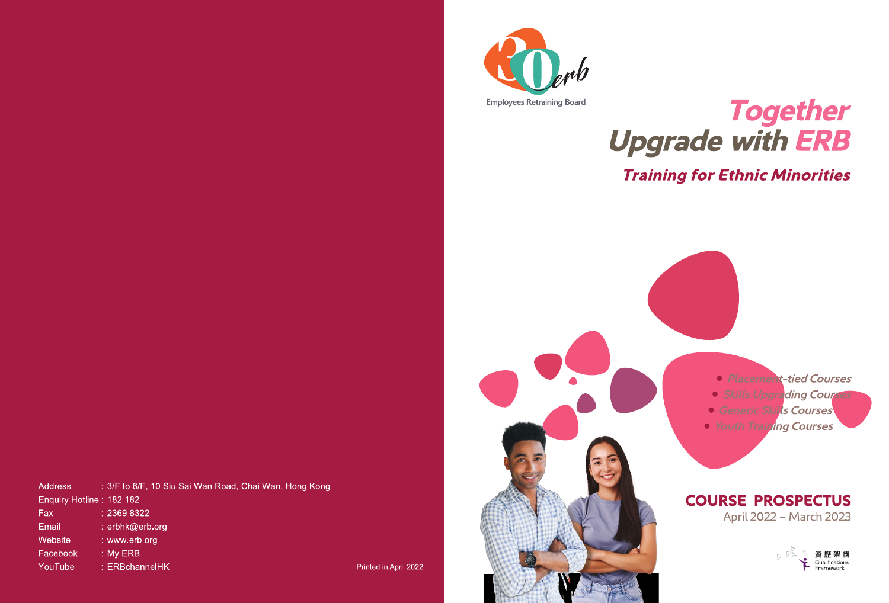Employees Retraining Board

# *Together Upgrade with ERB*

## *Training for Ethnic Minorities*

- *Placement-tied Courses*
- *Skills Upgrading Courses*
- *Generic Skills Courses*
- *Youth Training Courses*

## COURSE PROSPECTUS

April 2022 – March 2023

資歷架構 Qualifications Framework

Address : 3/F to 6/F, 10 Siu Sai Wan Road, Chai Wan, Hong Kong
Enquiry Hotline : 182 182
Fax : 2369 8322
Email : erbhk@erb.org
Website : www.erb.org
Facebook : My ERB
YouTube : ERBchannelHK

Printed in April 2022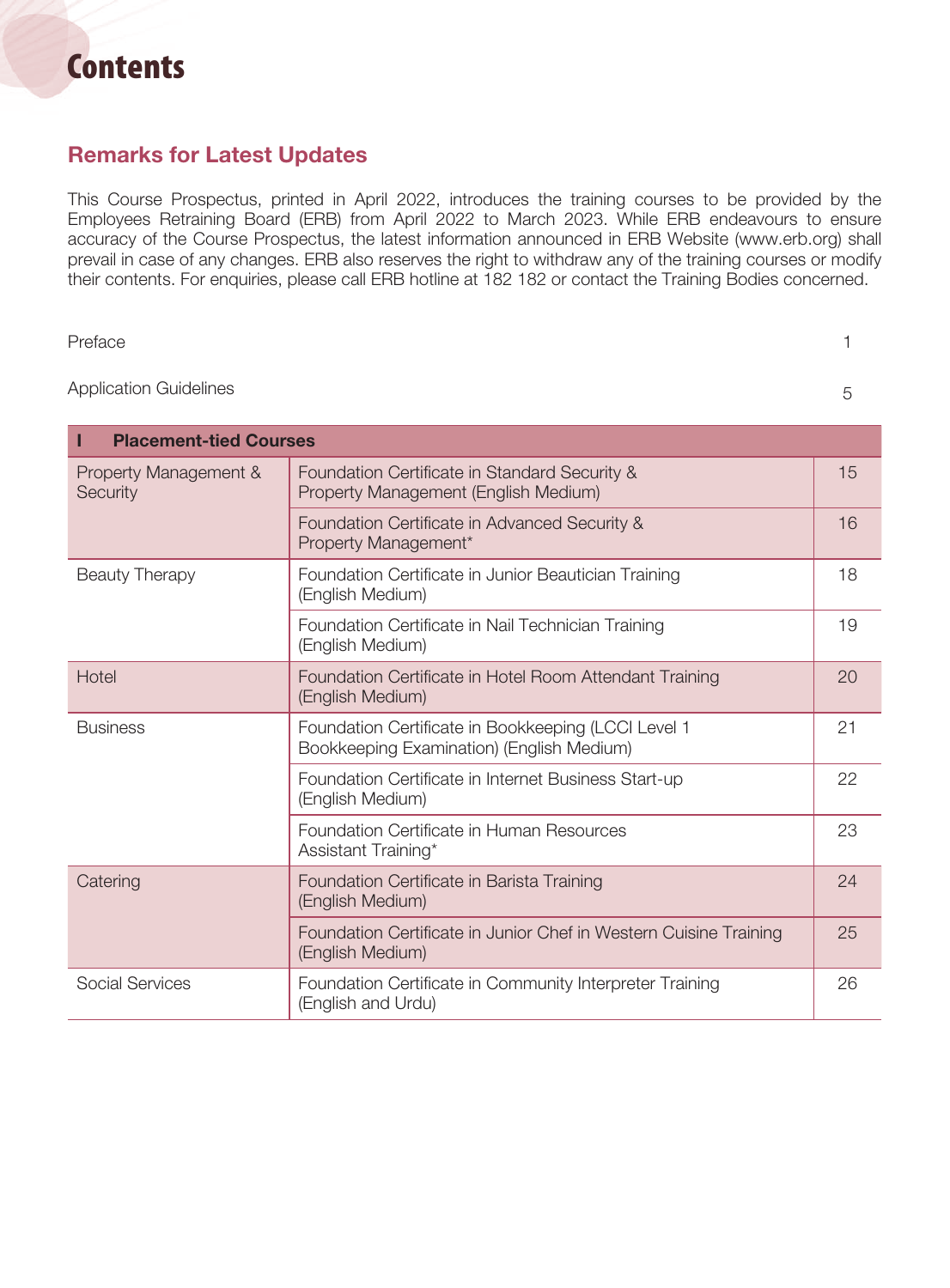# Contents

## Remarks for Latest Updates

This Course Prospectus, printed in April 2022, introduces the training courses to be provided by the Employees Retraining Board (ERB) from April 2022 to March 2023. While ERB endeavours to ensure accuracy of the Course Prospectus, the latest information announced in ERB Website (www.erb.org) shall prevail in case of any changes. ERB also reserves the right to withdraw any of the training courses or modify their contents. For enquiries, please call ERB hotline at 182 182 or contact the Training Bodies concerned.

| | |
|---|---|
| Preface | 1 |
| Application Guidelines | 5 |

| I Placement-tied Courses | | |
|---|---|---|
| Property Management & Security | Foundation Certificate in Standard Security & Property Management (English Medium) | 15 |
| | Foundation Certificate in Advanced Security & Property Management* | 16 |
| Beauty Therapy | Foundation Certificate in Junior Beautician Training (English Medium) | 18 |
| | Foundation Certificate in Nail Technician Training (English Medium) | 19 |
| Hotel | Foundation Certificate in Hotel Room Attendant Training (English Medium) | 20 |
| Business | Foundation Certificate in Bookkeeping (LCCI Level 1 Bookkeeping Examination) (English Medium) | 21 |
| | Foundation Certificate in Internet Business Start-up (English Medium) | 22 |
| | Foundation Certificate in Human Resources Assistant Training* | 23 |
| Catering | Foundation Certificate in Barista Training (English Medium) | 24 |
| | Foundation Certificate in Junior Chef in Western Cuisine Training (English Medium) | 25 |
| Social Services | Foundation Certificate in Community Interpreter Training (English and Urdu) | 26 |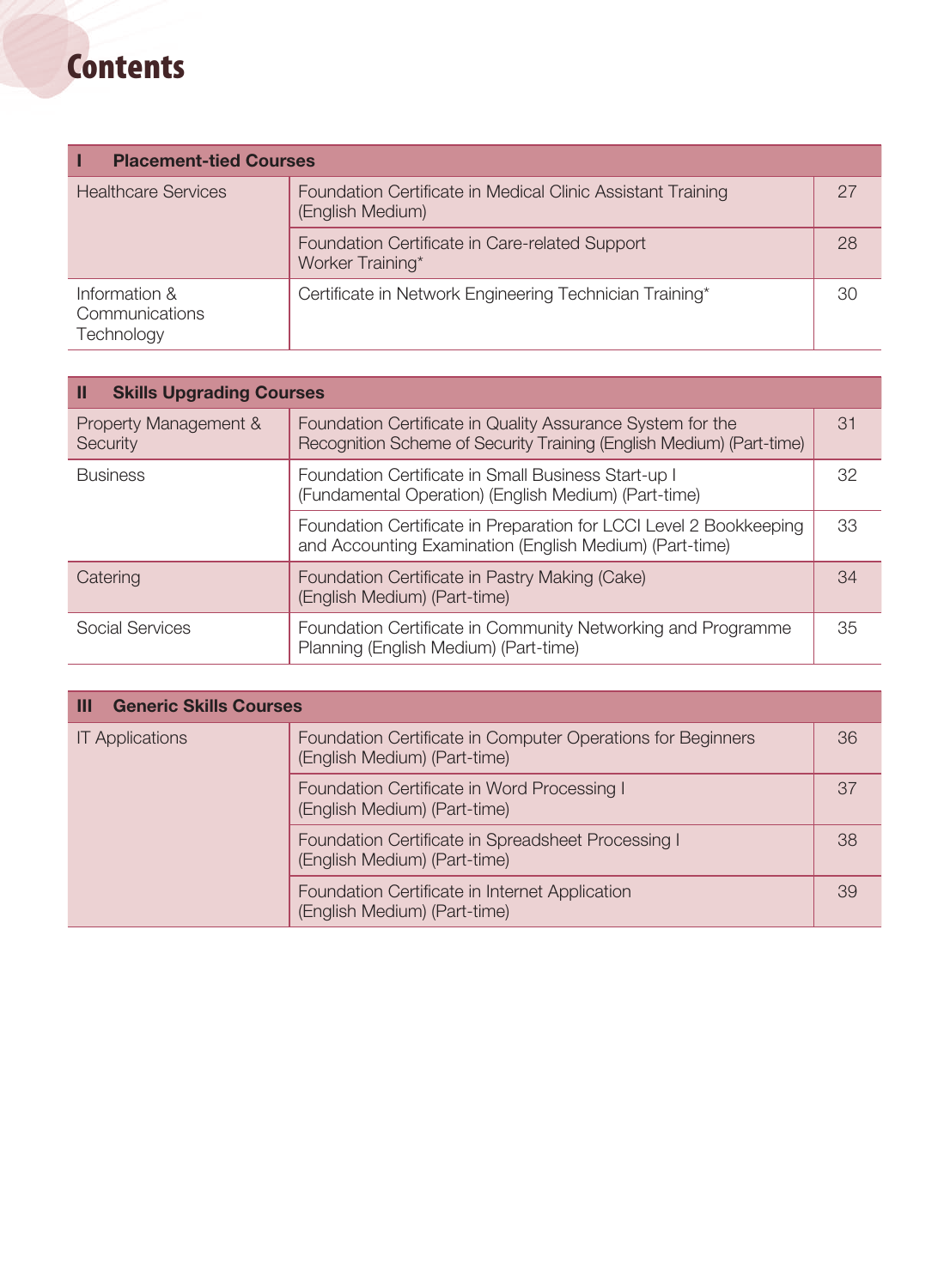# Contents

| I Placement-tied Courses | | |
|---|---|---|
| Healthcare Services | Foundation Certificate in Medical Clinic Assistant Training (English Medium) | 27 |
| | Foundation Certificate in Care-related Support Worker Training* | 28 |
| Information & Communications Technology | Certificate in Network Engineering Technician Training* | 30 |

| II Skills Upgrading Courses | | |
|---|---|---|
| Property Management & Security | Foundation Certificate in Quality Assurance System for the Recognition Scheme of Security Training (English Medium) (Part-time) | 31 |
| Business | Foundation Certificate in Small Business Start-up I (Fundamental Operation) (English Medium) (Part-time) | 32 |
| | Foundation Certificate in Preparation for LCCI Level 2 Bookkeeping and Accounting Examination (English Medium) (Part-time) | 33 |
| Catering | Foundation Certificate in Pastry Making (Cake) (English Medium) (Part-time) | 34 |
| Social Services | Foundation Certificate in Community Networking and Programme Planning (English Medium) (Part-time) | 35 |

| III Generic Skills Courses | | |
|---|---|---|
| IT Applications | Foundation Certificate in Computer Operations for Beginners (English Medium) (Part-time) | 36 |
| | Foundation Certificate in Word Processing I (English Medium) (Part-time) | 37 |
| | Foundation Certificate in Spreadsheet Processing I (English Medium) (Part-time) | 38 |
| | Foundation Certificate in Internet Application (English Medium) (Part-time) | 39 |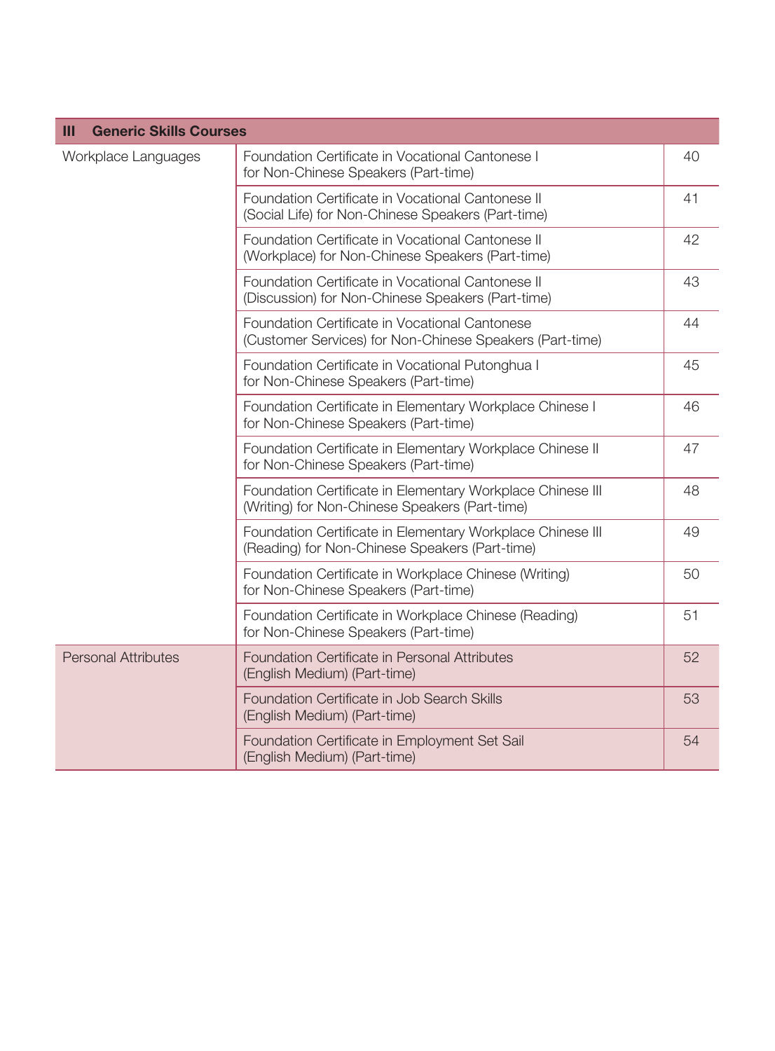| III Generic Skills Courses | | |
|---|---|---|
| Workplace Languages | Foundation Certificate in Vocational Cantonese I for Non-Chinese Speakers (Part-time) | 40 |
| | Foundation Certificate in Vocational Cantonese II (Social Life) for Non-Chinese Speakers (Part-time) | 41 |
| | Foundation Certificate in Vocational Cantonese II (Workplace) for Non-Chinese Speakers (Part-time) | 42 |
| | Foundation Certificate in Vocational Cantonese II (Discussion) for Non-Chinese Speakers (Part-time) | 43 |
| | Foundation Certificate in Vocational Cantonese (Customer Services) for Non-Chinese Speakers (Part-time) | 44 |
| | Foundation Certificate in Vocational Putonghua I for Non-Chinese Speakers (Part-time) | 45 |
| | Foundation Certificate in Elementary Workplace Chinese I for Non-Chinese Speakers (Part-time) | 46 |
| | Foundation Certificate in Elementary Workplace Chinese II for Non-Chinese Speakers (Part-time) | 47 |
| | Foundation Certificate in Elementary Workplace Chinese III (Writing) for Non-Chinese Speakers (Part-time) | 48 |
| | Foundation Certificate in Elementary Workplace Chinese III (Reading) for Non-Chinese Speakers (Part-time) | 49 |
| | Foundation Certificate in Workplace Chinese (Writing) for Non-Chinese Speakers (Part-time) | 50 |
| | Foundation Certificate in Workplace Chinese (Reading) for Non-Chinese Speakers (Part-time) | 51 |
| Personal Attributes | Foundation Certificate in Personal Attributes (English Medium) (Part-time) | 52 |
| | Foundation Certificate in Job Search Skills (English Medium) (Part-time) | 53 |
| | Foundation Certificate in Employment Set Sail (English Medium) (Part-time) | 54 |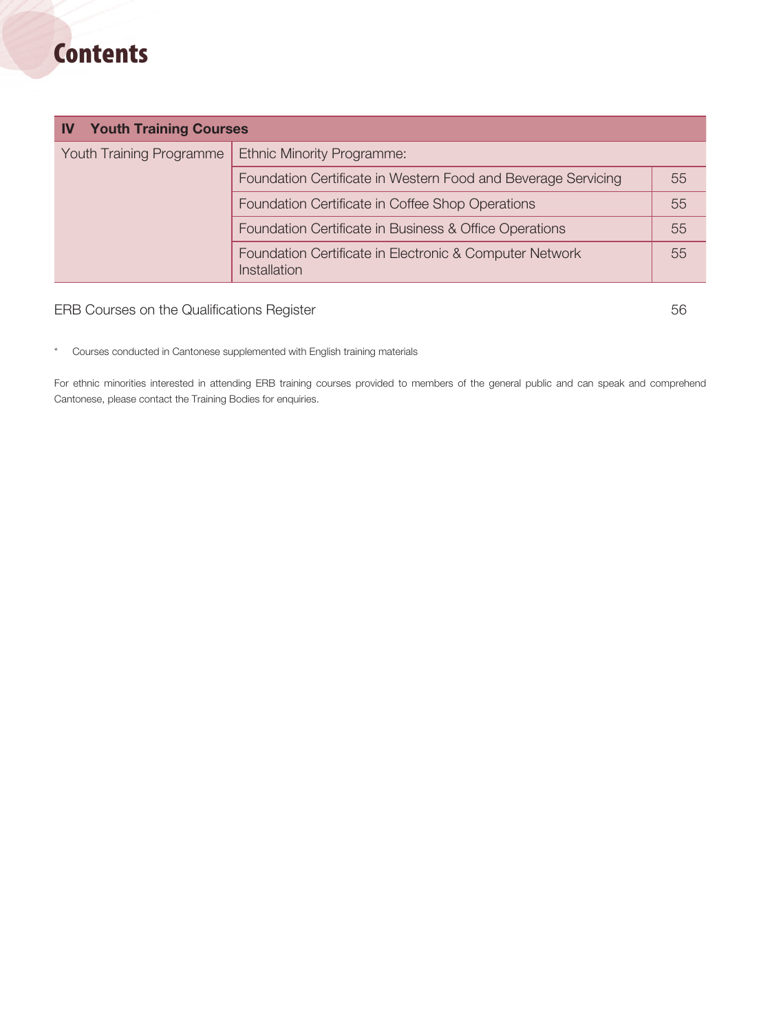# Contents

| IV Youth Training Courses | | |
|---|---|---|
| Youth Training Programme | Ethnic Minority Programme: | |
| | Foundation Certificate in Western Food and Beverage Servicing | 55 |
| | Foundation Certificate in Coffee Shop Operations | 55 |
| | Foundation Certificate in Business & Office Operations | 55 |
| | Foundation Certificate in Electronic & Computer Network Installation | 55 |

ERB Courses on the Qualifications Register 56

* Courses conducted in Cantonese supplemented with English training materials

For ethnic minorities interested in attending ERB training courses provided to members of the general public and can speak and comprehend Cantonese, please contact the Training Bodies for enquiries.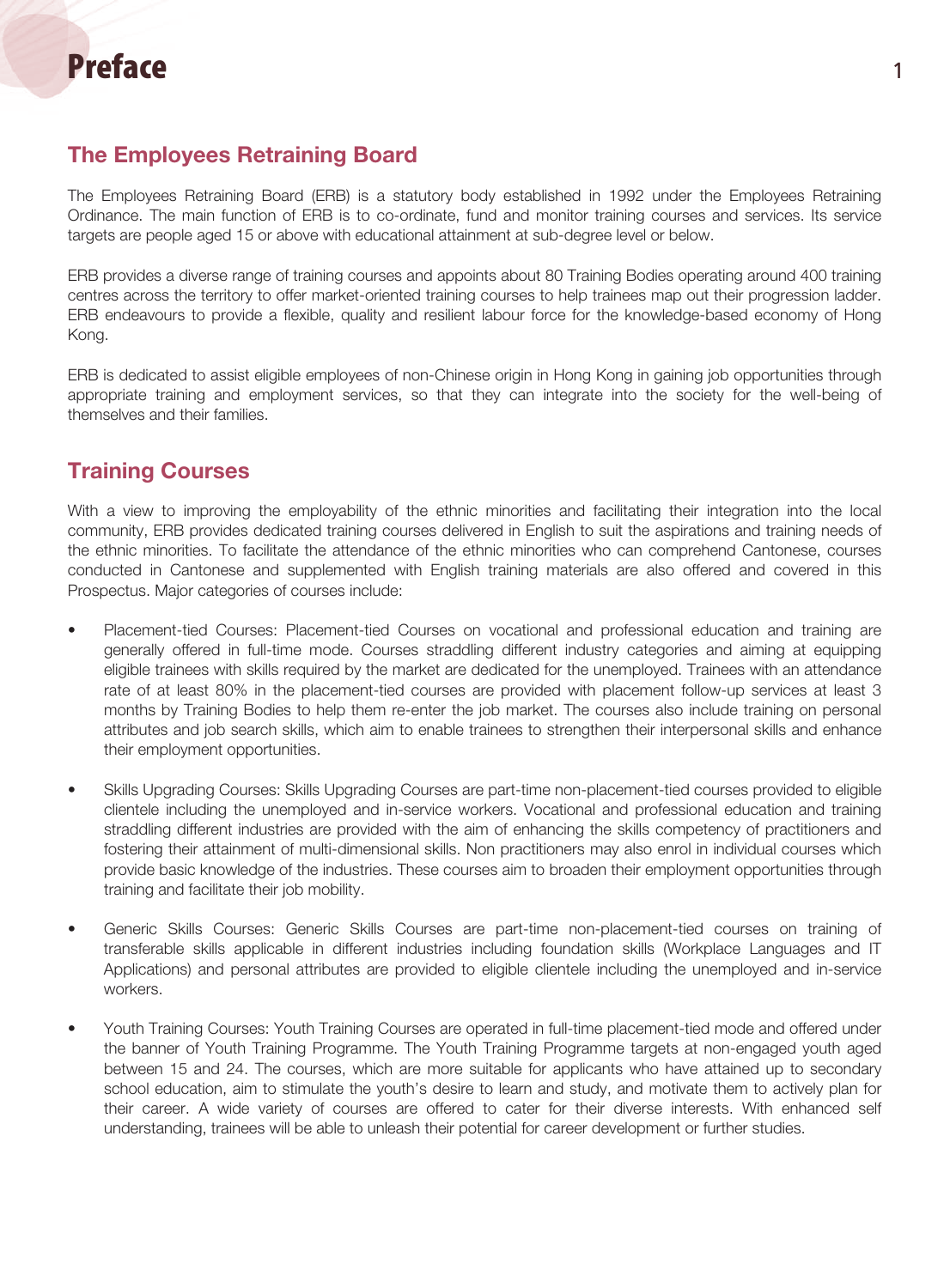# Preface

## The Employees Retraining Board

The Employees Retraining Board (ERB) is a statutory body established in 1992 under the Employees Retraining Ordinance. The main function of ERB is to co-ordinate, fund and monitor training courses and services. Its service targets are people aged 15 or above with educational attainment at sub-degree level or below.

ERB provides a diverse range of training courses and appoints about 80 Training Bodies operating around 400 training centres across the territory to offer market-oriented training courses to help trainees map out their progression ladder. ERB endeavours to provide a flexible, quality and resilient labour force for the knowledge-based economy of Hong Kong.

ERB is dedicated to assist eligible employees of non-Chinese origin in Hong Kong in gaining job opportunities through appropriate training and employment services, so that they can integrate into the society for the well-being of themselves and their families.

## Training Courses

With a view to improving the employability of the ethnic minorities and facilitating their integration into the local community, ERB provides dedicated training courses delivered in English to suit the aspirations and training needs of the ethnic minorities. To facilitate the attendance of the ethnic minorities who can comprehend Cantonese, courses conducted in Cantonese and supplemented with English training materials are also offered and covered in this Prospectus. Major categories of courses include:

- Placement-tied Courses: Placement-tied Courses on vocational and professional education and training are generally offered in full-time mode. Courses straddling different industry categories and aiming at equipping eligible trainees with skills required by the market are dedicated for the unemployed. Trainees with an attendance rate of at least 80% in the placement-tied courses are provided with placement follow-up services at least 3 months by Training Bodies to help them re-enter the job market. The courses also include training on personal attributes and job search skills, which aim to enable trainees to strengthen their interpersonal skills and enhance their employment opportunities.

- Skills Upgrading Courses: Skills Upgrading Courses are part-time non-placement-tied courses provided to eligible clientele including the unemployed and in-service workers. Vocational and professional education and training straddling different industries are provided with the aim of enhancing the skills competency of practitioners and fostering their attainment of multi-dimensional skills. Non practitioners may also enrol in individual courses which provide basic knowledge of the industries. These courses aim to broaden their employment opportunities through training and facilitate their job mobility.

- Generic Skills Courses: Generic Skills Courses are part-time non-placement-tied courses on training of transferable skills applicable in different industries including foundation skills (Workplace Languages and IT Applications) and personal attributes are provided to eligible clientele including the unemployed and in-service workers.

- Youth Training Courses: Youth Training Courses are operated in full-time placement-tied mode and offered under the banner of Youth Training Programme. The Youth Training Programme targets at non-engaged youth aged between 15 and 24. The courses, which are more suitable for applicants who have attained up to secondary school education, aim to stimulate the youth's desire to learn and study, and motivate them to actively plan for their career. A wide variety of courses are offered to cater for their diverse interests. With enhanced self understanding, trainees will be able to unleash their potential for career development or further studies.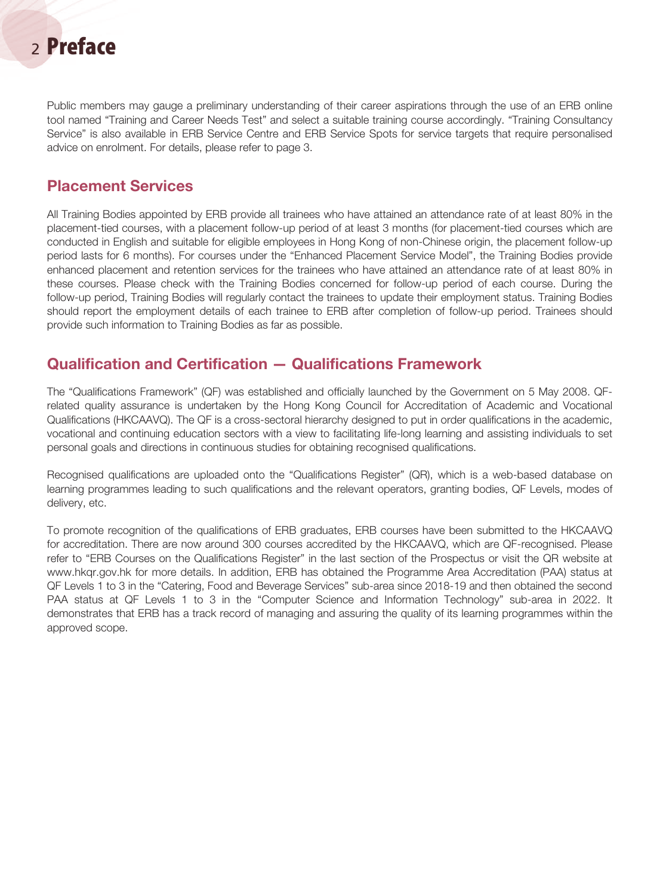# Preface

Public members may gauge a preliminary understanding of their career aspirations through the use of an ERB online tool named "Training and Career Needs Test" and select a suitable training course accordingly. "Training Consultancy Service" is also available in ERB Service Centre and ERB Service Spots for service targets that require personalised advice on enrolment. For details, please refer to page 3.

## Placement Services

All Training Bodies appointed by ERB provide all trainees who have attained an attendance rate of at least 80% in the placement-tied courses, with a placement follow-up period of at least 3 months (for placement-tied courses which are conducted in English and suitable for eligible employees in Hong Kong of non-Chinese origin, the placement follow-up period lasts for 6 months). For courses under the "Enhanced Placement Service Model", the Training Bodies provide enhanced placement and retention services for the trainees who have attained an attendance rate of at least 80% in these courses. Please check with the Training Bodies concerned for follow-up period of each course. During the follow-up period, Training Bodies will regularly contact the trainees to update their employment status. Training Bodies should report the employment details of each trainee to ERB after completion of follow-up period. Trainees should provide such information to Training Bodies as far as possible.

## Qualification and Certification — Qualifications Framework

The "Qualifications Framework" (QF) was established and officially launched by the Government on 5 May 2008. QF-related quality assurance is undertaken by the Hong Kong Council for Accreditation of Academic and Vocational Qualifications (HKCAAVQ). The QF is a cross-sectoral hierarchy designed to put in order qualifications in the academic, vocational and continuing education sectors with a view to facilitating life-long learning and assisting individuals to set personal goals and directions in continuous studies for obtaining recognised qualifications.

Recognised qualifications are uploaded onto the "Qualifications Register" (QR), which is a web-based database on learning programmes leading to such qualifications and the relevant operators, granting bodies, QF Levels, modes of delivery, etc.

To promote recognition of the qualifications of ERB graduates, ERB courses have been submitted to the HKCAAVQ for accreditation. There are now around 300 courses accredited by the HKCAAVQ, which are QF-recognised. Please refer to "ERB Courses on the Qualifications Register" in the last section of the Prospectus or visit the QR website at www.hkqr.gov.hk for more details. In addition, ERB has obtained the Programme Area Accreditation (PAA) status at QF Levels 1 to 3 in the "Catering, Food and Beverage Services" sub-area since 2018-19 and then obtained the second PAA status at QF Levels 1 to 3 in the "Computer Science and Information Technology" sub-area in 2022. It demonstrates that ERB has a track record of managing and assuring the quality of its learning programmes within the approved scope.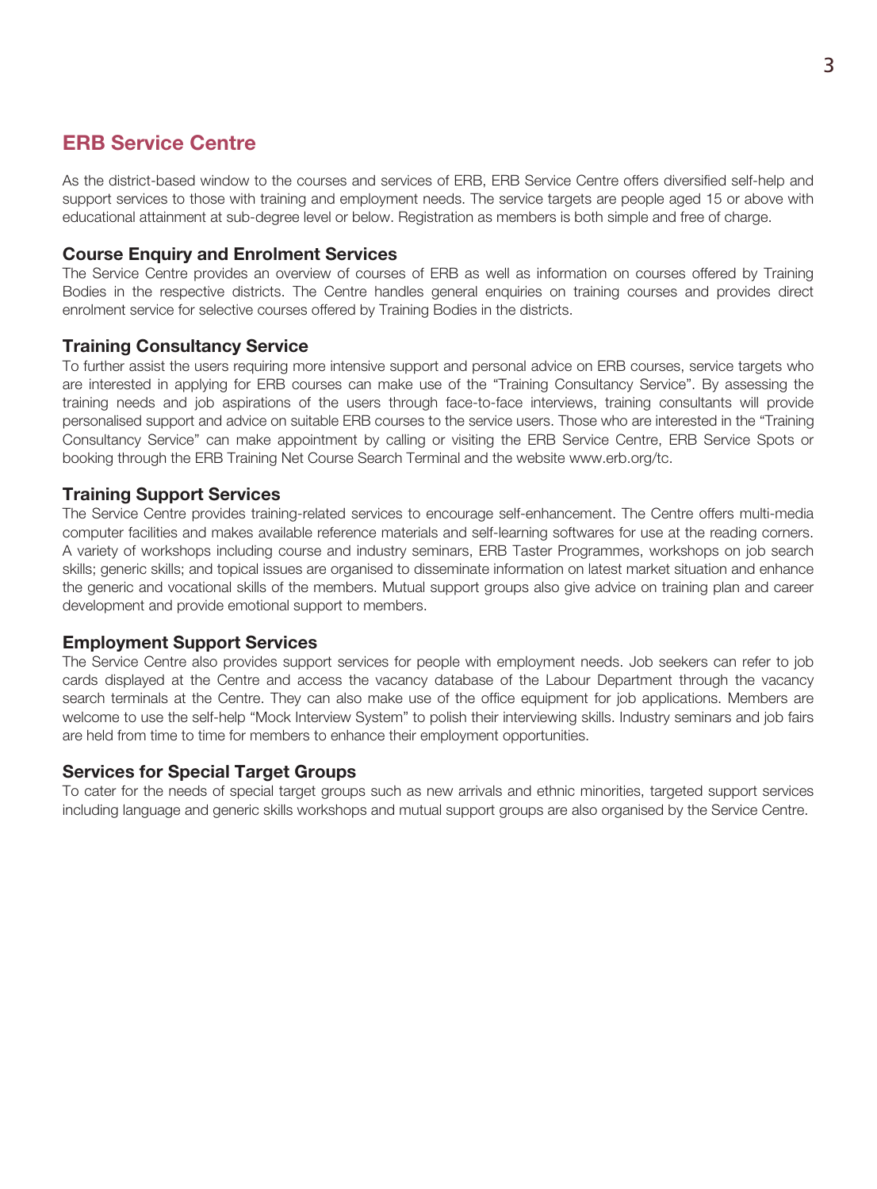## ERB Service Centre

As the district-based window to the courses and services of ERB, ERB Service Centre offers diversified self-help and support services to those with training and employment needs. The service targets are people aged 15 or above with educational attainment at sub-degree level or below. Registration as members is both simple and free of charge.

### Course Enquiry and Enrolment Services

The Service Centre provides an overview of courses of ERB as well as information on courses offered by Training Bodies in the respective districts. The Centre handles general enquiries on training courses and provides direct enrolment service for selective courses offered by Training Bodies in the districts.

### Training Consultancy Service

To further assist the users requiring more intensive support and personal advice on ERB courses, service targets who are interested in applying for ERB courses can make use of the "Training Consultancy Service". By assessing the training needs and job aspirations of the users through face-to-face interviews, training consultants will provide personalised support and advice on suitable ERB courses to the service users. Those who are interested in the "Training Consultancy Service" can make appointment by calling or visiting the ERB Service Centre, ERB Service Spots or booking through the ERB Training Net Course Search Terminal and the website www.erb.org/tc.

### Training Support Services

The Service Centre provides training-related services to encourage self-enhancement. The Centre offers multi-media computer facilities and makes available reference materials and self-learning softwares for use at the reading corners. A variety of workshops including course and industry seminars, ERB Taster Programmes, workshops on job search skills; generic skills; and topical issues are organised to disseminate information on latest market situation and enhance the generic and vocational skills of the members. Mutual support groups also give advice on training plan and career development and provide emotional support to members.

### Employment Support Services

The Service Centre also provides support services for people with employment needs. Job seekers can refer to job cards displayed at the Centre and access the vacancy database of the Labour Department through the vacancy search terminals at the Centre. They can also make use of the office equipment for job applications. Members are welcome to use the self-help "Mock Interview System" to polish their interviewing skills. Industry seminars and job fairs are held from time to time for members to enhance their employment opportunities.

### Services for Special Target Groups

To cater for the needs of special target groups such as new arrivals and ethnic minorities, targeted support services including language and generic skills workshops and mutual support groups are also organised by the Service Centre.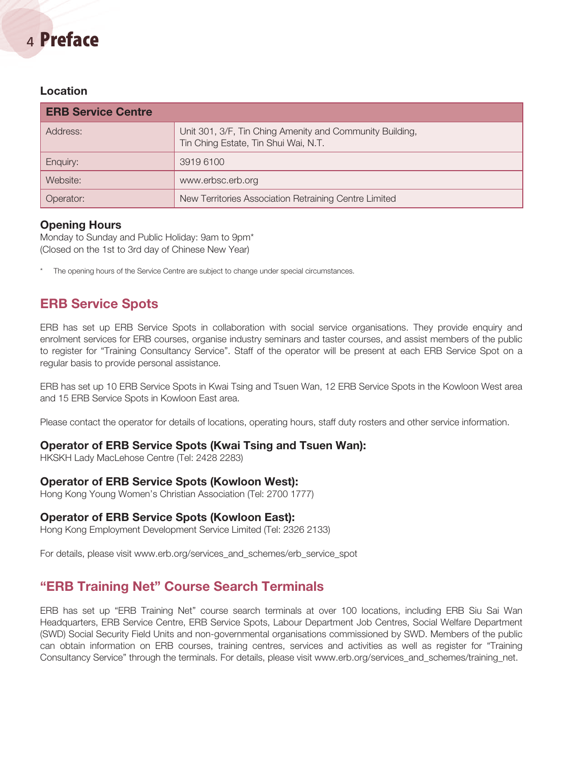# Preface

### Location

| ERB Service Centre | |
|---|---|
| Address: | Unit 301, 3/F, Tin Ching Amenity and Community Building, Tin Ching Estate, Tin Shui Wai, N.T. |
| Enquiry: | 3919 6100 |
| Website: | www.erbsc.erb.org |
| Operator: | New Territories Association Retraining Centre Limited |

### Opening Hours

Monday to Sunday and Public Holiday: 9am to 9pm*
(Closed on the 1st to 3rd day of Chinese New Year)

* The opening hours of the Service Centre are subject to change under special circumstances.

## ERB Service Spots

ERB has set up ERB Service Spots in collaboration with social service organisations. They provide enquiry and enrolment services for ERB courses, organise industry seminars and taster courses, and assist members of the public to register for "Training Consultancy Service". Staff of the operator will be present at each ERB Service Spot on a regular basis to provide personal assistance.

ERB has set up 10 ERB Service Spots in Kwai Tsing and Tsuen Wan, 12 ERB Service Spots in the Kowloon West area and 15 ERB Service Spots in Kowloon East area.

Please contact the operator for details of locations, operating hours, staff duty rosters and other service information.

### Operator of ERB Service Spots (Kwai Tsing and Tsuen Wan):

HKSKH Lady MacLehose Centre (Tel: 2428 2283)

### Operator of ERB Service Spots (Kowloon West):

Hong Kong Young Women's Christian Association (Tel: 2700 1777)

### Operator of ERB Service Spots (Kowloon East):

Hong Kong Employment Development Service Limited (Tel: 2326 2133)

For details, please visit www.erb.org/services_and_schemes/erb_service_spot

## "ERB Training Net" Course Search Terminals

ERB has set up "ERB Training Net" course search terminals at over 100 locations, including ERB Siu Sai Wan Headquarters, ERB Service Centre, ERB Service Spots, Labour Department Job Centres, Social Welfare Department (SWD) Social Security Field Units and non-governmental organisations commissioned by SWD. Members of the public can obtain information on ERB courses, training centres, services and activities as well as register for "Training Consultancy Service" through the terminals. For details, please visit www.erb.org/services_and_schemes/training_net.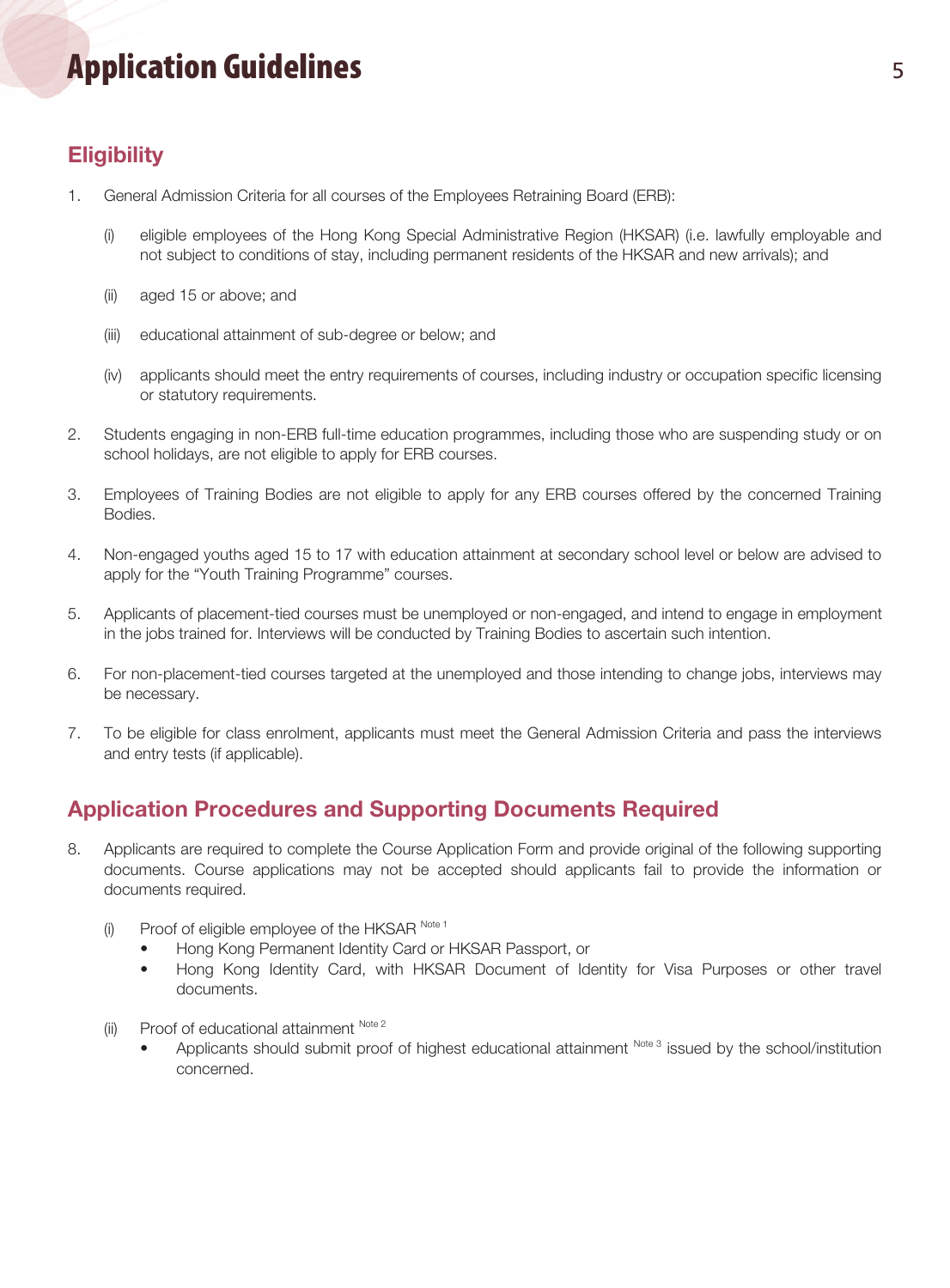# Application Guidelines

## Eligibility

1. General Admission Criteria for all courses of the Employees Retraining Board (ERB):

   (i) eligible employees of the Hong Kong Special Administrative Region (HKSAR) (i.e. lawfully employable and not subject to conditions of stay, including permanent residents of the HKSAR and new arrivals); and

   (ii) aged 15 or above; and

   (iii) educational attainment of sub-degree or below; and

   (iv) applicants should meet the entry requirements of courses, including industry or occupation specific licensing or statutory requirements.

2. Students engaging in non-ERB full-time education programmes, including those who are suspending study or on school holidays, are not eligible to apply for ERB courses.

3. Employees of Training Bodies are not eligible to apply for any ERB courses offered by the concerned Training Bodies.

4. Non-engaged youths aged 15 to 17 with education attainment at secondary school level or below are advised to apply for the "Youth Training Programme" courses.

5. Applicants of placement-tied courses must be unemployed or non-engaged, and intend to engage in employment in the jobs trained for. Interviews will be conducted by Training Bodies to ascertain such intention.

6. For non-placement-tied courses targeted at the unemployed and those intending to change jobs, interviews may be necessary.

7. To be eligible for class enrolment, applicants must meet the General Admission Criteria and pass the interviews and entry tests (if applicable).

## Application Procedures and Supporting Documents Required

8. Applicants are required to complete the Course Application Form and provide original of the following supporting documents. Course applications may not be accepted should applicants fail to provide the information or documents required.

   (i) Proof of eligible employee of the HKSAR [Note 1]
      - Hong Kong Permanent Identity Card or HKSAR Passport, or
      - Hong Kong Identity Card, with HKSAR Document of Identity for Visa Purposes or other travel documents.

   (ii) Proof of educational attainment [Note 2]
      - Applicants should submit proof of highest educational attainment [Note 3] issued by the school/institution concerned.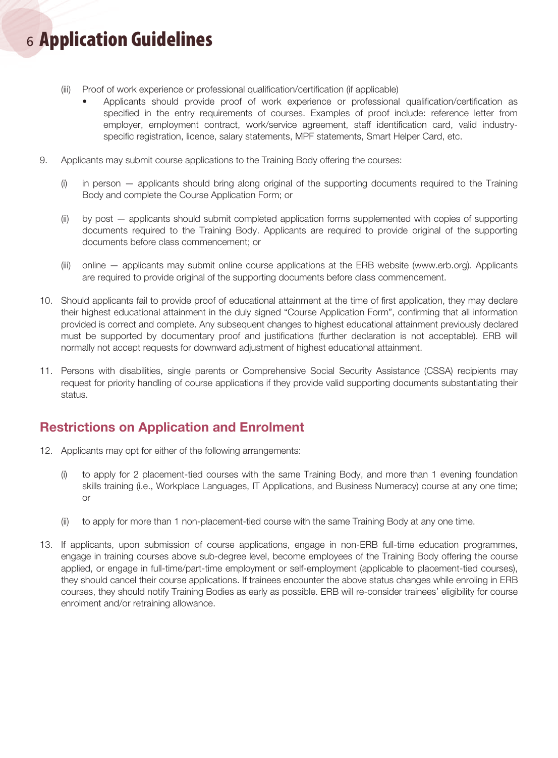# 6 Application Guidelines

(iii) Proof of work experience or professional qualification/certification (if applicable)

- Applicants should provide proof of work experience or professional qualification/certification as specified in the entry requirements of courses. Examples of proof include: reference letter from employer, employment contract, work/service agreement, staff identification card, valid industry-specific registration, licence, salary statements, MPF statements, Smart Helper Card, etc.

9. Applicants may submit course applications to the Training Body offering the courses:

   (i) in person — applicants should bring along original of the supporting documents required to the Training Body and complete the Course Application Form; or

   (ii) by post — applicants should submit completed application forms supplemented with copies of supporting documents required to the Training Body. Applicants are required to provide original of the supporting documents before class commencement; or

   (iii) online — applicants may submit online course applications at the ERB website (www.erb.org). Applicants are required to provide original of the supporting documents before class commencement.

10. Should applicants fail to provide proof of educational attainment at the time of first application, they may declare their highest educational attainment in the duly signed "Course Application Form", confirming that all information provided is correct and complete. Any subsequent changes to highest educational attainment previously declared must be supported by documentary proof and justifications (further declaration is not acceptable). ERB will normally not accept requests for downward adjustment of highest educational attainment.

11. Persons with disabilities, single parents or Comprehensive Social Security Assistance (CSSA) recipients may request for priority handling of course applications if they provide valid supporting documents substantiating their status.

## Restrictions on Application and Enrolment

12. Applicants may opt for either of the following arrangements:

    (i) to apply for 2 placement-tied courses with the same Training Body, and more than 1 evening foundation skills training (i.e., Workplace Languages, IT Applications, and Business Numeracy) course at any one time; or

    (ii) to apply for more than 1 non-placement-tied course with the same Training Body at any one time.

13. If applicants, upon submission of course applications, engage in non-ERB full-time education programmes, engage in training courses above sub-degree level, become employees of the Training Body offering the course applied, or engage in full-time/part-time employment or self-employment (applicable to placement-tied courses), they should cancel their course applications. If trainees encounter the above status changes while enroling in ERB courses, they should notify Training Bodies as early as possible. ERB will re-consider trainees' eligibility for course enrolment and/or retraining allowance.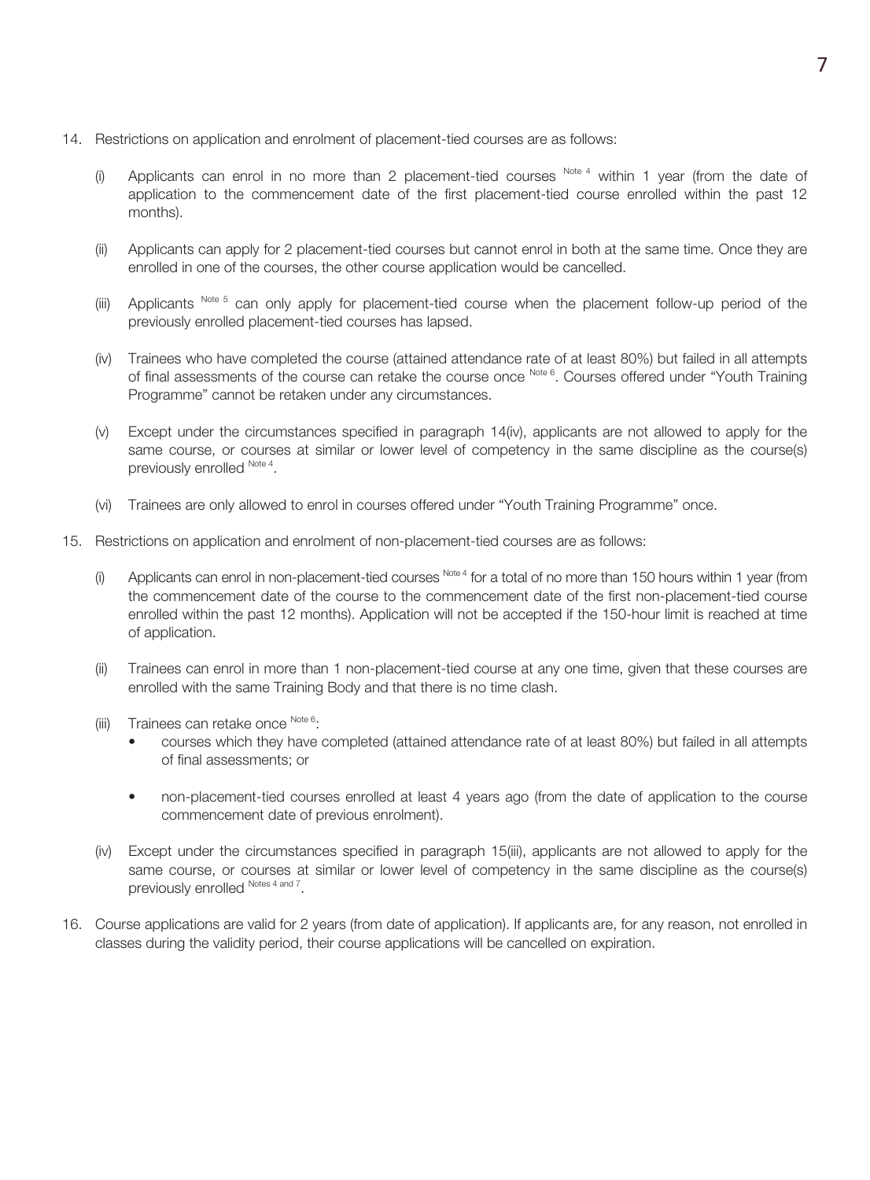14. Restrictions on application and enrolment of placement-tied courses are as follows:

    (i) Applicants can enrol in no more than 2 placement-tied courses [Note 4] within 1 year (from the date of application to the commencement date of the first placement-tied course enrolled within the past 12 months).

    (ii) Applicants can apply for 2 placement-tied courses but cannot enrol in both at the same time. Once they are enrolled in one of the courses, the other course application would be cancelled.

    (iii) Applicants [Note 5] can only apply for placement-tied course when the placement follow-up period of the previously enrolled placement-tied courses has lapsed.

    (iv) Trainees who have completed the course (attained attendance rate of at least 80%) but failed in all attempts of final assessments of the course can retake the course once [Note 6]. Courses offered under "Youth Training Programme" cannot be retaken under any circumstances.

    (v) Except under the circumstances specified in paragraph 14(iv), applicants are not allowed to apply for the same course, or courses at similar or lower level of competency in the same discipline as the course(s) previously enrolled [Note 4].

    (vi) Trainees are only allowed to enrol in courses offered under "Youth Training Programme" once.

15. Restrictions on application and enrolment of non-placement-tied courses are as follows:

    (i) Applicants can enrol in non-placement-tied courses [Note 4] for a total of no more than 150 hours within 1 year (from the commencement date of the course to the commencement date of the first non-placement-tied course enrolled within the past 12 months). Application will not be accepted if the 150-hour limit is reached at time of application.

    (ii) Trainees can enrol in more than 1 non-placement-tied course at any one time, given that these courses are enrolled with the same Training Body and that there is no time clash.

    (iii) Trainees can retake once [Note 6]:
    - courses which they have completed (attained attendance rate of at least 80%) but failed in all attempts of final assessments; or
    - non-placement-tied courses enrolled at least 4 years ago (from the date of application to the course commencement date of previous enrolment).

    (iv) Except under the circumstances specified in paragraph 15(iii), applicants are not allowed to apply for the same course, or courses at similar or lower level of competency in the same discipline as the course(s) previously enrolled [Notes 4 and 7].

16. Course applications are valid for 2 years (from date of application). If applicants are, for any reason, not enrolled in classes during the validity period, their course applications will be cancelled on expiration.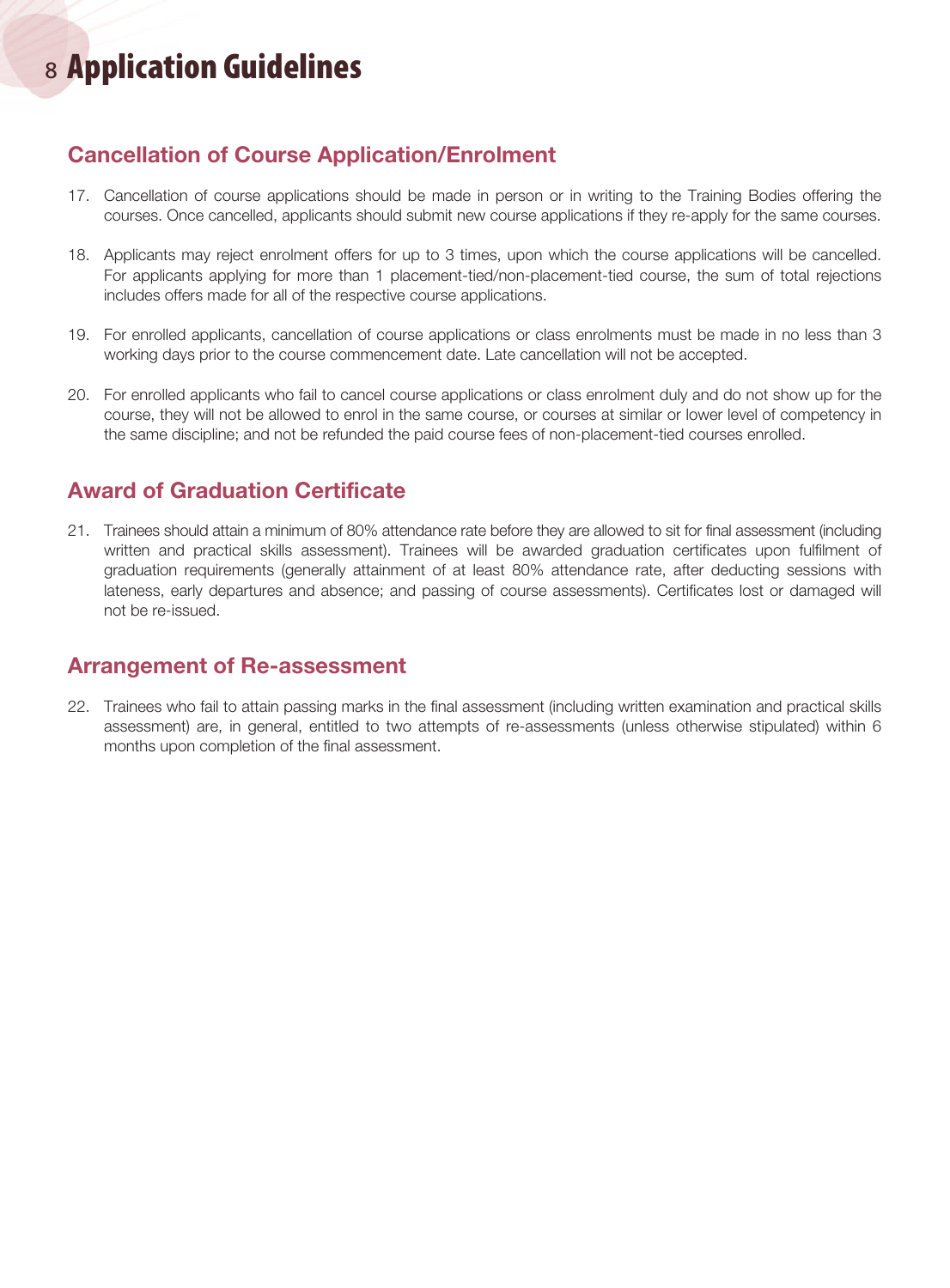# Application Guidelines

## Cancellation of Course Application/Enrolment

17. Cancellation of course applications should be made in person or in writing to the Training Bodies offering the courses. Once cancelled, applicants should submit new course applications if they re-apply for the same courses.

18. Applicants may reject enrolment offers for up to 3 times, upon which the course applications will be cancelled. For applicants applying for more than 1 placement-tied/non-placement-tied course, the sum of total rejections includes offers made for all of the respective course applications.

19. For enrolled applicants, cancellation of course applications or class enrolments must be made in no less than 3 working days prior to the course commencement date. Late cancellation will not be accepted.

20. For enrolled applicants who fail to cancel course applications or class enrolment duly and do not show up for the course, they will not be allowed to enrol in the same course, or courses at similar or lower level of competency in the same discipline; and not be refunded the paid course fees of non-placement-tied courses enrolled.

## Award of Graduation Certificate

21. Trainees should attain a minimum of 80% attendance rate before they are allowed to sit for final assessment (including written and practical skills assessment). Trainees will be awarded graduation certificates upon fulfilment of graduation requirements (generally attainment of at least 80% attendance rate, after deducting sessions with lateness, early departures and absence; and passing of course assessments). Certificates lost or damaged will not be re-issued.

## Arrangement of Re-assessment

22. Trainees who fail to attain passing marks in the final assessment (including written examination and practical skills assessment) are, in general, entitled to two attempts of re-assessments (unless otherwise stipulated) within 6 months upon completion of the final assessment.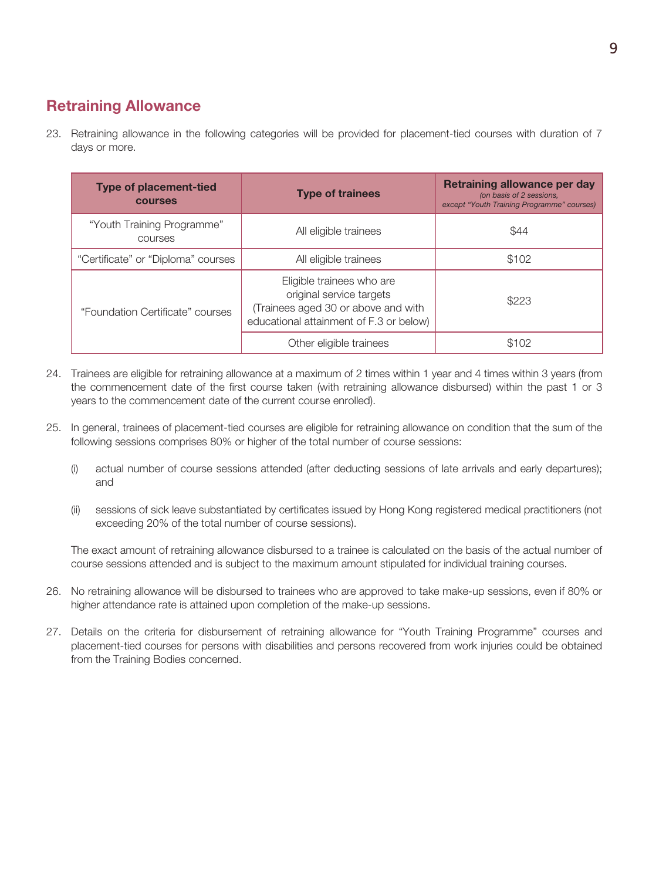## Retraining Allowance

23. Retraining allowance in the following categories will be provided for placement-tied courses with duration of 7 days or more.

| Type of placement-tied courses | Type of trainees | Retraining allowance per day *(on basis of 2 sessions, except "Youth Training Programme" courses)* |
|---|---|---|
| "Youth Training Programme" courses | All eligible trainees | $44 |
| "Certificate" or "Diploma" courses | All eligible trainees | $102 |
| "Foundation Certificate" courses | Eligible trainees who are original service targets (Trainees aged 30 or above and with educational attainment of F.3 or below) | $223 |
| | Other eligible trainees | $102 |

24. Trainees are eligible for retraining allowance at a maximum of 2 times within 1 year and 4 times within 3 years (from the commencement date of the first course taken (with retraining allowance disbursed) within the past 1 or 3 years to the commencement date of the current course enrolled).

25. In general, trainees of placement-tied courses are eligible for retraining allowance on condition that the sum of the following sessions comprises 80% or higher of the total number of course sessions:

    (i) actual number of course sessions attended (after deducting sessions of late arrivals and early departures); and

    (ii) sessions of sick leave substantiated by certificates issued by Hong Kong registered medical practitioners (not exceeding 20% of the total number of course sessions).

    The exact amount of retraining allowance disbursed to a trainee is calculated on the basis of the actual number of course sessions attended and is subject to the maximum amount stipulated for individual training courses.

26. No retraining allowance will be disbursed to trainees who are approved to take make-up sessions, even if 80% or higher attendance rate is attained upon completion of the make-up sessions.

27. Details on the criteria for disbursement of retraining allowance for "Youth Training Programme" courses and placement-tied courses for persons with disabilities and persons recovered from work injuries could be obtained from the Training Bodies concerned.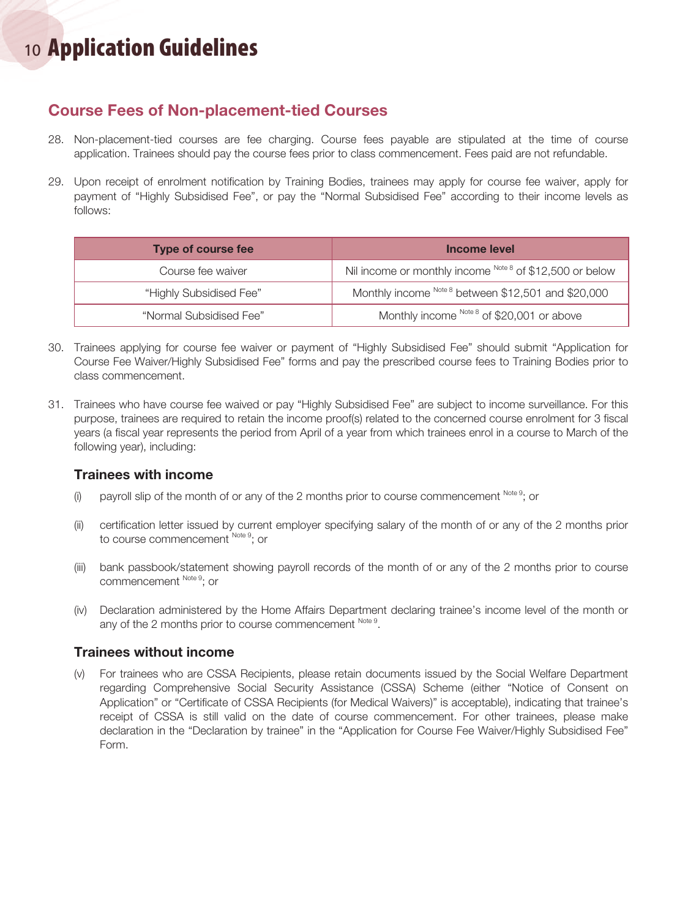# Application Guidelines

## Course Fees of Non-placement-tied Courses

28. Non-placement-tied courses are fee charging. Course fees payable are stipulated at the time of course application. Trainees should pay the course fees prior to class commencement. Fees paid are not refundable.

29. Upon receipt of enrolment notification by Training Bodies, trainees may apply for course fee waiver, apply for payment of "Highly Subsidised Fee", or pay the "Normal Subsidised Fee" according to their income levels as follows:

| Type of course fee | Income level |
|---|---|
| Course fee waiver | Nil income or monthly income [Note 8] of $12,500 or below |
| "Highly Subsidised Fee" | Monthly income [Note 8] between $12,501 and $20,000 |
| "Normal Subsidised Fee" | Monthly income [Note 8] of $20,001 or above |

30. Trainees applying for course fee waiver or payment of "Highly Subsidised Fee" should submit "Application for Course Fee Waiver/Highly Subsidised Fee" forms and pay the prescribed course fees to Training Bodies prior to class commencement.

31. Trainees who have course fee waived or pay "Highly Subsidised Fee" are subject to income surveillance. For this purpose, trainees are required to retain the income proof(s) related to the concerned course enrolment for 3 fiscal years (a fiscal year represents the period from April of a year from which trainees enrol in a course to March of the following year), including:

### Trainees with income

(i) payroll slip of the month of or any of the 2 months prior to course commencement [Note 9]; or

(ii) certification letter issued by current employer specifying salary of the month of or any of the 2 months prior to course commencement [Note 9]; or

(iii) bank passbook/statement showing payroll records of the month of or any of the 2 months prior to course commencement [Note 9]; or

(iv) Declaration administered by the Home Affairs Department declaring trainee's income level of the month or any of the 2 months prior to course commencement [Note 9].

### Trainees without income

(v) For trainees who are CSSA Recipients, please retain documents issued by the Social Welfare Department regarding Comprehensive Social Security Assistance (CSSA) Scheme (either "Notice of Consent on Application" or "Certificate of CSSA Recipients (for Medical Waivers)" is acceptable), indicating that trainee's receipt of CSSA is still valid on the date of course commencement. For other trainees, please make declaration in the "Declaration by trainee" in the "Application for Course Fee Waiver/Highly Subsidised Fee" Form.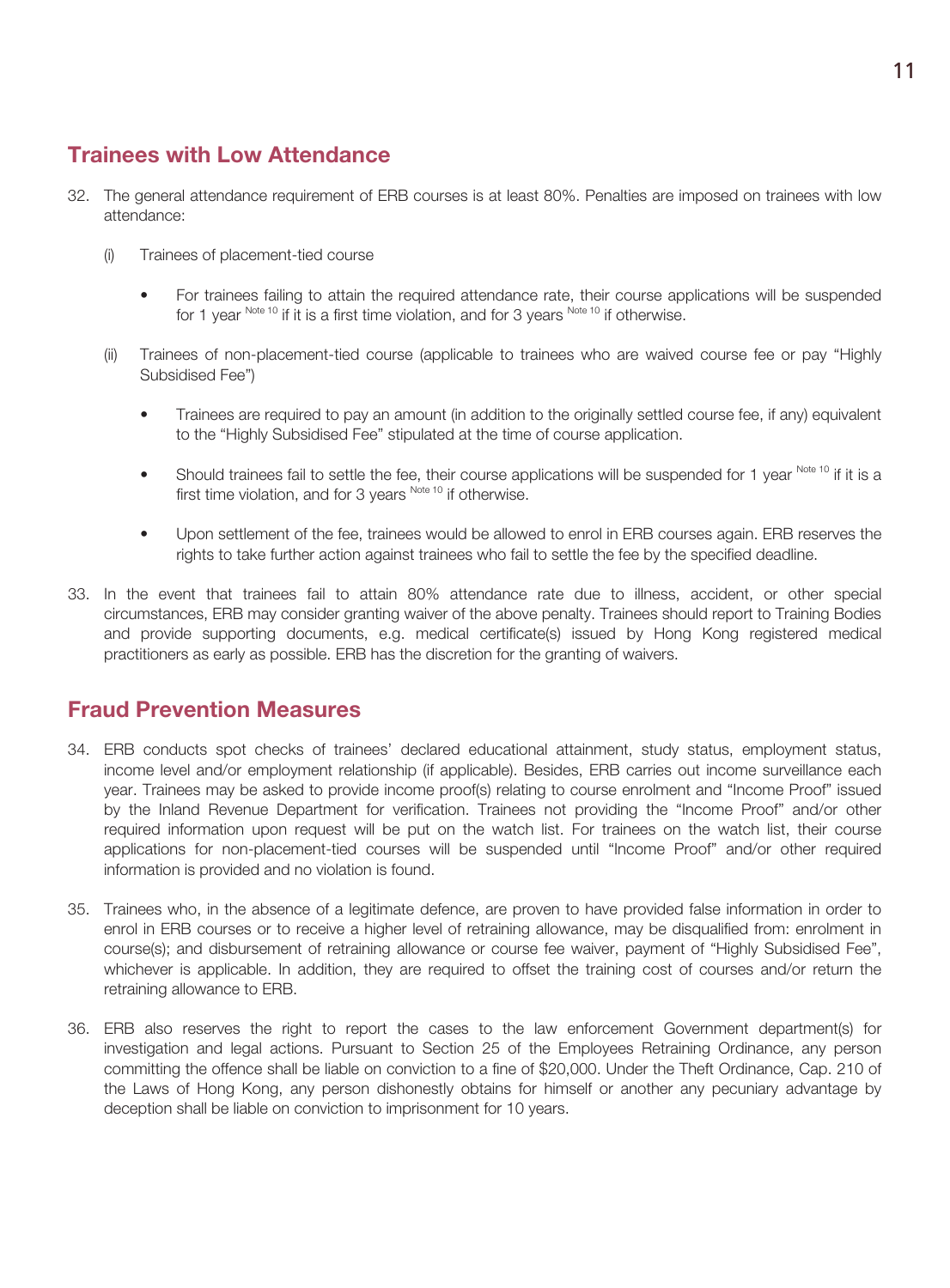## Trainees with Low Attendance

32. The general attendance requirement of ERB courses is at least 80%. Penalties are imposed on trainees with low attendance:

    (i) Trainees of placement-tied course

    - For trainees failing to attain the required attendance rate, their course applications will be suspended for 1 year [Note 10] if it is a first time violation, and for 3 years [Note 10] if otherwise.

    (ii) Trainees of non-placement-tied course (applicable to trainees who are waived course fee or pay "Highly Subsidised Fee")

    - Trainees are required to pay an amount (in addition to the originally settled course fee, if any) equivalent to the "Highly Subsidised Fee" stipulated at the time of course application.
    - Should trainees fail to settle the fee, their course applications will be suspended for 1 year [Note 10] if it is a first time violation, and for 3 years [Note 10] if otherwise.
    - Upon settlement of the fee, trainees would be allowed to enrol in ERB courses again. ERB reserves the rights to take further action against trainees who fail to settle the fee by the specified deadline.

33. In the event that trainees fail to attain 80% attendance rate due to illness, accident, or other special circumstances, ERB may consider granting waiver of the above penalty. Trainees should report to Training Bodies and provide supporting documents, e.g. medical certificate(s) issued by Hong Kong registered medical practitioners as early as possible. ERB has the discretion for the granting of waivers.

## Fraud Prevention Measures

34. ERB conducts spot checks of trainees' declared educational attainment, study status, employment status, income level and/or employment relationship (if applicable). Besides, ERB carries out income surveillance each year. Trainees may be asked to provide income proof(s) relating to course enrolment and "Income Proof" issued by the Inland Revenue Department for verification. Trainees not providing the "Income Proof" and/or other required information upon request will be put on the watch list. For trainees on the watch list, their course applications for non-placement-tied courses will be suspended until "Income Proof" and/or other required information is provided and no violation is found.

35. Trainees who, in the absence of a legitimate defence, are proven to have provided false information in order to enrol in ERB courses or to receive a higher level of retraining allowance, may be disqualified from: enrolment in course(s); and disbursement of retraining allowance or course fee waiver, payment of "Highly Subsidised Fee", whichever is applicable. In addition, they are required to offset the training cost of courses and/or return the retraining allowance to ERB.

36. ERB also reserves the right to report the cases to the law enforcement Government department(s) for investigation and legal actions. Pursuant to Section 25 of the Employees Retraining Ordinance, any person committing the offence shall be liable on conviction to a fine of $20,000. Under the Theft Ordinance, Cap. 210 of the Laws of Hong Kong, any person dishonestly obtains for himself or another any pecuniary advantage by deception shall be liable on conviction to imprisonment for 10 years.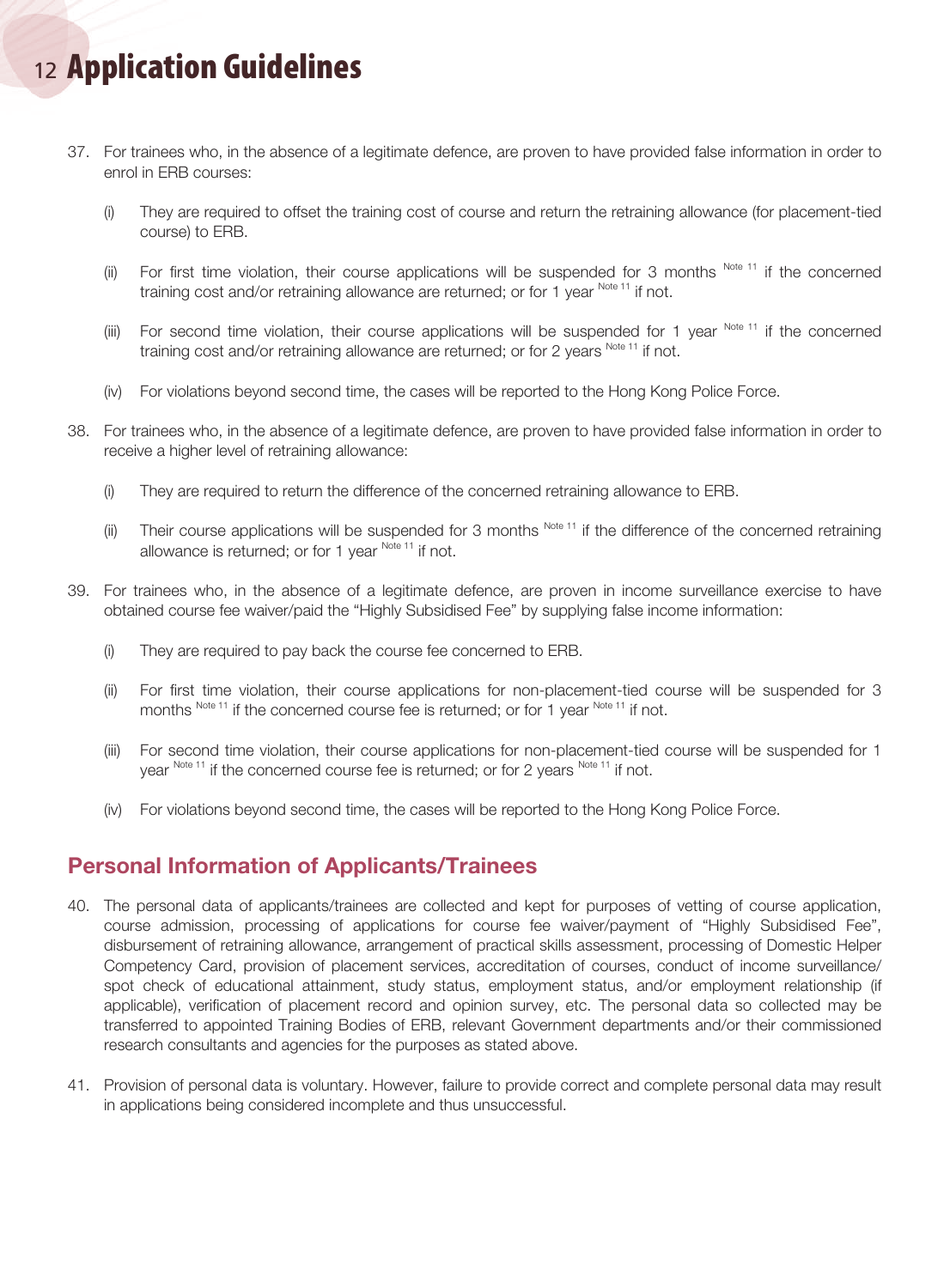# Application Guidelines

37. For trainees who, in the absence of a legitimate defence, are proven to have provided false information in order to enrol in ERB courses:

    (i) They are required to offset the training cost of course and return the retraining allowance (for placement-tied course) to ERB.

    (ii) For first time violation, their course applications will be suspended for 3 months [Note 11] if the concerned training cost and/or retraining allowance are returned; or for 1 year [Note 11] if not.

    (iii) For second time violation, their course applications will be suspended for 1 year [Note 11] if the concerned training cost and/or retraining allowance are returned; or for 2 years [Note 11] if not.

    (iv) For violations beyond second time, the cases will be reported to the Hong Kong Police Force.

38. For trainees who, in the absence of a legitimate defence, are proven to have provided false information in order to receive a higher level of retraining allowance:

    (i) They are required to return the difference of the concerned retraining allowance to ERB.

    (ii) Their course applications will be suspended for 3 months [Note 11] if the difference of the concerned retraining allowance is returned; or for 1 year [Note 11] if not.

39. For trainees who, in the absence of a legitimate defence, are proven in income surveillance exercise to have obtained course fee waiver/paid the "Highly Subsidised Fee" by supplying false income information:

    (i) They are required to pay back the course fee concerned to ERB.

    (ii) For first time violation, their course applications for non-placement-tied course will be suspended for 3 months [Note 11] if the concerned course fee is returned; or for 1 year [Note 11] if not.

    (iii) For second time violation, their course applications for non-placement-tied course will be suspended for 1 year [Note 11] if the concerned course fee is returned; or for 2 years [Note 11] if not.

    (iv) For violations beyond second time, the cases will be reported to the Hong Kong Police Force.

## Personal Information of Applicants/Trainees

40. The personal data of applicants/trainees are collected and kept for purposes of vetting of course application, course admission, processing of applications for course fee waiver/payment of "Highly Subsidised Fee", disbursement of retraining allowance, arrangement of practical skills assessment, processing of Domestic Helper Competency Card, provision of placement services, accreditation of courses, conduct of income surveillance/ spot check of educational attainment, study status, employment status, and/or employment relationship (if applicable), verification of placement record and opinion survey, etc. The personal data so collected may be transferred to appointed Training Bodies of ERB, relevant Government departments and/or their commissioned research consultants and agencies for the purposes as stated above.

41. Provision of personal data is voluntary. However, failure to provide correct and complete personal data may result in applications being considered incomplete and thus unsuccessful.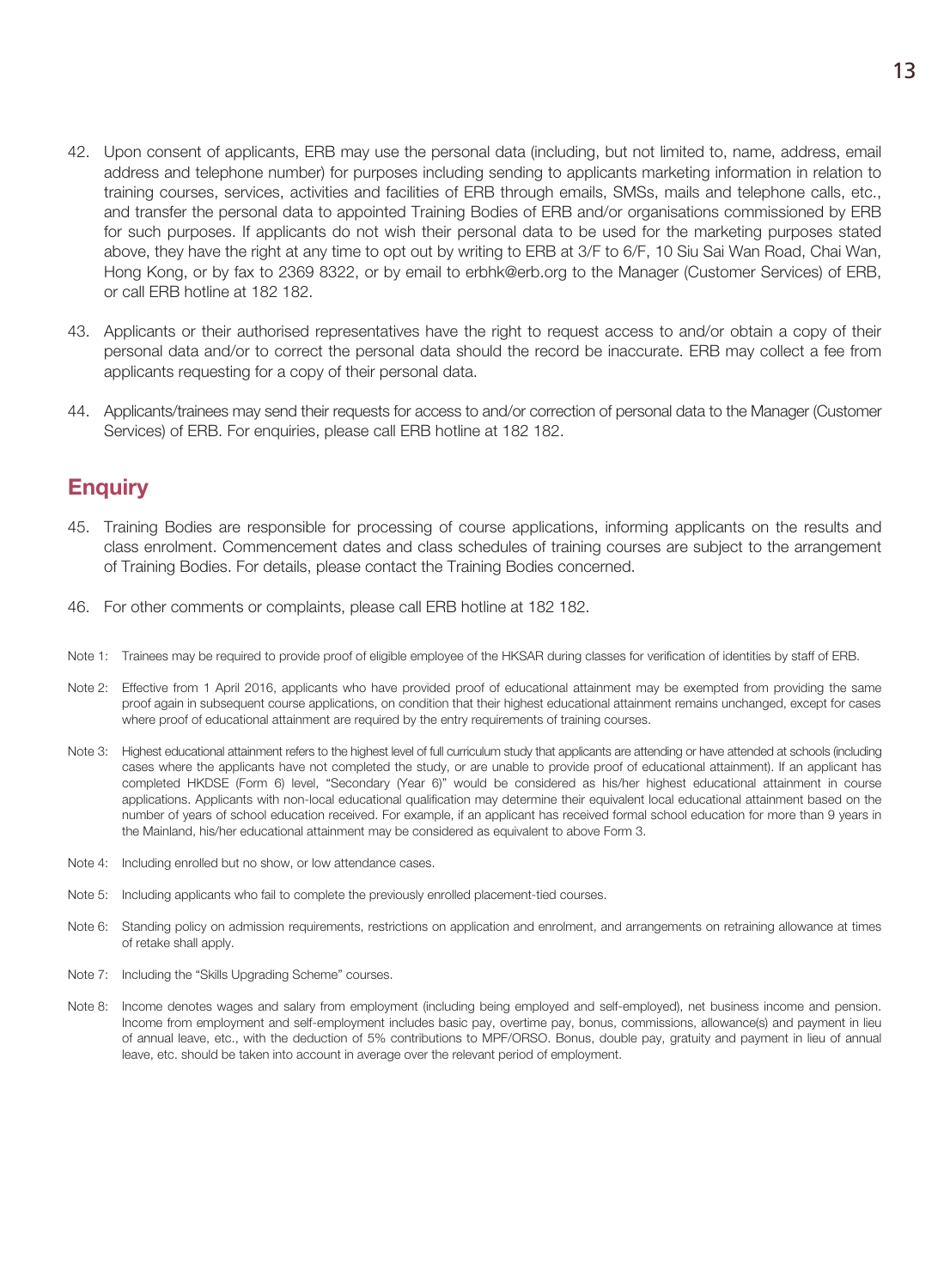42. Upon consent of applicants, ERB may use the personal data (including, but not limited to, name, address, email address and telephone number) for purposes including sending to applicants marketing information in relation to training courses, services, activities and facilities of ERB through emails, SMSs, mails and telephone calls, etc., and transfer the personal data to appointed Training Bodies of ERB and/or organisations commissioned by ERB for such purposes. If applicants do not wish their personal data to be used for the marketing purposes stated above, they have the right at any time to opt out by writing to ERB at 3/F to 6/F, 10 Siu Sai Wan Road, Chai Wan, Hong Kong, or by fax to 2369 8322, or by email to erbhk@erb.org to the Manager (Customer Services) of ERB, or call ERB hotline at 182 182.

43. Applicants or their authorised representatives have the right to request access to and/or obtain a copy of their personal data and/or to correct the personal data should the record be inaccurate. ERB may collect a fee from applicants requesting for a copy of their personal data.

44. Applicants/trainees may send their requests for access to and/or correction of personal data to the Manager (Customer Services) of ERB. For enquiries, please call ERB hotline at 182 182.

## Enquiry

45. Training Bodies are responsible for processing of course applications, informing applicants on the results and class enrolment. Commencement dates and class schedules of training courses are subject to the arrangement of Training Bodies. For details, please contact the Training Bodies concerned.

46. For other comments or complaints, please call ERB hotline at 182 182.

Note 1: Trainees may be required to provide proof of eligible employee of the HKSAR during classes for verification of identities by staff of ERB.

Note 2: Effective from 1 April 2016, applicants who have provided proof of educational attainment may be exempted from providing the same proof again in subsequent course applications, on condition that their highest educational attainment remains unchanged, except for cases where proof of educational attainment are required by the entry requirements of training courses.

Note 3: Highest educational attainment refers to the highest level of full curriculum study that applicants are attending or have attended at schools (including cases where the applicants have not completed the study, or are unable to provide proof of educational attainment). If an applicant has completed HKDSE (Form 6) level, "Secondary (Year 6)" would be considered as his/her highest educational attainment in course applications. Applicants with non-local educational qualification may determine their equivalent local educational attainment based on the number of years of school education received. For example, if an applicant has received formal school education for more than 9 years in the Mainland, his/her educational attainment may be considered as equivalent to above Form 3.

Note 4: Including enrolled but no show, or low attendance cases.

Note 5: Including applicants who fail to complete the previously enrolled placement-tied courses.

Note 6: Standing policy on admission requirements, restrictions on application and enrolment, and arrangements on retraining allowance at times of retake shall apply.

Note 7: Including the "Skills Upgrading Scheme" courses.

Note 8: Income denotes wages and salary from employment (including being employed and self-employed), net business income and pension. Income from employment and self-employment includes basic pay, overtime pay, bonus, commissions, allowance(s) and payment in lieu of annual leave, etc., with the deduction of 5% contributions to MPF/ORSO. Bonus, double pay, gratuity and payment in lieu of annual leave, etc. should be taken into account in average over the relevant period of employment.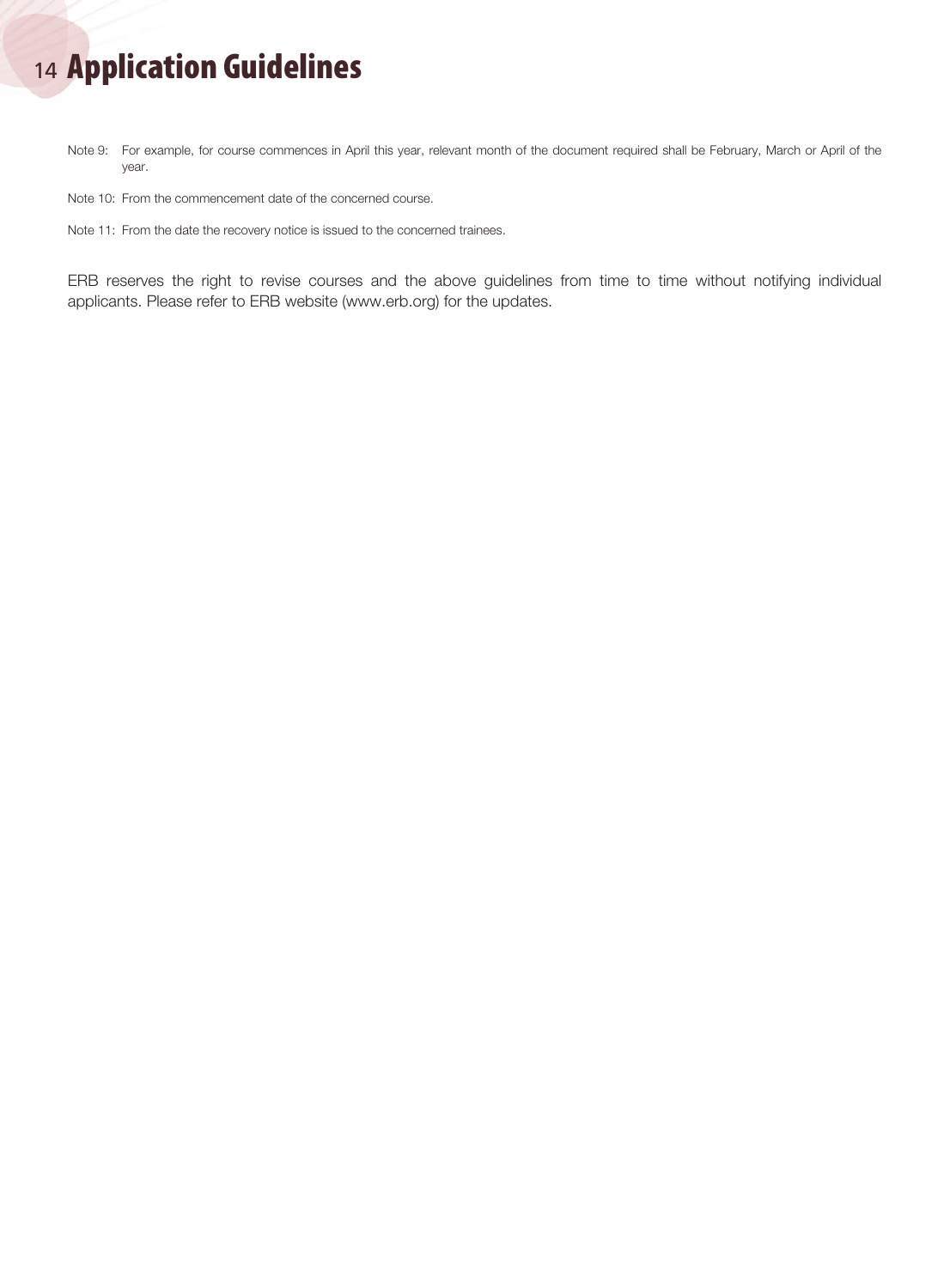# Application Guidelines

Note 9: For example, for course commences in April this year, relevant month of the document required shall be February, March or April of the year.

Note 10: From the commencement date of the concerned course.

Note 11: From the date the recovery notice is issued to the concerned trainees.

ERB reserves the right to revise courses and the above guidelines from time to time without notifying individual applicants. Please refer to ERB website (www.erb.org) for the updates.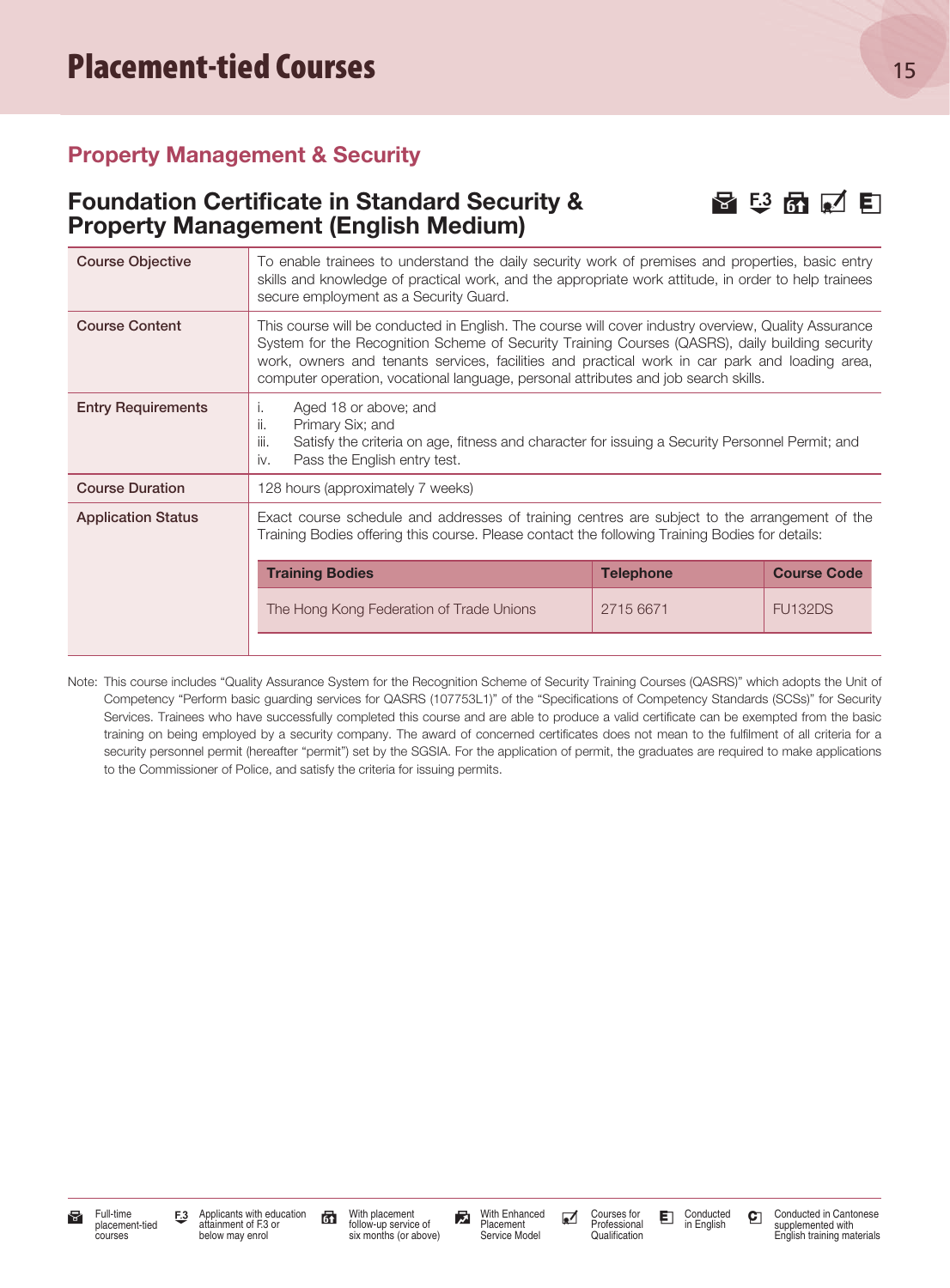# Placement-tied Courses

## Property Management & Security

### Foundation Certificate in Standard Security & Property Management (English Medium)

| Course Objective | To enable trainees to understand the daily security work of premises and properties, basic entry skills and knowledge of practical work, and the appropriate work attitude, in order to help trainees secure employment as a Security Guard. |
|---|---|
| Course Content | This course will be conducted in English. The course will cover industry overview, Quality Assurance System for the Recognition Scheme of Security Training Courses (QASRS), daily building security work, owners and tenants services, facilities and practical work in car park and loading area, computer operation, vocational language, personal attributes and job search skills. |
| Entry Requirements | i. Aged 18 or above; and<br>ii. Primary Six; and<br>iii. Satisfy the criteria on age, fitness and character for issuing a Security Personnel Permit; and<br>iv. Pass the English entry test. |
| Course Duration | 128 hours (approximately 7 weeks) |
| Application Status | Exact course schedule and addresses of training centres are subject to the arrangement of the Training Bodies offering this course. Please contact the following Training Bodies for details: |

| Training Bodies | Telephone | Course Code |
|---|---|---|
| The Hong Kong Federation of Trade Unions | 2715 6671 | FU132DS |

Note: This course includes "Quality Assurance System for the Recognition Scheme of Security Training Courses (QASRS)" which adopts the Unit of Competency "Perform basic guarding services for QASRS (107753L1)" of the "Specifications of Competency Standards (SCSs)" for Security Services. Trainees who have successfully completed this course and are able to produce a valid certificate can be exempted from the basic training on being employed by a security company. The award of concerned certificates does not mean to the fulfilment of all criteria for a security personnel permit (hereafter "permit") set by the SGSIA. For the application of permit, the graduates are required to make applications to the Commissioner of Police, and satisfy the criteria for issuing permits.

Full-time placement-tied courses | F.3 Applicants with education attainment of F.3 or below may enrol | With placement follow-up service of six months (or above) | With Enhanced Placement Service Model | Courses for Professional Qualification | Conducted in English | Conducted in Cantonese supplemented with English training materials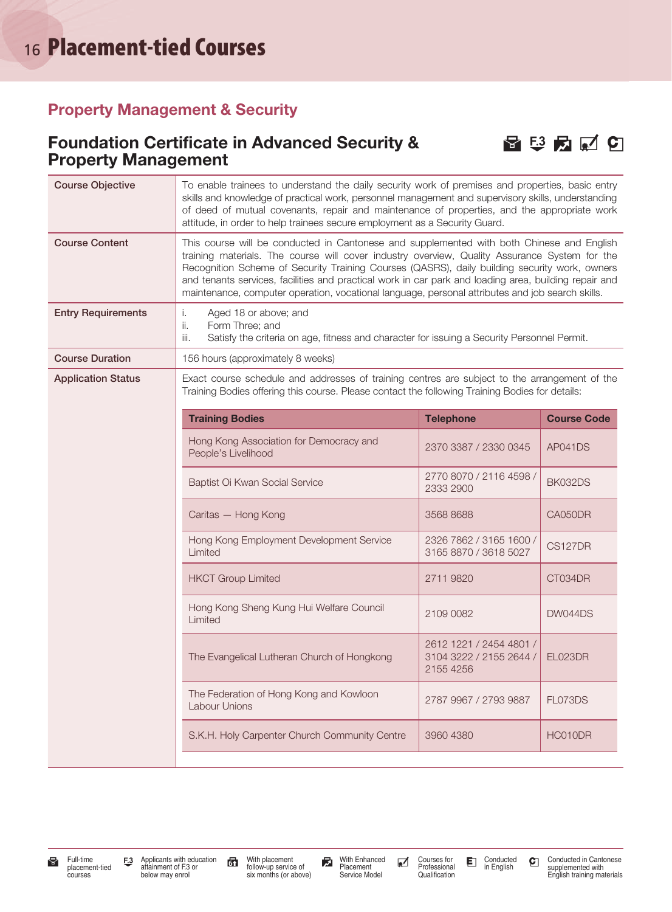# Placement-tied Courses

## Property Management & Security

### Foundation Certificate in Advanced Security & Property Management

| | |
|---|---|
| **Course Objective** | To enable trainees to understand the daily security work of premises and properties, basic entry skills and knowledge of practical work, personnel management and supervisory skills, understanding of deed of mutual covenants, repair and maintenance of properties, and the appropriate work attitude, in order to help trainees secure employment as a Security Guard. |
| **Course Content** | This course will be conducted in Cantonese and supplemented with both Chinese and English training materials. The course will cover industry overview, Quality Assurance System for the Recognition Scheme of Security Training Courses (QASRS), daily building security work, owners and tenants services, facilities and practical work in car park and loading area, building repair and maintenance, computer operation, vocational language, personal attributes and job search skills. |
| **Entry Requirements** | i. Aged 18 or above; and<br>ii. Form Three; and<br>iii. Satisfy the criteria on age, fitness and character for issuing a Security Personnel Permit. |
| **Course Duration** | 156 hours (approximately 8 weeks) |
| **Application Status** | Exact course schedule and addresses of training centres are subject to the arrangement of the Training Bodies offering this course. Please contact the following Training Bodies for details: |

| Training Bodies | Telephone | Course Code |
|---|---|---|
| Hong Kong Association for Democracy and People's Livelihood | 2370 3387 / 2330 0345 | AP041DS |
| Baptist Oi Kwan Social Service | 2770 8070 / 2116 4598 / 2333 2900 | BK032DS |
| Caritas — Hong Kong | 3568 8688 | CA050DR |
| Hong Kong Employment Development Service Limited | 2326 7862 / 3165 1600 / 3165 8870 / 3618 5027 | CS127DR |
| HKCT Group Limited | 2711 9820 | CT034DR |
| Hong Kong Sheng Kung Hui Welfare Council Limited | 2109 0082 | DW044DS |
| The Evangelical Lutheran Church of Hongkong | 2612 1221 / 2454 4801 / 3104 3222 / 2155 2644 / 2155 4256 | EL023DR |
| The Federation of Hong Kong and Kowloon Labour Unions | 2787 9967 / 2793 9887 | FL073DS |
| S.K.H. Holy Carpenter Church Community Centre | 3960 4380 | HC010DR |

Full-time placement-tied courses | F.3 Applicants with education attainment of F.3 or below may enrol | With placement follow-up service of six months (or above) | With Enhanced Placement Service Model | Courses for Professional Qualification | Conducted in English | Conducted in Cantonese supplemented with English training materials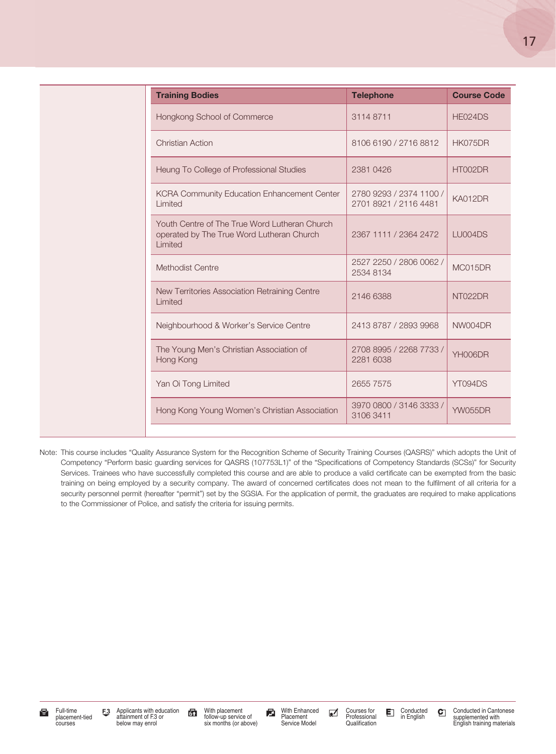| Training Bodies | Telephone | Course Code |
| --- | --- | --- |
| Hongkong School of Commerce | 3114 8711 | HE024DS |
| Christian Action | 8106 6190 / 2716 8812 | HK075DR |
| Heung To College of Professional Studies | 2381 0426 | HT002DR |
| KCRA Community Education Enhancement Center Limited | 2780 9293 / 2374 1100 / 2701 8921 / 2116 4481 | KA012DR |
| Youth Centre of The True Word Lutheran Church operated by The True Word Lutheran Church Limited | 2367 1111 / 2364 2472 | LU004DS |
| Methodist Centre | 2527 2250 / 2806 0062 / 2534 8134 | MC015DR |
| New Territories Association Retraining Centre Limited | 2146 6388 | NT022DR |
| Neighbourhood & Worker's Service Centre | 2413 8787 / 2893 9968 | NW004DR |
| The Young Men's Christian Association of Hong Kong | 2708 8995 / 2268 7733 / 2281 6038 | YH006DR |
| Yan Oi Tong Limited | 2655 7575 | YT094DS |
| Hong Kong Young Women's Christian Association | 3970 0800 / 3146 3333 / 3106 3411 | YW055DR |

Note: This course includes "Quality Assurance System for the Recognition Scheme of Security Training Courses (QASRS)" which adopts the Unit of Competency "Perform basic guarding services for QASRS (107753L1)" of the "Specifications of Competency Standards (SCSs)" for Security Services. Trainees who have successfully completed this course and are able to produce a valid certificate can be exempted from the basic training on being employed by a security company. The award of concerned certificates does not mean to the fulfilment of all criteria for a security personnel permit (hereafter "permit") set by the SGSIA. For the application of permit, the graduates are required to make applications to the Commissioner of Police, and satisfy the criteria for issuing permits.

Full-time placement-tied courses | F.3 Applicants with education attainment of F.3 or below may enrol | With placement follow-up service of six months (or above) | With Enhanced Placement Service Model | Courses for Professional Qualification | Conducted in English | Conducted in Cantonese supplemented with English training materials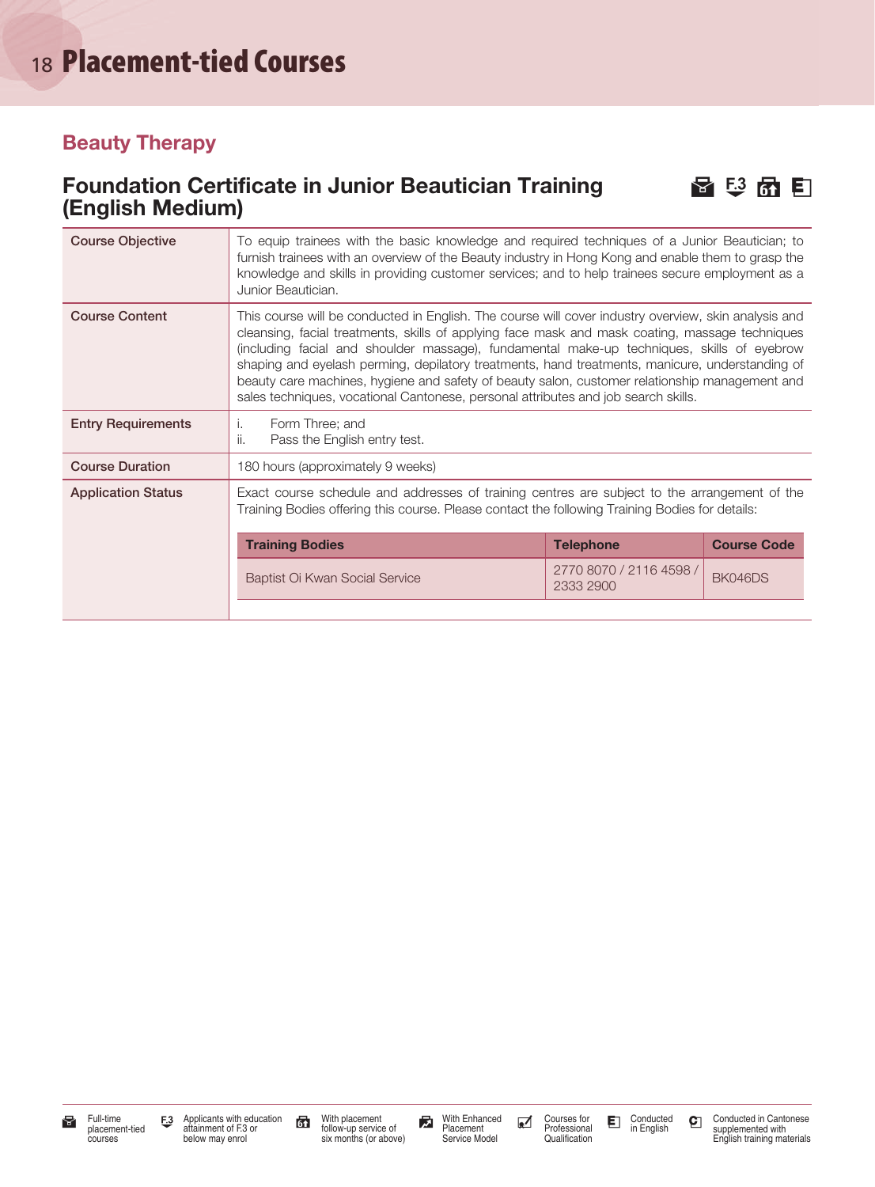# Placement-tied Courses

## Beauty Therapy

### Foundation Certificate in Junior Beautician Training (English Medium)

| | |
|---|---|
| **Course Objective** | To equip trainees with the basic knowledge and required techniques of a Junior Beautician; to furnish trainees with an overview of the Beauty industry in Hong Kong and enable them to grasp the knowledge and skills in providing customer services; and to help trainees secure employment as a Junior Beautician. |
| **Course Content** | This course will be conducted in English. The course will cover industry overview, skin analysis and cleansing, facial treatments, skills of applying face mask and mask coating, massage techniques (including facial and shoulder massage), fundamental make-up techniques, skills of eyebrow shaping and eyelash perming, depilatory treatments, hand treatments, manicure, understanding of beauty care machines, hygiene and safety of beauty salon, customer relationship management and sales techniques, vocational Cantonese, personal attributes and job search skills. |
| **Entry Requirements** | i. Form Three; and<br>ii. Pass the English entry test. |
| **Course Duration** | 180 hours (approximately 9 weeks) |
| **Application Status** | Exact course schedule and addresses of training centres are subject to the arrangement of the Training Bodies offering this course. Please contact the following Training Bodies for details: |

| Training Bodies | Telephone | Course Code |
|---|---|---|
| Baptist Oi Kwan Social Service | 2770 8070 / 2116 4598 / 2333 2900 | BK046DS |

Full-time placement-tied courses | F.3 Applicants with education attainment of F.3 or below may enrol | With placement follow-up service of six months (or above) | With Enhanced Placement Service Model | Courses for Professional Qualification | Conducted in English | Conducted in Cantonese supplemented with English training materials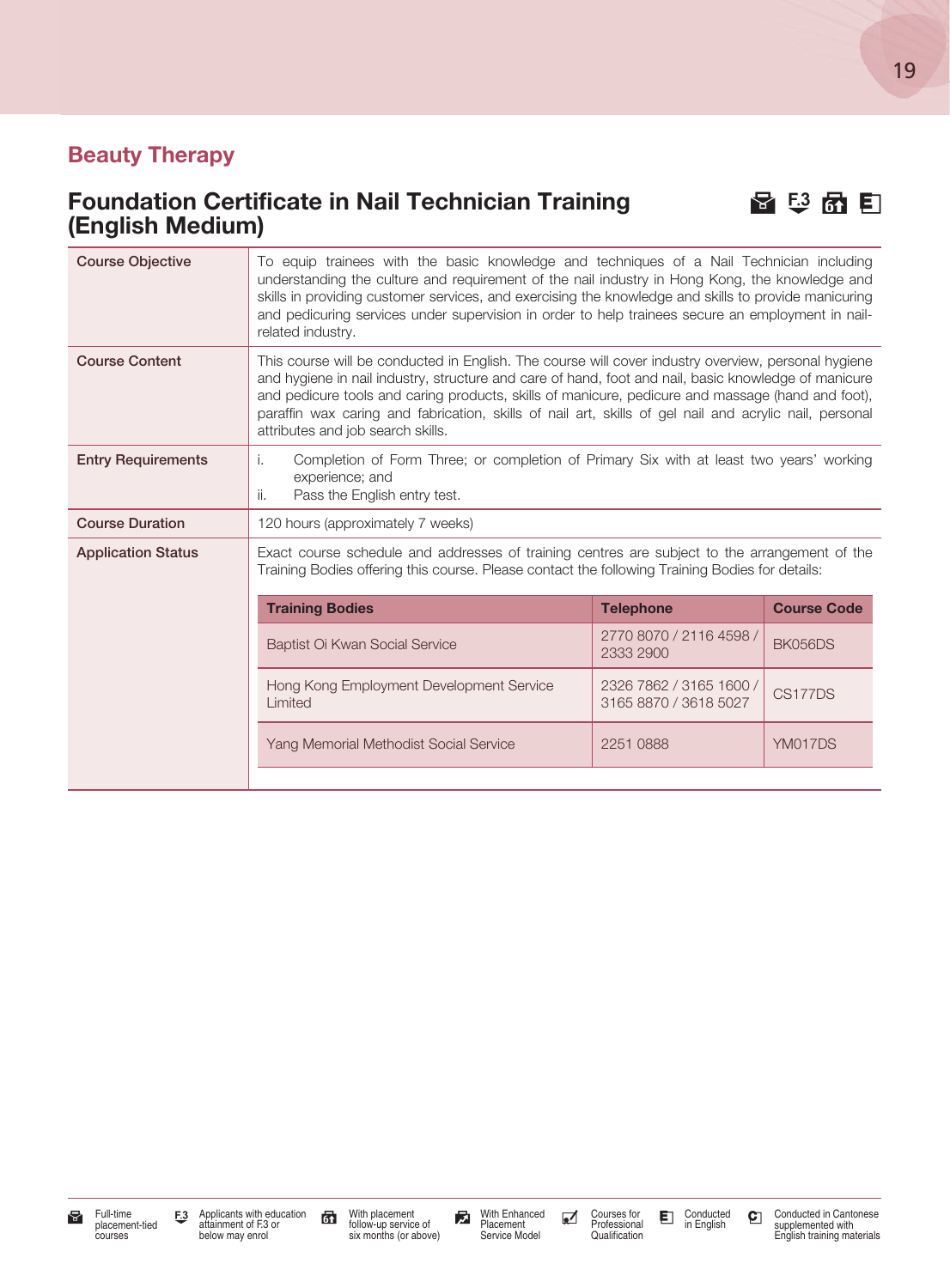## Beauty Therapy

### Foundation Certificate in Nail Technician Training (English Medium)

| Course Objective | To equip trainees with the basic knowledge and techniques of a Nail Technician including understanding the culture and requirement of the nail industry in Hong Kong, the knowledge and skills in providing customer services, and exercising the knowledge and skills to provide manicuring and pedicuring services under supervision in order to help trainees secure an employment in nail-related industry. |
|---|---|
| Course Content | This course will be conducted in English. The course will cover industry overview, personal hygiene and hygiene in nail industry, structure and care of hand, foot and nail, basic knowledge of manicure and pedicure tools and caring products, skills of manicure, pedicure and massage (hand and foot), paraffin wax caring and fabrication, skills of nail art, skills of gel nail and acrylic nail, personal attributes and job search skills. |
| Entry Requirements | i. Completion of Form Three; or completion of Primary Six with at least two years' working experience; and<br>ii. Pass the English entry test. |
| Course Duration | 120 hours (approximately 7 weeks) |
| Application Status | Exact course schedule and addresses of training centres are subject to the arrangement of the Training Bodies offering this course. Please contact the following Training Bodies for details: |

| Training Bodies | Telephone | Course Code |
|---|---|---|
| Baptist Oi Kwan Social Service | 2770 8070 / 2116 4598 / 2333 2900 | BK056DS |
| Hong Kong Employment Development Service Limited | 2326 7862 / 3165 1600 / 3165 8870 / 3618 5027 | CS177DS |
| Yang Memorial Methodist Social Service | 2251 0888 | YM017DS |

Full-time placement-tied courses | Applicants with education attainment of F.3 or below may enrol | With placement follow-up service of six months (or above) | With Enhanced Placement Service Model | Courses for Professional Qualification | Conducted in English | Conducted in Cantonese supplemented with English training materials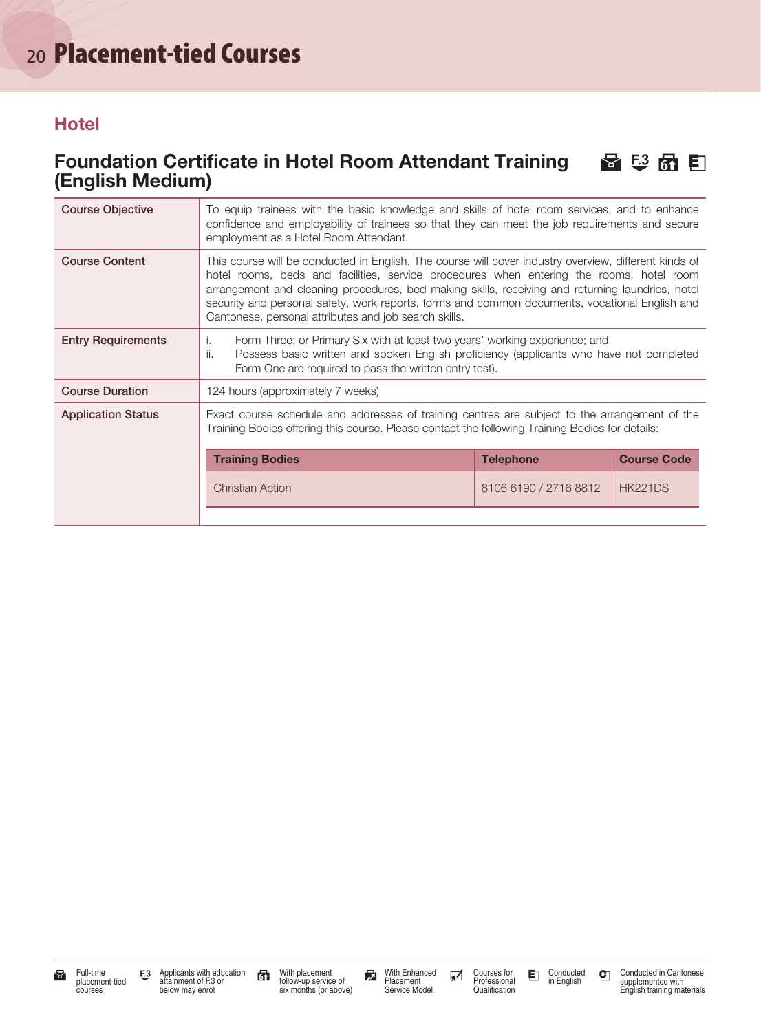# Placement-tied Courses

## Hotel

### Foundation Certificate in Hotel Room Attendant Training (English Medium)

| | |
|---|---|
| Course Objective | To equip trainees with the basic knowledge and skills of hotel room services, and to enhance confidence and employability of trainees so that they can meet the job requirements and secure employment as a Hotel Room Attendant. |
| Course Content | This course will be conducted in English. The course will cover industry overview, different kinds of hotel rooms, beds and facilities, service procedures when entering the rooms, hotel room arrangement and cleaning procedures, bed making skills, receiving and returning laundries, hotel security and personal safety, work reports, forms and common documents, vocational English and Cantonese, personal attributes and job search skills. |
| Entry Requirements | i. Form Three; or Primary Six with at least two years' working experience; and<br>ii. Possess basic written and spoken English proficiency (applicants who have not completed Form One are required to pass the written entry test). |
| Course Duration | 124 hours (approximately 7 weeks) |
| Application Status | Exact course schedule and addresses of training centres are subject to the arrangement of the Training Bodies offering this course. Please contact the following Training Bodies for details: |

| Training Bodies | Telephone | Course Code |
|---|---|---|
| Christian Action | 8106 6190 / 2716 8812 | HK221DS |

Full-time placement-tied courses | F.3 Applicants with education attainment of F.3 or below may enrol | With placement follow-up service of six months (or above) | With Enhanced Placement Service Model | Courses for Professional Qualification | Conducted in English | Conducted in Cantonese supplemented with English training materials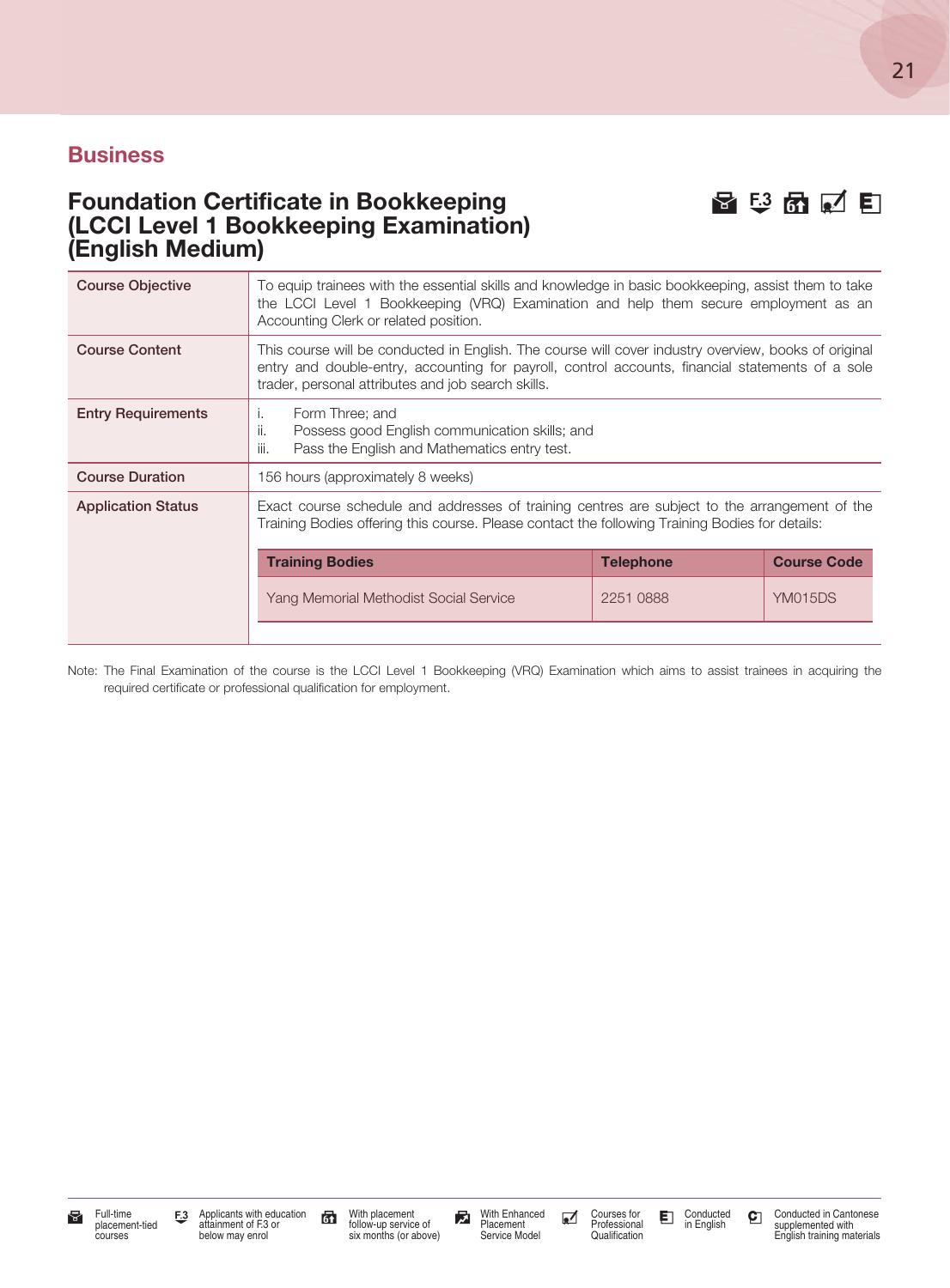## Business

### Foundation Certificate in Bookkeeping (LCCI Level 1 Bookkeeping Examination) (English Medium)

| | |
|---|---|
| **Course Objective** | To equip trainees with the essential skills and knowledge in basic bookkeeping, assist them to take the LCCI Level 1 Bookkeeping (VRQ) Examination and help them secure employment as an Accounting Clerk or related position. |
| **Course Content** | This course will be conducted in English. The course will cover industry overview, books of original entry and double-entry, accounting for payroll, control accounts, financial statements of a sole trader, personal attributes and job search skills. |
| **Entry Requirements** | i. Form Three; and<br>ii. Possess good English communication skills; and<br>iii. Pass the English and Mathematics entry test. |
| **Course Duration** | 156 hours (approximately 8 weeks) |
| **Application Status** | Exact course schedule and addresses of training centres are subject to the arrangement of the Training Bodies offering this course. Please contact the following Training Bodies for details: |

| Training Bodies | Telephone | Course Code |
|---|---|---|
| Yang Memorial Methodist Social Service | 2251 0888 | YM015DS |

Note: The Final Examination of the course is the LCCI Level 1 Bookkeeping (VRQ) Examination which aims to assist trainees in acquiring the required certificate or professional qualification for employment.

Full-time placement-tied courses | F.3 Applicants with education attainment of F.3 or below may enrol | With placement follow-up service of six months (or above) | With Enhanced Placement Service Model | Courses for Professional Qualification | Conducted in English | Conducted in Cantonese supplemented with English training materials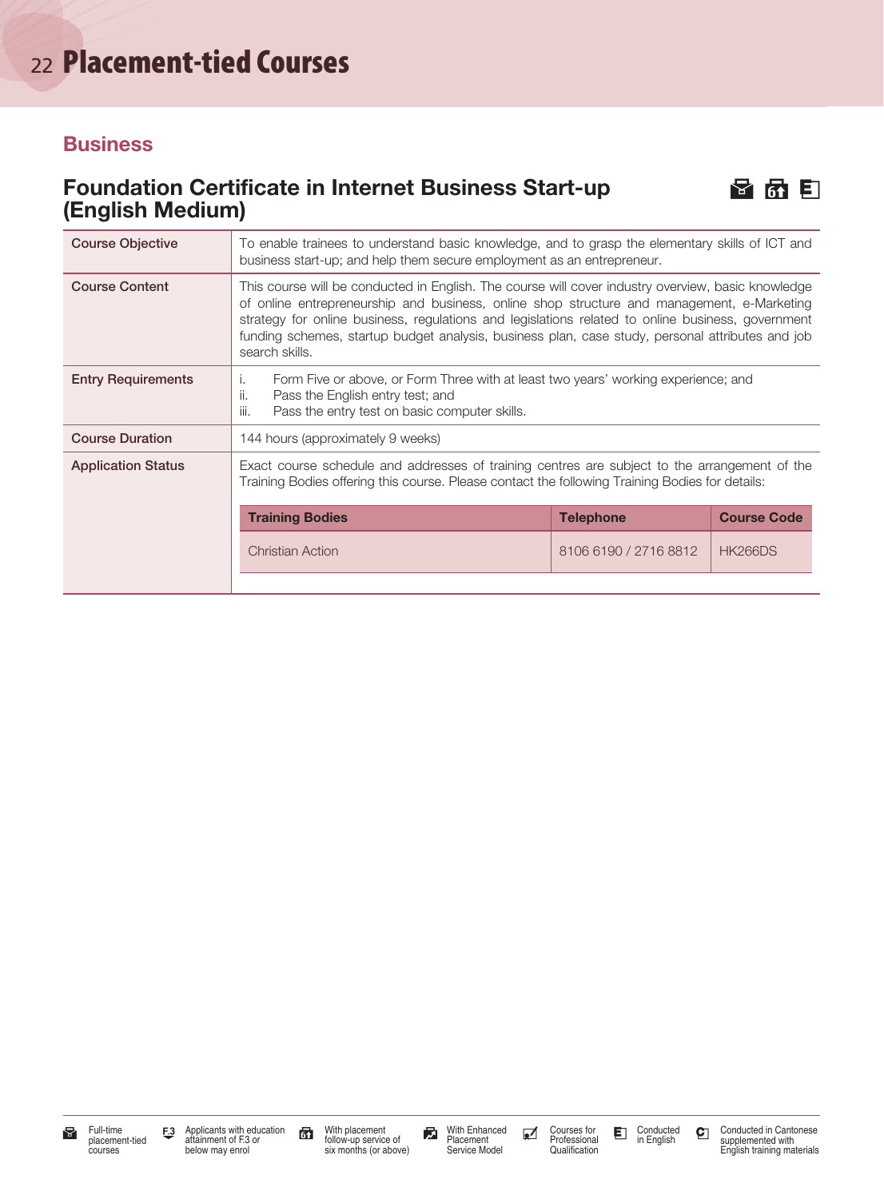# Placement-tied Courses

## Business

### Foundation Certificate in Internet Business Start-up (English Medium)

| | |
|---|---|
| **Course Objective** | To enable trainees to understand basic knowledge, and to grasp the elementary skills of ICT and business start-up; and help them secure employment as an entrepreneur. |
| **Course Content** | This course will be conducted in English. The course will cover industry overview, basic knowledge of online entrepreneurship and business, online shop structure and management, e-Marketing strategy for online business, regulations and legislations related to online business, government funding schemes, startup budget analysis, business plan, case study, personal attributes and job search skills. |
| **Entry Requirements** | i. Form Five or above, or Form Three with at least two years' working experience; and<br>ii. Pass the English entry test; and<br>iii. Pass the entry test on basic computer skills. |
| **Course Duration** | 144 hours (approximately 9 weeks) |
| **Application Status** | Exact course schedule and addresses of training centres are subject to the arrangement of the Training Bodies offering this course. Please contact the following Training Bodies for details: |

| Training Bodies | Telephone | Course Code |
|---|---|---|
| Christian Action | 8106 6190 / 2716 8812 | HK266DS |

Full-time placement-tied courses | Applicants with education attainment of F.3 or below may enrol | With placement follow-up service of six months (or above) | With Enhanced Placement Service Model | Courses for Professional Qualification | Conducted in English | Conducted in Cantonese supplemented with English training materials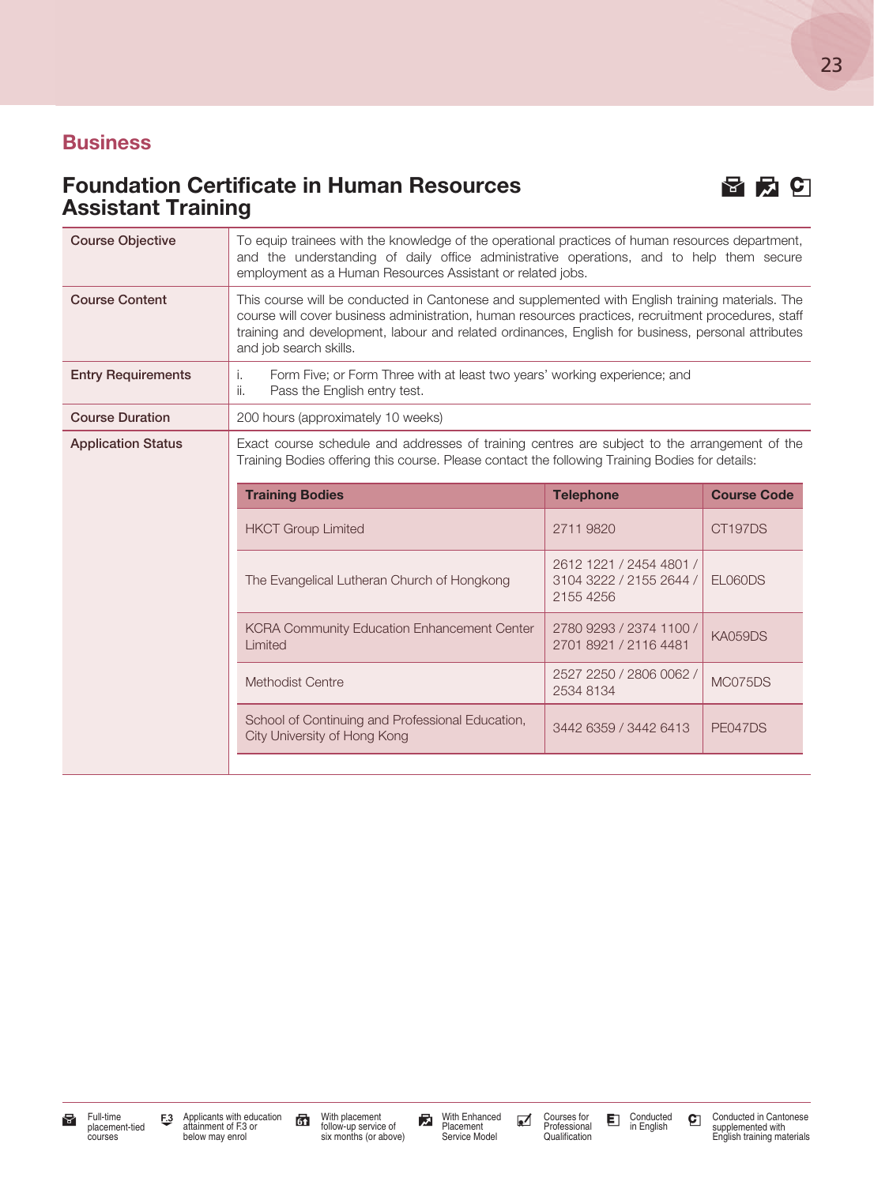## Business

### Foundation Certificate in Human Resources Assistant Training

| | |
|---|---|
| **Course Objective** | To equip trainees with the knowledge of the operational practices of human resources department, and the understanding of daily office administrative operations, and to help them secure employment as a Human Resources Assistant or related jobs. |
| **Course Content** | This course will be conducted in Cantonese and supplemented with English training materials. The course will cover business administration, human resources practices, recruitment procedures, staff training and development, labour and related ordinances, English for business, personal attributes and job search skills. |
| **Entry Requirements** | i. Form Five; or Form Three with at least two years' working experience; and<br>ii. Pass the English entry test. |
| **Course Duration** | 200 hours (approximately 10 weeks) |
| **Application Status** | Exact course schedule and addresses of training centres are subject to the arrangement of the Training Bodies offering this course. Please contact the following Training Bodies for details: |

| Training Bodies | Telephone | Course Code |
|---|---|---|
| HKCT Group Limited | 2711 9820 | CT197DS |
| The Evangelical Lutheran Church of Hongkong | 2612 1221 / 2454 4801 / 3104 3222 / 2155 2644 / 2155 4256 | EL060DS |
| KCRA Community Education Enhancement Center Limited | 2780 9293 / 2374 1100 / 2701 8921 / 2116 4481 | KA059DS |
| Methodist Centre | 2527 2250 / 2806 0062 / 2534 8134 | MC075DS |
| School of Continuing and Professional Education, City University of Hong Kong | 3442 6359 / 3442 6413 | PE047DS |

Full-time placement-tied courses | F.3 Applicants with education attainment of F.3 or below may enrol | With placement follow-up service of six months (or above) | With Enhanced Placement Service Model | Courses for Professional Qualification | Conducted in English | Conducted in Cantonese supplemented with English training materials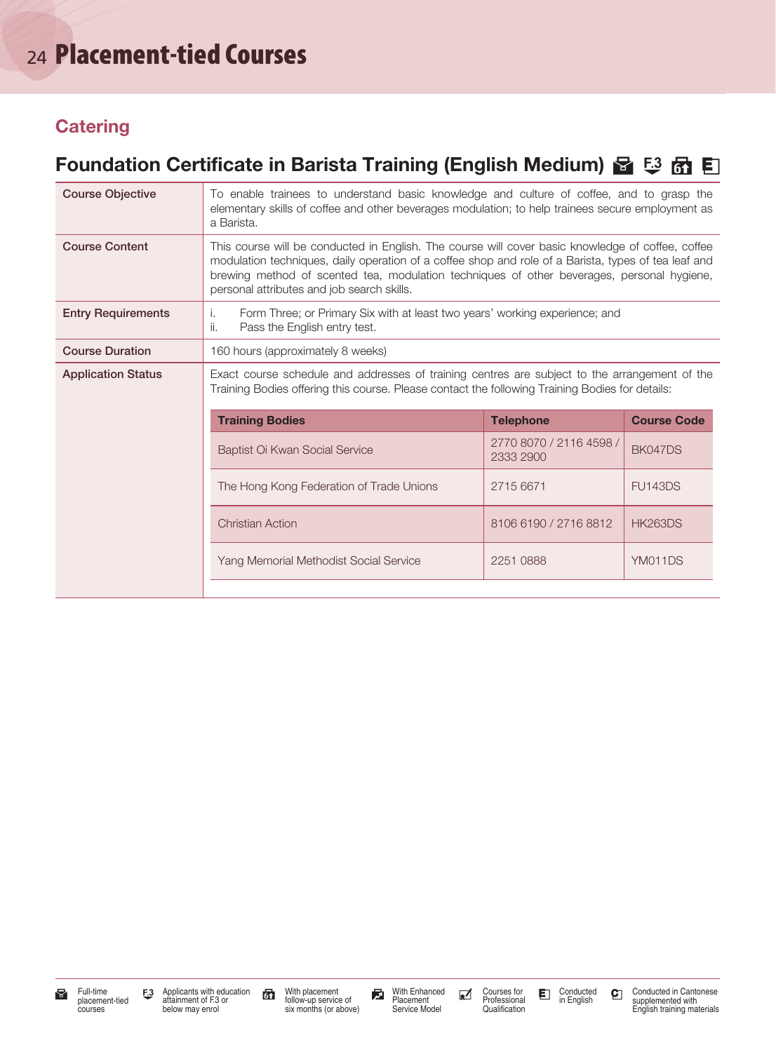# Placement-tied Courses

## Catering

### Foundation Certificate in Barista Training (English Medium)

| | |
|---|---|
| **Course Objective** | To enable trainees to understand basic knowledge and culture of coffee, and to grasp the elementary skills of coffee and other beverages modulation; to help trainees secure employment as a Barista. |
| **Course Content** | This course will be conducted in English. The course will cover basic knowledge of coffee, coffee modulation techniques, daily operation of a coffee shop and role of a Barista, types of tea leaf and brewing method of scented tea, modulation techniques of other beverages, personal hygiene, personal attributes and job search skills. |
| **Entry Requirements** | i. Form Three; or Primary Six with at least two years' working experience; and<br>ii. Pass the English entry test. |
| **Course Duration** | 160 hours (approximately 8 weeks) |
| **Application Status** | Exact course schedule and addresses of training centres are subject to the arrangement of the Training Bodies offering this course. Please contact the following Training Bodies for details: |

| Training Bodies | Telephone | Course Code |
|---|---|---|
| Baptist Oi Kwan Social Service | 2770 8070 / 2116 4598 / 2333 2900 | BK047DS |
| The Hong Kong Federation of Trade Unions | 2715 6671 | FU143DS |
| Christian Action | 8106 6190 / 2716 8812 | HK263DS |
| Yang Memorial Methodist Social Service | 2251 0888 | YM011DS |

Full-time placement-tied courses | Applicants with education attainment of F.3 or below may enrol | With placement follow-up service of six months (or above) | With Enhanced Placement Service Model | Courses for Professional Qualification | Conducted in English | Conducted in Cantonese supplemented with English training materials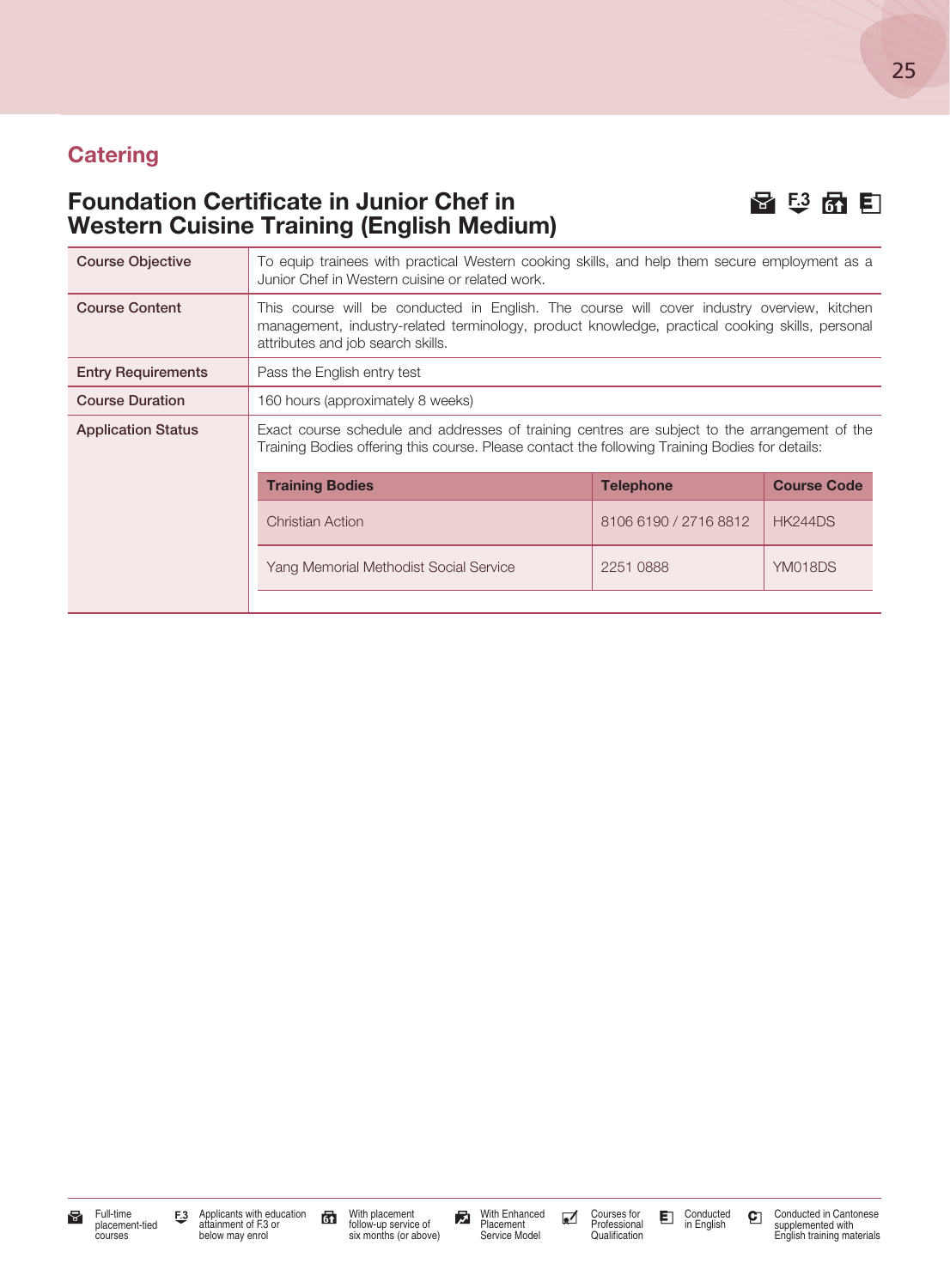## Catering

### Foundation Certificate in Junior Chef in Western Cuisine Training (English Medium)

| | |
|---|---|
| **Course Objective** | To equip trainees with practical Western cooking skills, and help them secure employment as a Junior Chef in Western cuisine or related work. |
| **Course Content** | This course will be conducted in English. The course will cover industry overview, kitchen management, industry-related terminology, product knowledge, practical cooking skills, personal attributes and job search skills. |
| **Entry Requirements** | Pass the English entry test |
| **Course Duration** | 160 hours (approximately 8 weeks) |
| **Application Status** | Exact course schedule and addresses of training centres are subject to the arrangement of the Training Bodies offering this course. Please contact the following Training Bodies for details: |

| Training Bodies | Telephone | Course Code |
|---|---|---|
| Christian Action | 8106 6190 / 2716 8812 | HK244DS |
| Yang Memorial Methodist Social Service | 2251 0888 | YM018DS |

Full-time placement-tied courses | Applicants with education attainment of F.3 or below may enrol | With placement follow-up service of six months (or above) | With Enhanced Placement Service Model | Courses for Professional Qualification | Conducted in English | Conducted in Cantonese supplemented with English training materials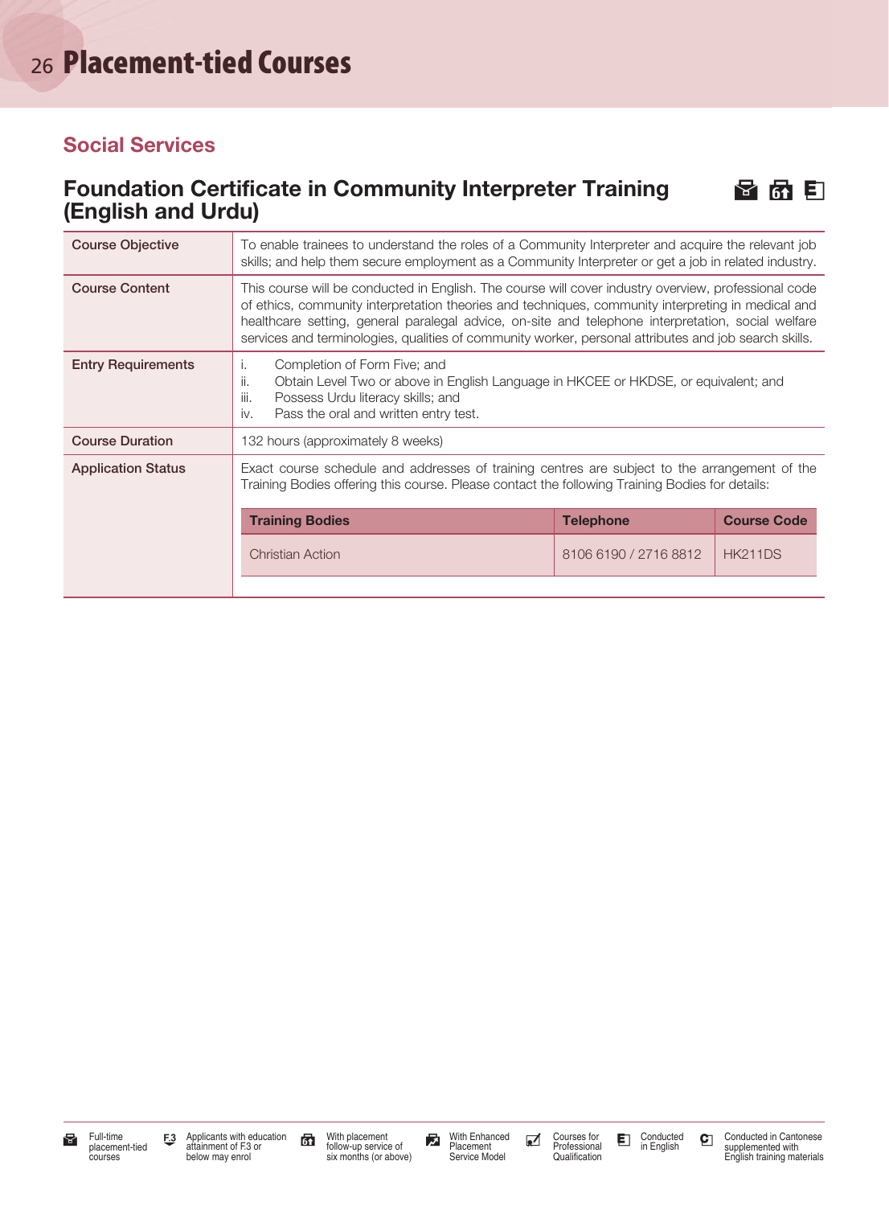# Placement-tied Courses

## Social Services

### Foundation Certificate in Community Interpreter Training (English and Urdu)

| | |
|---|---|
| **Course Objective** | To enable trainees to understand the roles of a Community Interpreter and acquire the relevant job skills; and help them secure employment as a Community Interpreter or get a job in related industry. |
| **Course Content** | This course will be conducted in English. The course will cover industry overview, professional code of ethics, community interpretation theories and techniques, community interpreting in medical and healthcare setting, general paralegal advice, on-site and telephone interpretation, social welfare services and terminologies, qualities of community worker, personal attributes and job search skills. |
| **Entry Requirements** | i. Completion of Form Five; and<br>ii. Obtain Level Two or above in English Language in HKCEE or HKDSE, or equivalent; and<br>iii. Possess Urdu literacy skills; and<br>iv. Pass the oral and written entry test. |
| **Course Duration** | 132 hours (approximately 8 weeks) |
| **Application Status** | Exact course schedule and addresses of training centres are subject to the arrangement of the Training Bodies offering this course. Please contact the following Training Bodies for details: |

| Training Bodies | Telephone | Course Code |
|---|---|---|
| Christian Action | 8106 6190 / 2716 8812 | HK211DS |

Legend: Full-time placement-tied courses; F.3 Applicants with education attainment of F.3 or below may enrol; With placement follow-up service of six months (or above); With Enhanced Placement Service Model; Courses for Professional Qualification; Conducted in English; Conducted in Cantonese supplemented with English training materials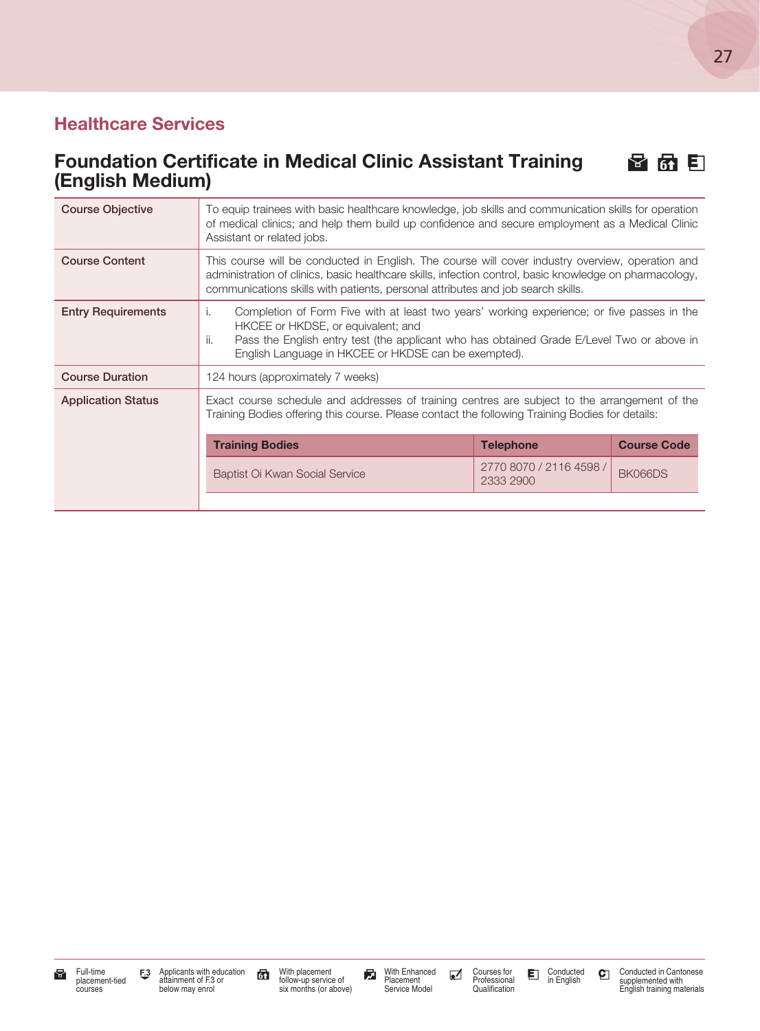## Healthcare Services

### Foundation Certificate in Medical Clinic Assistant Training (English Medium)

| | |
|---|---|
| **Course Objective** | To equip trainees with basic healthcare knowledge, job skills and communication skills for operation of medical clinics; and help them build up confidence and secure employment as a Medical Clinic Assistant or related jobs. |
| **Course Content** | This course will be conducted in English. The course will cover industry overview, operation and administration of clinics, basic healthcare skills, infection control, basic knowledge on pharmacology, communications skills with patients, personal attributes and job search skills. |
| **Entry Requirements** | i. Completion of Form Five with at least two years' working experience; or five passes in the HKCEE or HKDSE, or equivalent; and<br>ii. Pass the English entry test (the applicant who has obtained Grade E/Level Two or above in English Language in HKCEE or HKDSE can be exempted). |
| **Course Duration** | 124 hours (approximately 7 weeks) |
| **Application Status** | Exact course schedule and addresses of training centres are subject to the arrangement of the Training Bodies offering this course. Please contact the following Training Bodies for details: |

| Training Bodies | Telephone | Course Code |
|---|---|---|
| Baptist Oi Kwan Social Service | 2770 8070 / 2116 4598 / 2333 2900 | BK066DS |

Full-time placement-tied courses | Applicants with education attainment of F.3 or below may enrol | With placement follow-up service of six months (or above) | With Enhanced Placement Service Model | Courses for Professional Qualification | Conducted in English | Conducted in Cantonese supplemented with English training materials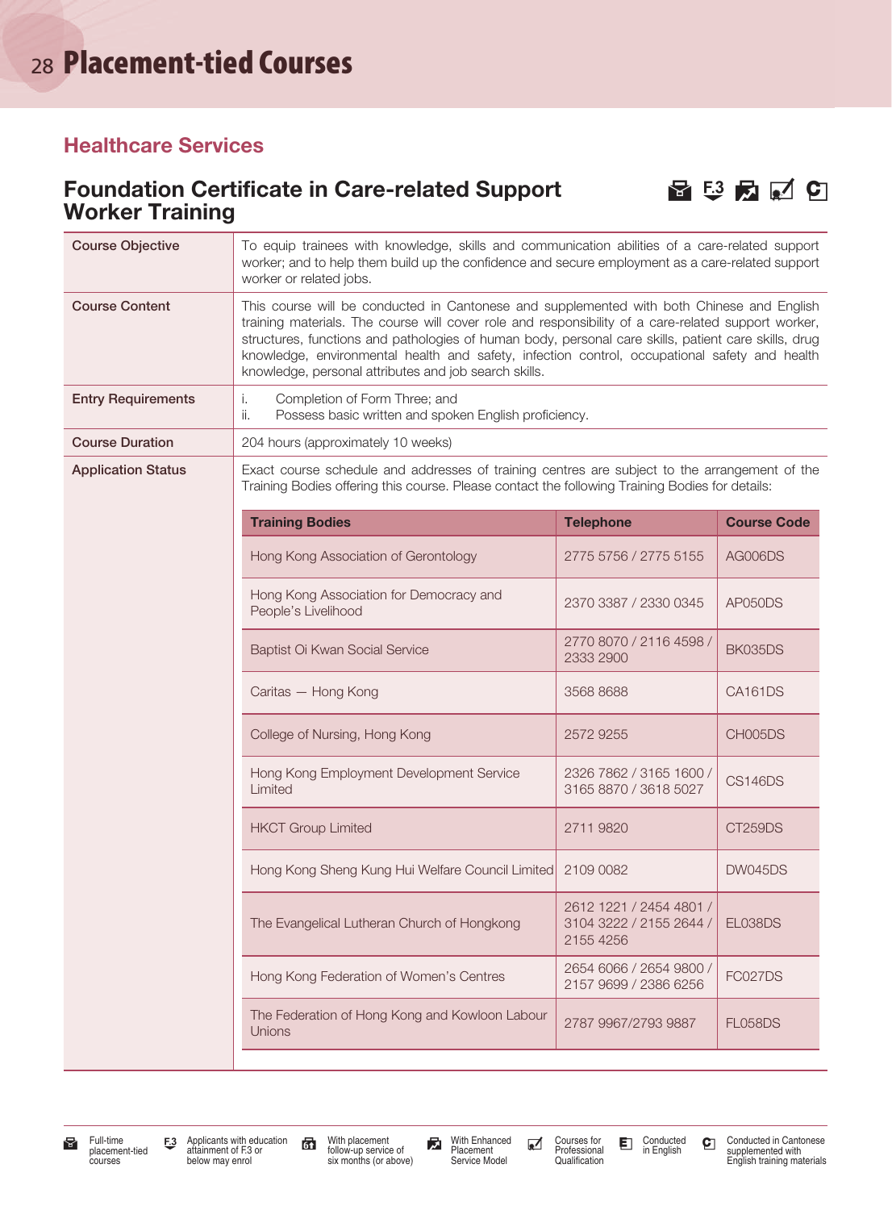# Placement-tied Courses

## Healthcare Services

### Foundation Certificate in Care-related Support Worker Training

| | |
|---|---|
| **Course Objective** | To equip trainees with knowledge, skills and communication abilities of a care-related support worker; and to help them build up the confidence and secure employment as a care-related support worker or related jobs. |
| **Course Content** | This course will be conducted in Cantonese and supplemented with both Chinese and English training materials. The course will cover role and responsibility of a care-related support worker, structures, functions and pathologies of human body, personal care skills, patient care skills, drug knowledge, environmental health and safety, infection control, occupational safety and health knowledge, personal attributes and job search skills. |
| **Entry Requirements** | i. Completion of Form Three; and<br>ii. Possess basic written and spoken English proficiency. |
| **Course Duration** | 204 hours (approximately 10 weeks) |
| **Application Status** | Exact course schedule and addresses of training centres are subject to the arrangement of the Training Bodies offering this course. Please contact the following Training Bodies for details: |

| Training Bodies | Telephone | Course Code |
|---|---|---|
| Hong Kong Association of Gerontology | 2775 5756 / 2775 5155 | AG006DS |
| Hong Kong Association for Democracy and People's Livelihood | 2370 3387 / 2330 0345 | AP050DS |
| Baptist Oi Kwan Social Service | 2770 8070 / 2116 4598 / 2333 2900 | BK035DS |
| Caritas — Hong Kong | 3568 8688 | CA161DS |
| College of Nursing, Hong Kong | 2572 9255 | CH005DS |
| Hong Kong Employment Development Service Limited | 2326 7862 / 3165 1600 / 3165 8870 / 3618 5027 | CS146DS |
| HKCT Group Limited | 2711 9820 | CT259DS |
| Hong Kong Sheng Kung Hui Welfare Council Limited | 2109 0082 | DW045DS |
| The Evangelical Lutheran Church of Hongkong | 2612 1221 / 2454 4801 / 3104 3222 / 2155 2644 / 2155 4256 | EL038DS |
| Hong Kong Federation of Women's Centres | 2654 6066 / 2654 9800 / 2157 9699 / 2386 6256 | FC027DS |
| The Federation of Hong Kong and Kowloon Labour Unions | 2787 9967/2793 9887 | FL058DS |

Full-time placement-tied courses | Applicants with education attainment of F.3 or below may enrol | With placement follow-up service of six months (or above) | With Enhanced Placement Service Model | Courses for Professional Qualification | Conducted in English | Conducted in Cantonese supplemented with English training materials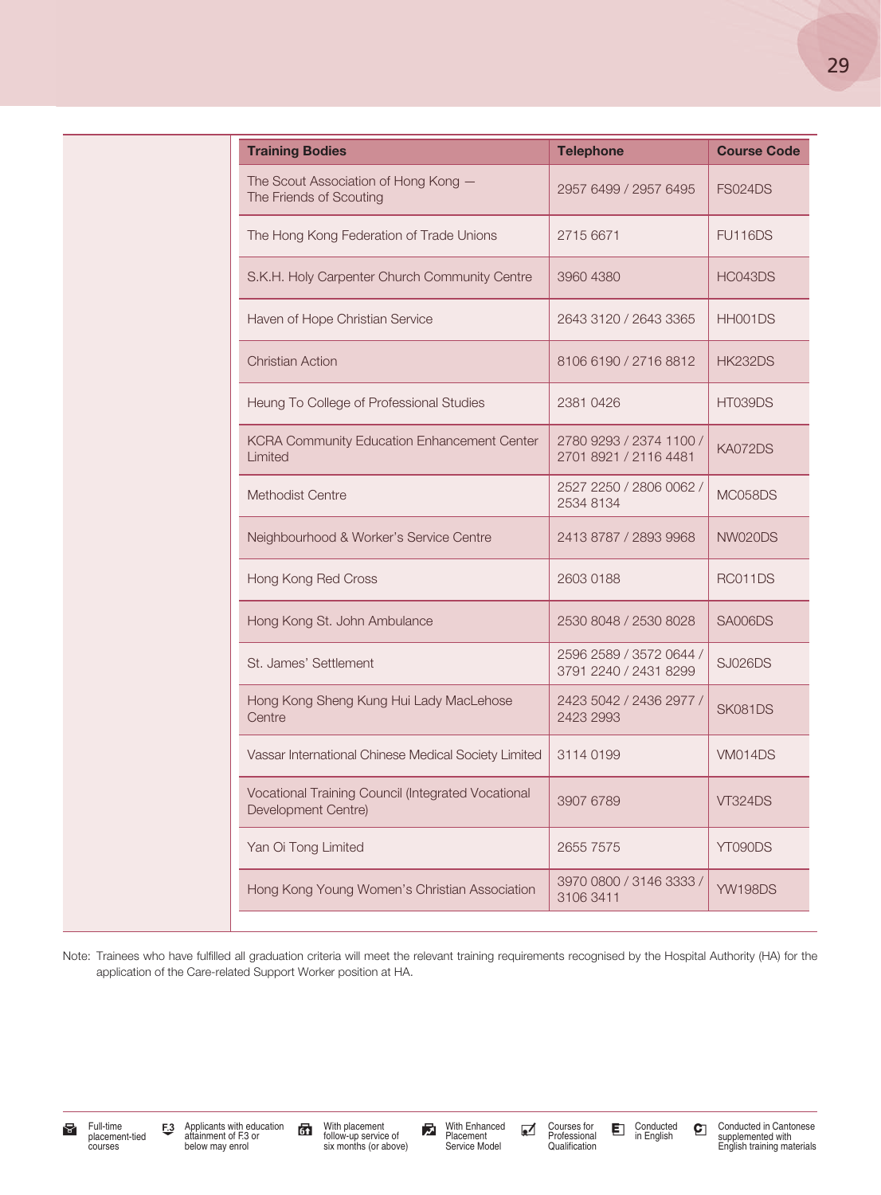| Training Bodies | Telephone | Course Code |
|---|---|---|
| The Scout Association of Hong Kong — The Friends of Scouting | 2957 6499 / 2957 6495 | FS024DS |
| The Hong Kong Federation of Trade Unions | 2715 6671 | FU116DS |
| S.K.H. Holy Carpenter Church Community Centre | 3960 4380 | HC043DS |
| Haven of Hope Christian Service | 2643 3120 / 2643 3365 | HH001DS |
| Christian Action | 8106 6190 / 2716 8812 | HK232DS |
| Heung To College of Professional Studies | 2381 0426 | HT039DS |
| KCRA Community Education Enhancement Center Limited | 2780 9293 / 2374 1100 / 2701 8921 / 2116 4481 | KA072DS |
| Methodist Centre | 2527 2250 / 2806 0062 / 2534 8134 | MC058DS |
| Neighbourhood & Worker's Service Centre | 2413 8787 / 2893 9968 | NW020DS |
| Hong Kong Red Cross | 2603 0188 | RC011DS |
| Hong Kong St. John Ambulance | 2530 8048 / 2530 8028 | SA006DS |
| St. James' Settlement | 2596 2589 / 3572 0644 / 3791 2240 / 2431 8299 | SJ026DS |
| Hong Kong Sheng Kung Hui Lady MacLehose Centre | 2423 5042 / 2436 2977 / 2423 2993 | SK081DS |
| Vassar International Chinese Medical Society Limited | 3114 0199 | VM014DS |
| Vocational Training Council (Integrated Vocational Development Centre) | 3907 6789 | VT324DS |
| Yan Oi Tong Limited | 2655 7575 | YT090DS |
| Hong Kong Young Women's Christian Association | 3970 0800 / 3146 3333 / 3106 3411 | YW198DS |

Note: Trainees who have fulfilled all graduation criteria will meet the relevant training requirements recognised by the Hospital Authority (HA) for the application of the Care-related Support Worker position at HA.

Full-time placement-tied courses | Applicants with education attainment of F.3 or below may enrol | With placement follow-up service of six months (or above) | With Enhanced Placement Service Model | Courses for Professional Qualification | Conducted in English | Conducted in Cantonese supplemented with English training materials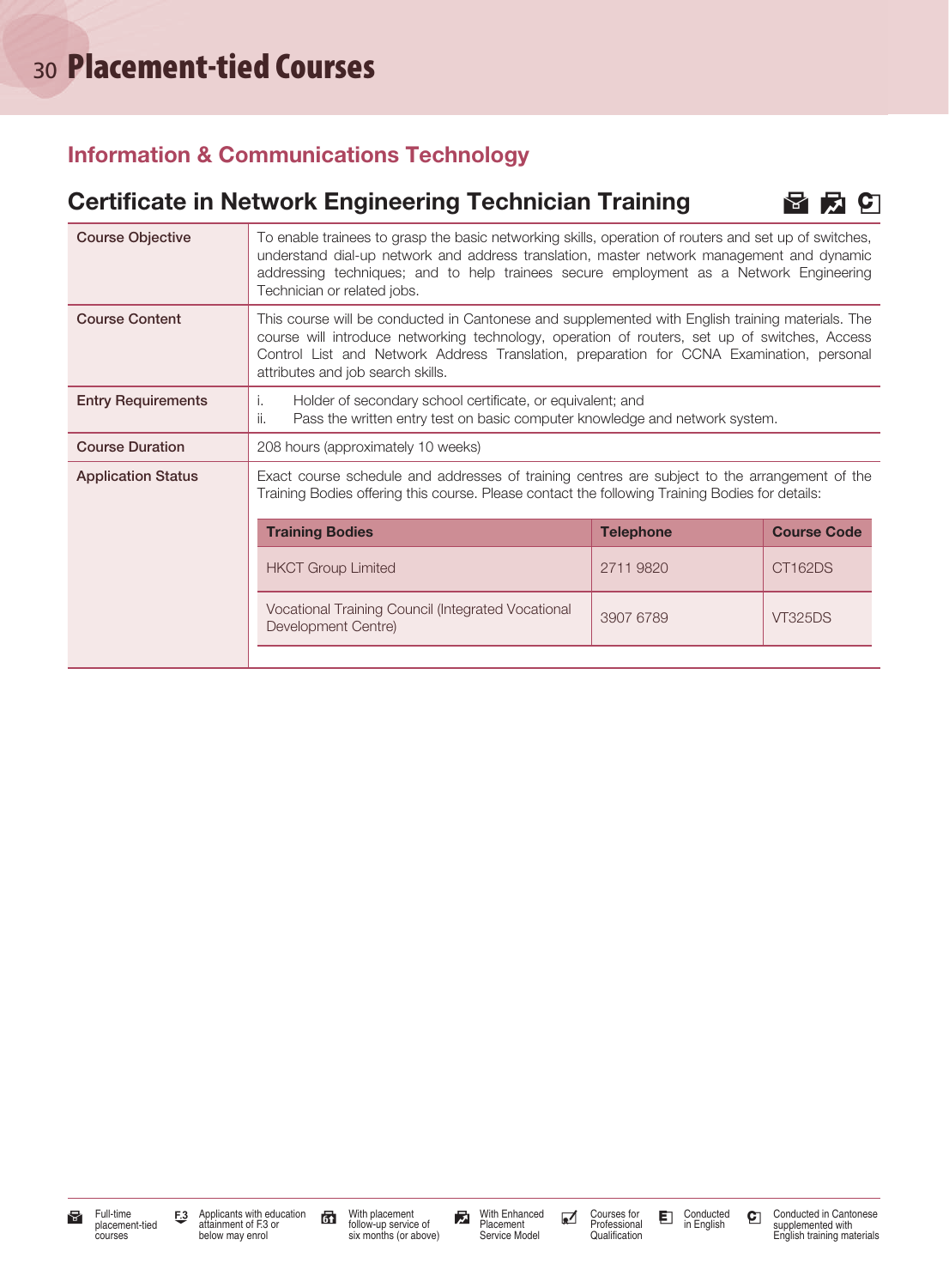# Placement-tied Courses

## Information & Communications Technology

### Certificate in Network Engineering Technician Training

| | |
|---|---|
| **Course Objective** | To enable trainees to grasp the basic networking skills, operation of routers and set up of switches, understand dial-up network and address translation, master network management and dynamic addressing techniques; and to help trainees secure employment as a Network Engineering Technician or related jobs. |
| **Course Content** | This course will be conducted in Cantonese and supplemented with English training materials. The course will introduce networking technology, operation of routers, set up of switches, Access Control List and Network Address Translation, preparation for CCNA Examination, personal attributes and job search skills. |
| **Entry Requirements** | i. Holder of secondary school certificate, or equivalent; and<br>ii. Pass the written entry test on basic computer knowledge and network system. |
| **Course Duration** | 208 hours (approximately 10 weeks) |
| **Application Status** | Exact course schedule and addresses of training centres are subject to the arrangement of the Training Bodies offering this course. Please contact the following Training Bodies for details: |

| Training Bodies | Telephone | Course Code |
|---|---|---|
| HKCT Group Limited | 2711 9820 | CT162DS |
| Vocational Training Council (Integrated Vocational Development Centre) | 3907 6789 | VT325DS |

Full-time placement-tied courses | F.3 Applicants with education attainment of F.3 or below may enrol | With placement follow-up service of six months (or above) | With Enhanced Placement Service Model | Courses for Professional Qualification | Conducted in English | Conducted in Cantonese supplemented with English training materials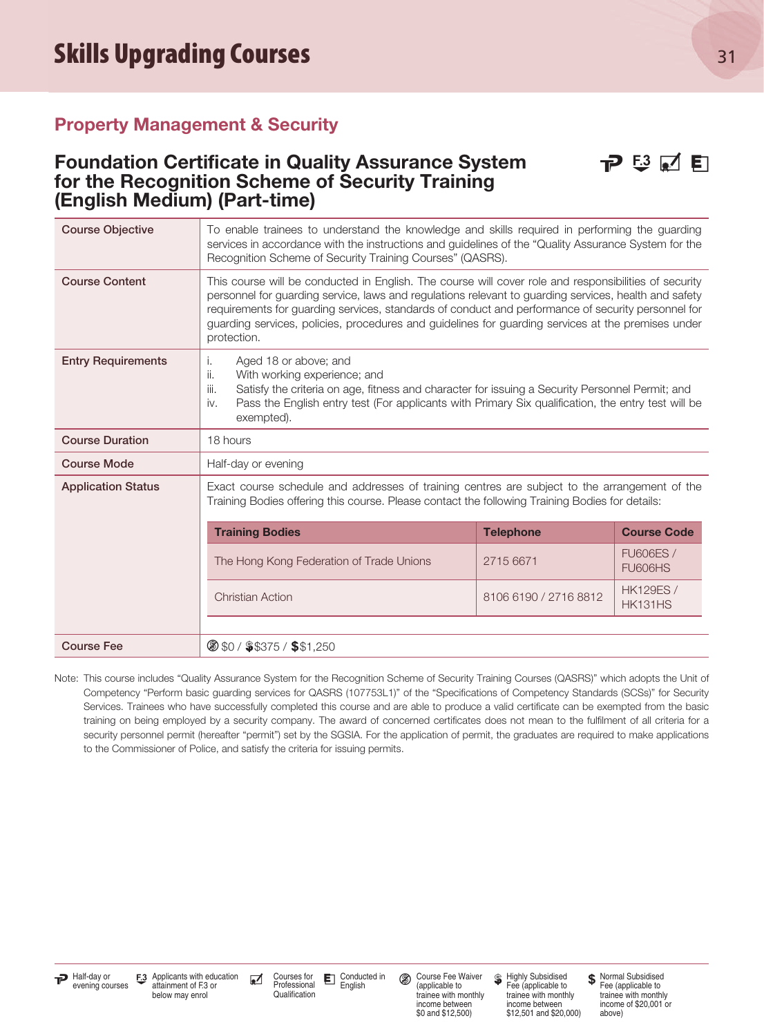## Skills Upgrading Courses

### Property Management & Security

### Foundation Certificate in Quality Assurance System for the Recognition Scheme of Security Training (English Medium) (Part-time)

| | |
|---|---|
| **Course Objective** | To enable trainees to understand the knowledge and skills required in performing the guarding services in accordance with the instructions and guidelines of the "Quality Assurance System for the Recognition Scheme of Security Training Courses" (QASRS). |
| **Course Content** | This course will be conducted in English. The course will cover role and responsibilities of security personnel for guarding service, laws and regulations relevant to guarding services, health and safety requirements for guarding services, standards of conduct and performance of security personnel for guarding services, policies, procedures and guidelines for guarding services at the premises under protection. |
| **Entry Requirements** | i. Aged 18 or above; and<br>ii. With working experience; and<br>iii. Satisfy the criteria on age, fitness and character for issuing a Security Personnel Permit; and<br>iv. Pass the English entry test (For applicants with Primary Six qualification, the entry test will be exempted). |
| **Course Duration** | 18 hours |
| **Course Mode** | Half-day or evening |
| **Application Status** | Exact course schedule and addresses of training centres are subject to the arrangement of the Training Bodies offering this course. Please contact the following Training Bodies for details: |
| **Course Fee** | $0 / $375 / $1,250 |

| Training Bodies | Telephone | Course Code |
|---|---|---|
| The Hong Kong Federation of Trade Unions | 2715 6671 | FU606ES / FU606HS |
| Christian Action | 8106 6190 / 2716 8812 | HK129ES / HK131HS |

Note: This course includes "Quality Assurance System for the Recognition Scheme of Security Training Courses (QASRS)" which adopts the Unit of Competency "Perform basic guarding services for QASRS (107753L1)" of the "Specifications of Competency Standards (SCSs)" for Security Services. Trainees who have successfully completed this course and are able to produce a valid certificate can be exempted from the basic training on being employed by a security company. The award of concerned certificates does not mean to the fulfilment of all criteria for a security personnel permit (hereafter "permit") set by the SGSIA. For the application of permit, the graduates are required to make applications to the Commissioner of Police, and satisfy the criteria for issuing permits.

Half-day or evening courses | F.3 Applicants with education attainment of F.3 or below may enrol | Courses for Professional Qualification | Conducted in English | Course Fee Waiver (applicable to trainee with monthly income between $0 and $12,500) | Highly Subsidised Fee (applicable to trainee with monthly income between $12,501 and $20,000) | Normal Subsidised Fee (applicable to trainee with monthly income of $20,001 or above)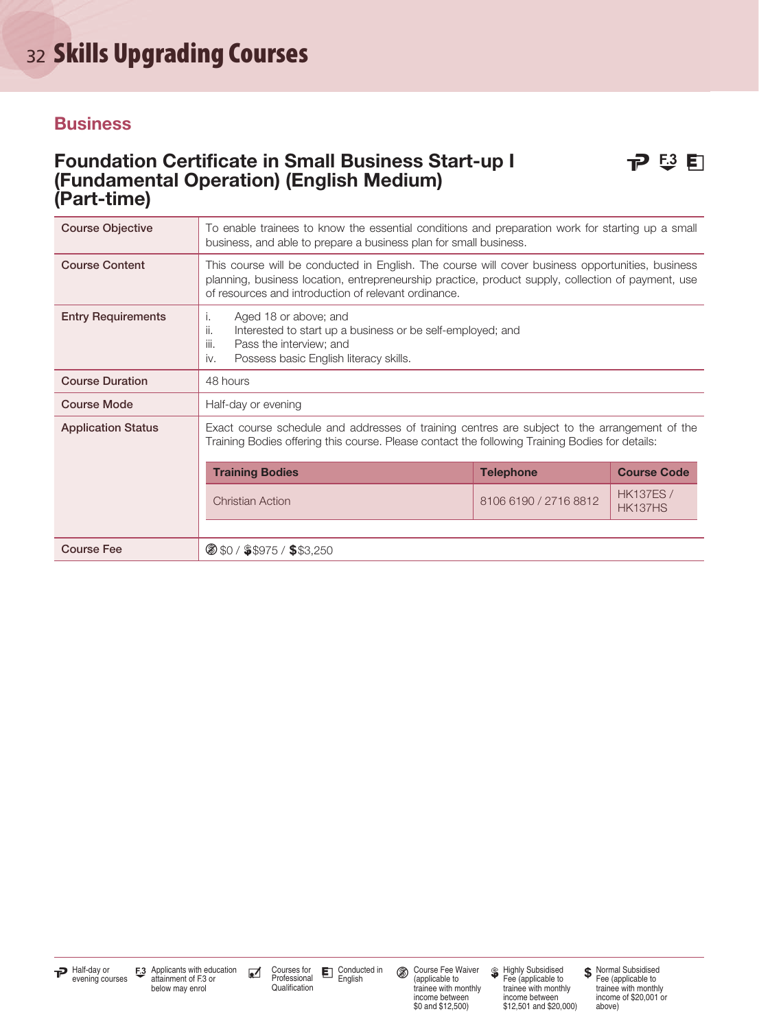# Skills Upgrading Courses

## Business

### Foundation Certificate in Small Business Start-up I (Fundamental Operation) (English Medium) (Part-time)

| Course Objective | To enable trainees to know the essential conditions and preparation work for starting up a small business, and able to prepare a business plan for small business. |
|---|---|
| Course Content | This course will be conducted in English. The course will cover business opportunities, business planning, business location, entrepreneurship practice, product supply, collection of payment, use of resources and introduction of relevant ordinance. |
| Entry Requirements | i. Aged 18 or above; and<br>ii. Interested to start up a business or be self-employed; and<br>iii. Pass the interview; and<br>iv. Possess basic English literacy skills. |
| Course Duration | 48 hours |
| Course Mode | Half-day or evening |
| Application Status | Exact course schedule and addresses of training centres are subject to the arrangement of the Training Bodies offering this course. Please contact the following Training Bodies for details: |
| Course Fee | $0 / $975 / $3,250 |

| Training Bodies | Telephone | Course Code |
|---|---|---|
| Christian Action | 8106 6190 / 2716 8812 | HK137ES / HK137HS |

Half-day or evening courses | F.3 Applicants with education attainment of F.3 or below may enrol | Courses for Professional Qualification | Conducted in English | Course Fee Waiver (applicable to trainee with monthly income between $0 and $12,500) | Highly Subsidised Fee (applicable to trainee with monthly income between $12,501 and $20,000) | Normal Subsidised Fee (applicable to trainee with monthly income of $20,001 or above)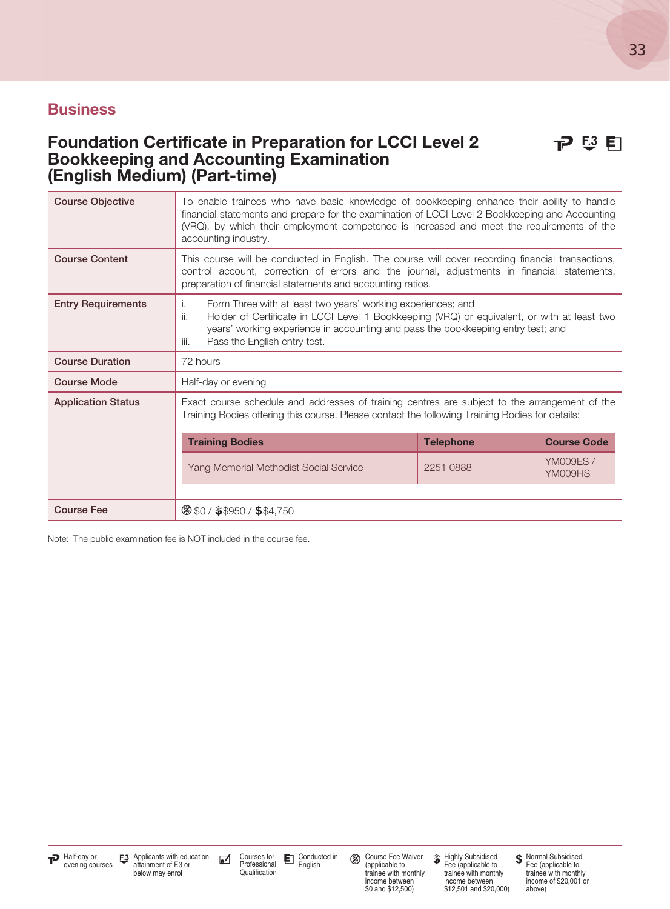## Business

### Foundation Certificate in Preparation for LCCI Level 2 Bookkeeping and Accounting Examination (English Medium) (Part-time)

| | |
|---|---|
| **Course Objective** | To enable trainees who have basic knowledge of bookkeeping enhance their ability to handle financial statements and prepare for the examination of LCCI Level 2 Bookkeeping and Accounting (VRQ), by which their employment competence is increased and meet the requirements of the accounting industry. |
| **Course Content** | This course will be conducted in English. The course will cover recording financial transactions, control account, correction of errors and the journal, adjustments in financial statements, preparation of financial statements and accounting ratios. |
| **Entry Requirements** | i. Form Three with at least two years' working experiences; and<br>ii. Holder of Certificate in LCCI Level 1 Bookkeeping (VRQ) or equivalent, or with at least two years' working experience in accounting and pass the bookkeeping entry test; and<br>iii. Pass the English entry test. |
| **Course Duration** | 72 hours |
| **Course Mode** | Half-day or evening |
| **Application Status** | Exact course schedule and addresses of training centres are subject to the arrangement of the Training Bodies offering this course. Please contact the following Training Bodies for details: |
| **Course Fee** | $0 / $950 / $4,750 |

| Training Bodies | Telephone | Course Code |
|---|---|---|
| Yang Memorial Methodist Social Service | 2251 0888 | YM009ES / YM009HS |

Note: The public examination fee is NOT included in the course fee.

Half-day or evening courses | F.3 Applicants with education attainment of F.3 or below may enrol | Courses for Professional Qualification | Conducted in English | Course Fee Waiver (applicable to trainee with monthly income between $0 and $12,500) | Highly Subsidised Fee (applicable to trainee with monthly income between $12,501 and $20,000) | Normal Subsidised Fee (applicable to trainee with monthly income of $20,001 or above)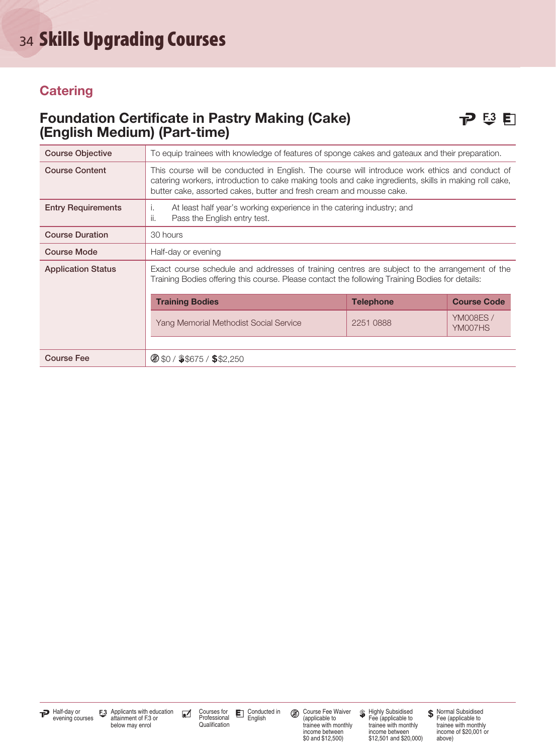## Catering

### Foundation Certificate in Pastry Making (Cake) (English Medium) (Part-time)

| | |
|---|---|
| **Course Objective** | To equip trainees with knowledge of features of sponge cakes and gateaux and their preparation. |
| **Course Content** | This course will be conducted in English. The course will introduce work ethics and conduct of catering workers, introduction to cake making tools and cake ingredients, skills in making roll cake, butter cake, assorted cakes, butter and fresh cream and mousse cake. |
| **Entry Requirements** | i. At least half year's working experience in the catering industry; and<br>ii. Pass the English entry test. |
| **Course Duration** | 30 hours |
| **Course Mode** | Half-day or evening |
| **Application Status** | Exact course schedule and addresses of training centres are subject to the arrangement of the Training Bodies offering this course. Please contact the following Training Bodies for details: |
| **Course Fee** | $0 / $675 / $2,250 |

| Training Bodies | Telephone | Course Code |
|---|---|---|
| Yang Memorial Methodist Social Service | 2251 0888 | YM008ES / YM007HS |

Half-day or evening courses | F.3 Applicants with education attainment of F.3 or below may enrol | Courses for Professional Qualification | Conducted in English | Course Fee Waiver (applicable to trainee with monthly income between $0 and $12,500) | Highly Subsidised Fee (applicable to trainee with monthly income between $12,501 and $20,000) | Normal Subsidised Fee (applicable to trainee with monthly income of $20,001 or above)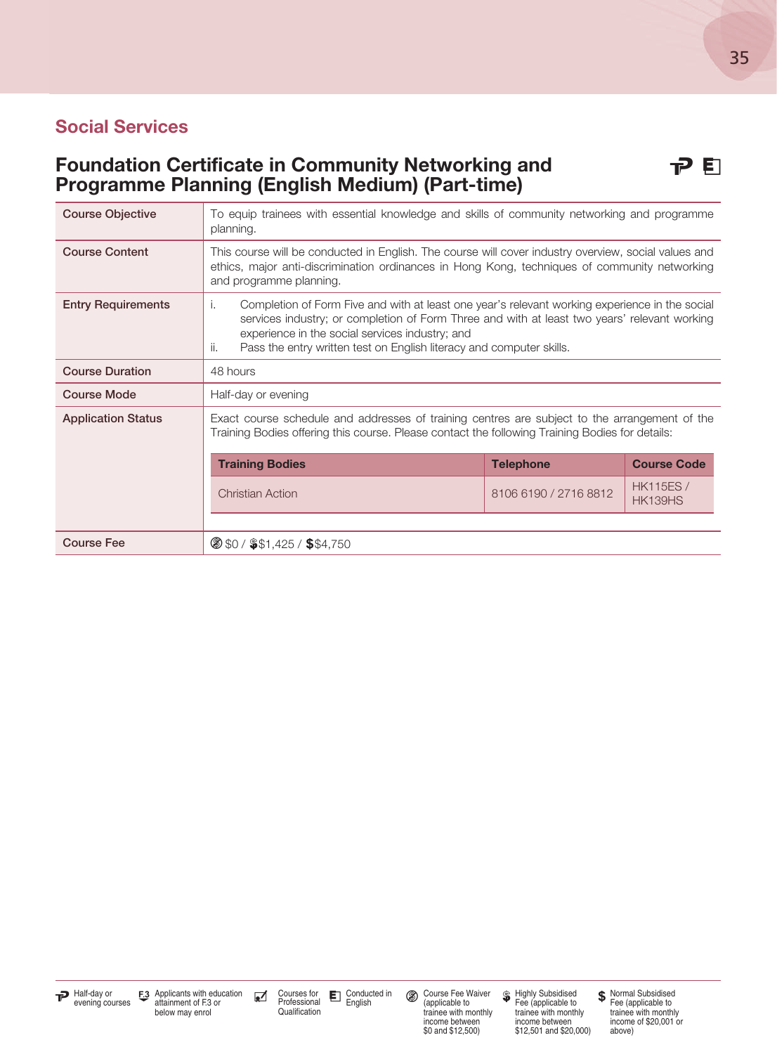## Social Services

### Foundation Certificate in Community Networking and Programme Planning (English Medium) (Part-time)

| | |
|---|---|
| Course Objective | To equip trainees with essential knowledge and skills of community networking and programme planning. |
| Course Content | This course will be conducted in English. The course will cover industry overview, social values and ethics, major anti-discrimination ordinances in Hong Kong, techniques of community networking and programme planning. |
| Entry Requirements | i. Completion of Form Five and with at least one year's relevant working experience in the social services industry; or completion of Form Three and with at least two years' relevant working experience in the social services industry; and<br>ii. Pass the entry written test on English literacy and computer skills. |
| Course Duration | 48 hours |
| Course Mode | Half-day or evening |
| Application Status | Exact course schedule and addresses of training centres are subject to the arrangement of the Training Bodies offering this course. Please contact the following Training Bodies for details: |
| Course Fee | $0 / $1,425 / $4,750 |

| Training Bodies | Telephone | Course Code |
|---|---|---|
| Christian Action | 8106 6190 / 2716 8812 | HK115ES / HK139HS |

Half-day or evening courses | F.3 Applicants with education attainment of F.3 or below may enrol | Courses for Professional Qualification | Conducted in English | Course Fee Waiver (applicable to trainee with monthly income between $0 and $12,500) | Highly Subsidised Fee (applicable to trainee with monthly income between $12,501 and $20,000) | Normal Subsidised Fee (applicable to trainee with monthly income of $20,001 or above)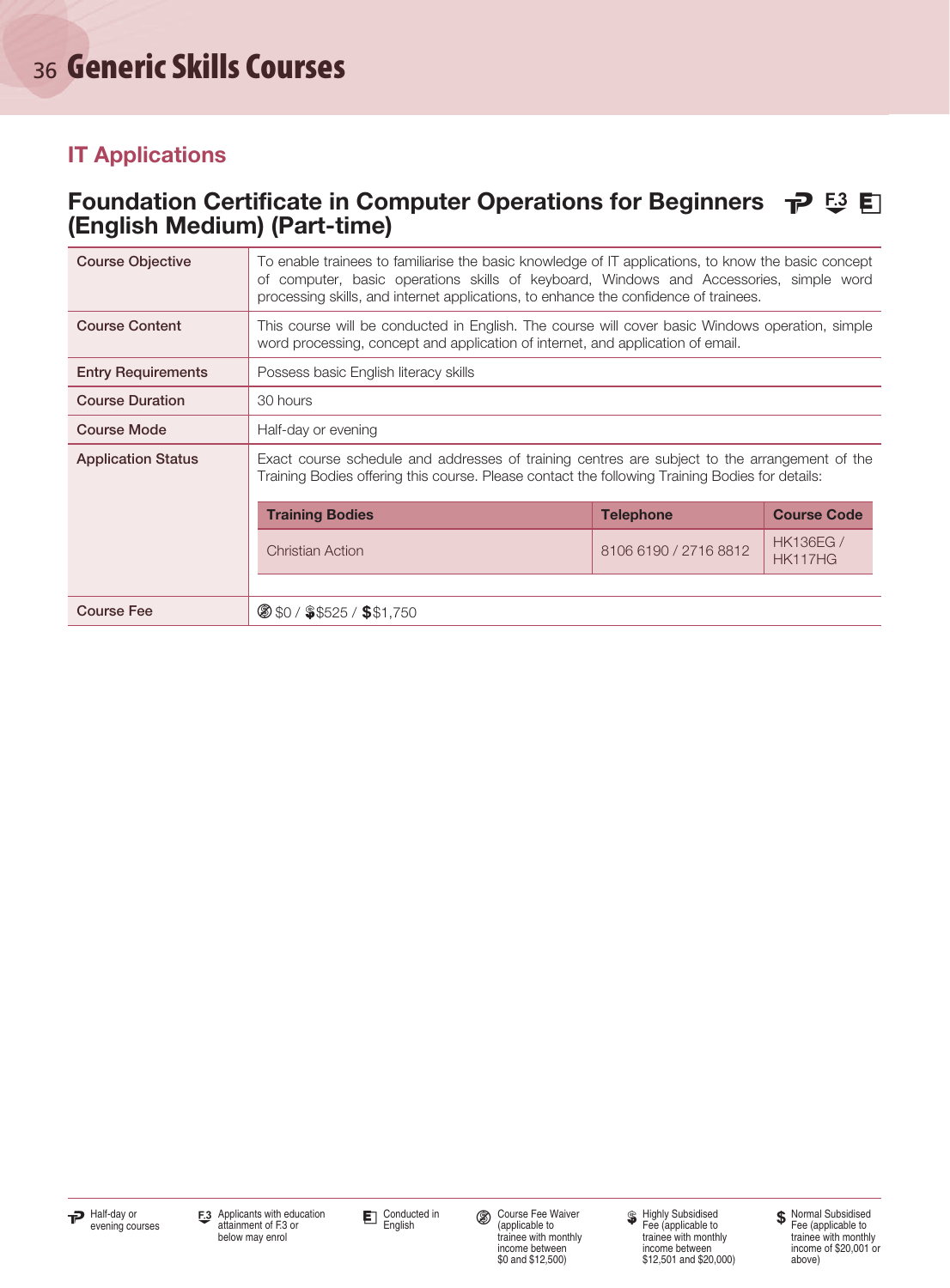# Generic Skills Courses

## IT Applications

### Foundation Certificate in Computer Operations for Beginners (English Medium) (Part-time)

| | |
|---|---|
| **Course Objective** | To enable trainees to familiarise the basic knowledge of IT applications, to know the basic concept of computer, basic operations skills of keyboard, Windows and Accessories, simple word processing skills, and internet applications, to enhance the confidence of trainees. |
| **Course Content** | This course will be conducted in English. The course will cover basic Windows operation, simple word processing, concept and application of internet, and application of email. |
| **Entry Requirements** | Possess basic English literacy skills |
| **Course Duration** | 30 hours |
| **Course Mode** | Half-day or evening |
| **Application Status** | Exact course schedule and addresses of training centres are subject to the arrangement of the Training Bodies offering this course. Please contact the following Training Bodies for details: |
| **Course Fee** | $0 / $525 / $1,750 |

| Training Bodies | Telephone | Course Code |
|---|---|---|
| Christian Action | 8106 6190 / 2716 8812 | HK136EG / HK117HG |

Half-day or evening courses | Applicants with education attainment of F.3 or below may enrol | Conducted in English | Course Fee Waiver (applicable to trainee with monthly income between $0 and $12,500) | Highly Subsidised Fee (applicable to trainee with monthly income between $12,501 and $20,000) | Normal Subsidised Fee (applicable to trainee with monthly income of $20,001 or above)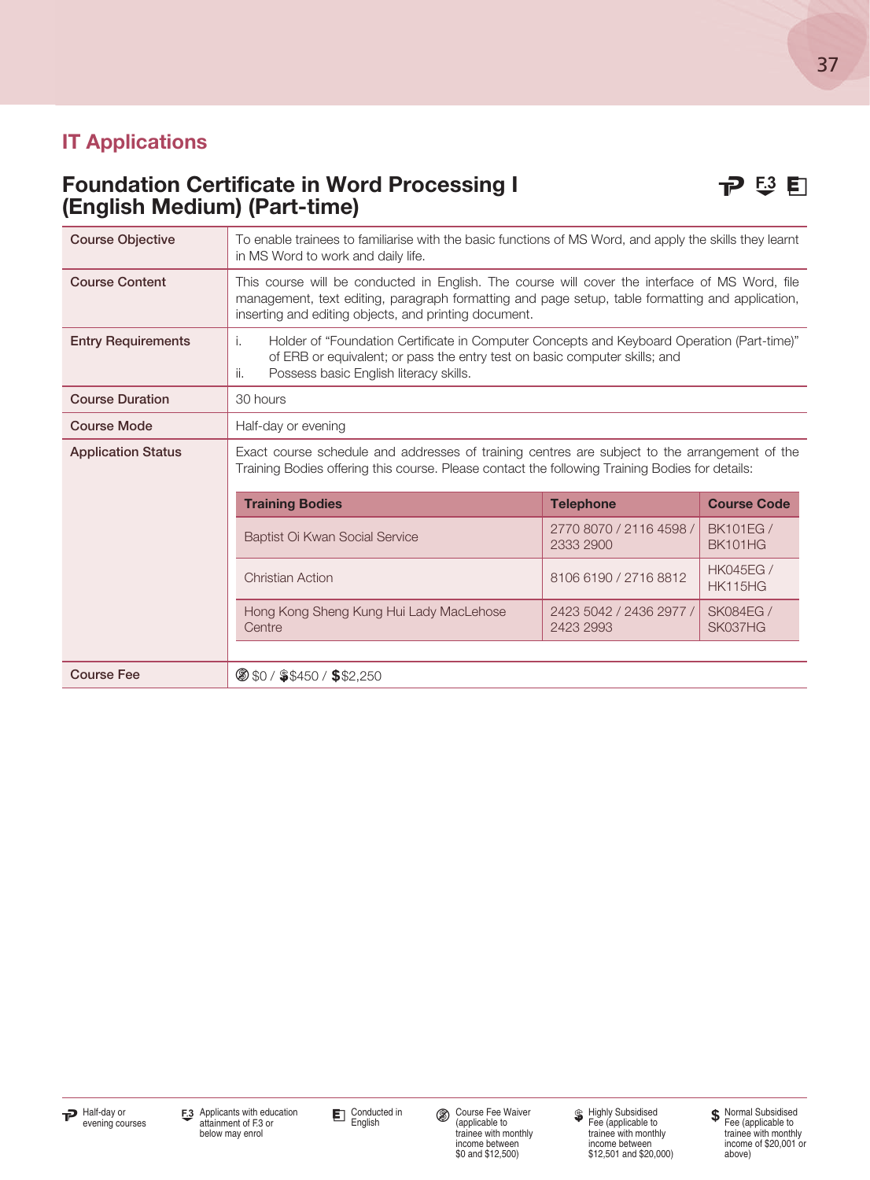## IT Applications

### Foundation Certificate in Word Processing I (English Medium) (Part-time)

| Course Objective | To enable trainees to familiarise with the basic functions of MS Word, and apply the skills they learnt in MS Word to work and daily life. |
|---|---|
| Course Content | This course will be conducted in English. The course will cover the interface of MS Word, file management, text editing, paragraph formatting and page setup, table formatting and application, inserting and editing objects, and printing document. |
| Entry Requirements | i. Holder of "Foundation Certificate in Computer Concepts and Keyboard Operation (Part-time)" of ERB or equivalent; or pass the entry test on basic computer skills; and<br>ii. Possess basic English literacy skills. |
| Course Duration | 30 hours |
| Course Mode | Half-day or evening |
| Application Status | Exact course schedule and addresses of training centres are subject to the arrangement of the Training Bodies offering this course. Please contact the following Training Bodies for details: |
| Course Fee | $0 / $450 / $2,250 |

| Training Bodies | Telephone | Course Code |
|---|---|---|
| Baptist Oi Kwan Social Service | 2770 8070 / 2116 4598 / 2333 2900 | BK101EG / BK101HG |
| Christian Action | 8106 6190 / 2716 8812 | HK045EG / HK115HG |
| Hong Kong Sheng Kung Hui Lady MacLehose Centre | 2423 5042 / 2436 2977 / 2423 2993 | SK084EG / SK037HG |

Half-day or evening courses | F.3 Applicants with education attainment of F.3 or below may enrol | Conducted in English | Course Fee Waiver (applicable to trainee with monthly income between $0 and $12,500) | Highly Subsidised Fee (applicable to trainee with monthly income between $12,501 and $20,000) | Normal Subsidised Fee (applicable to trainee with monthly income of $20,001 or above)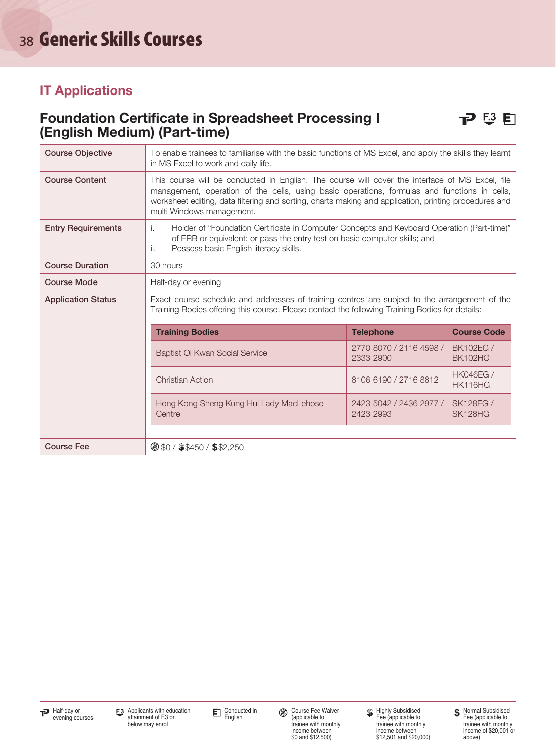# Generic Skills Courses

## IT Applications

### Foundation Certificate in Spreadsheet Processing I (English Medium) (Part-time)

| | |
|---|---|
| **Course Objective** | To enable trainees to familiarise with the basic functions of MS Excel, and apply the skills they learnt in MS Excel to work and daily life. |
| **Course Content** | This course will be conducted in English. The course will cover the interface of MS Excel, file management, operation of the cells, using basic operations, formulas and functions in cells, worksheet editing, data filtering and sorting, charts making and application, printing procedures and multi Windows management. |
| **Entry Requirements** | i. Holder of "Foundation Certificate in Computer Concepts and Keyboard Operation (Part-time)" of ERB or equivalent; or pass the entry test on basic computer skills; and<br>ii. Possess basic English literacy skills. |
| **Course Duration** | 30 hours |
| **Course Mode** | Half-day or evening |
| **Application Status** | Exact course schedule and addresses of training centres are subject to the arrangement of the Training Bodies offering this course. Please contact the following Training Bodies for details: |

| Training Bodies | Telephone | Course Code |
|---|---|---|
| Baptist Oi Kwan Social Service | 2770 8070 / 2116 4598 / 2333 2900 | BK102EG / BK102HG |
| Christian Action | 8106 6190 / 2716 8812 | HK046EG / HK116HG |
| Hong Kong Sheng Kung Hui Lady MacLehose Centre | 2423 5042 / 2436 2977 / 2423 2993 | SK128EG / SK128HG |

| | |
|---|---|
| **Course Fee** | $0 / $450 / $2,250 |

- Half-day or evening courses
- F.3: Applicants with education attainment of F.3 or below may enrol
- E: Conducted in English
- Course Fee Waiver (applicable to trainee with monthly income between $0 and $12,500)
- Highly Subsidised Fee (applicable to trainee with monthly income between $12,501 and $20,000)
- Normal Subsidised Fee (applicable to trainee with monthly income of $20,001 or above)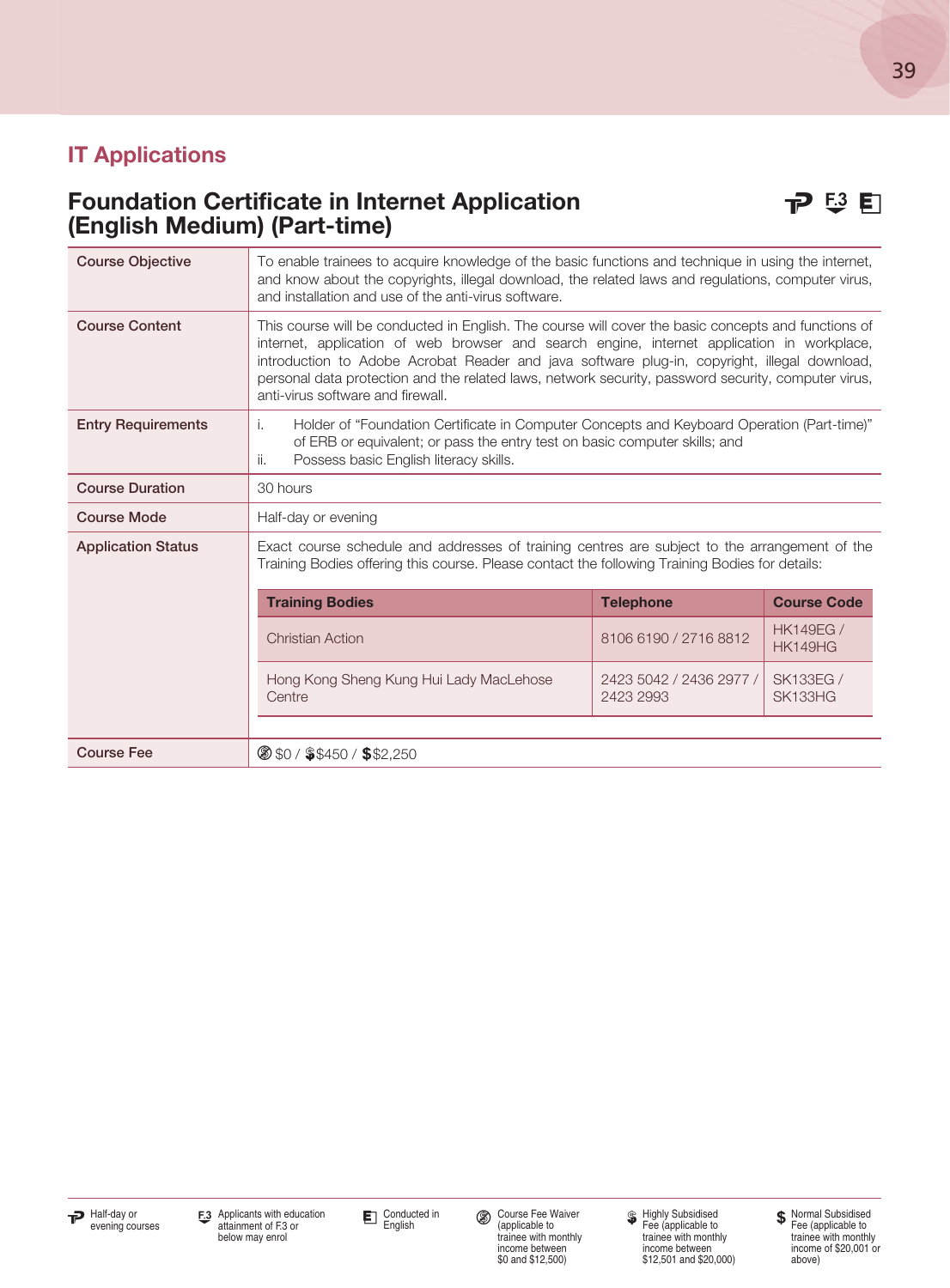## IT Applications

### Foundation Certificate in Internet Application (English Medium) (Part-time)

| Course Objective | To enable trainees to acquire knowledge of the basic functions and technique in using the internet, and know about the copyrights, illegal download, the related laws and regulations, computer virus, and installation and use of the anti-virus software. |
|---|---|
| Course Content | This course will be conducted in English. The course will cover the basic concepts and functions of internet, application of web browser and search engine, internet application in workplace, introduction to Adobe Acrobat Reader and java software plug-in, copyright, illegal download, personal data protection and the related laws, network security, password security, computer virus, anti-virus software and firewall. |
| Entry Requirements | i. Holder of "Foundation Certificate in Computer Concepts and Keyboard Operation (Part-time)" of ERB or equivalent; or pass the entry test on basic computer skills; and<br>ii. Possess basic English literacy skills. |
| Course Duration | 30 hours |
| Course Mode | Half-day or evening |
| Application Status | Exact course schedule and addresses of training centres are subject to the arrangement of the Training Bodies offering this course. Please contact the following Training Bodies for details: |
| Course Fee | $0 / $450 / $2,250 |

| Training Bodies | Telephone | Course Code |
|---|---|---|
| Christian Action | 8106 6190 / 2716 8812 | HK149EG / HK149HG |
| Hong Kong Sheng Kung Hui Lady MacLehose Centre | 2423 5042 / 2436 2977 / 2423 2993 | SK133EG / SK133HG |

Half-day or evening courses

F.3 Applicants with education attainment of F.3 or below may enrol

E Conducted in English

Course Fee Waiver (applicable to trainee with monthly income between $0 and $12,500)

Highly Subsidised Fee (applicable to trainee with monthly income between $12,501 and $20,000)

Normal Subsidised Fee (applicable to trainee with monthly income of $20,001 or above)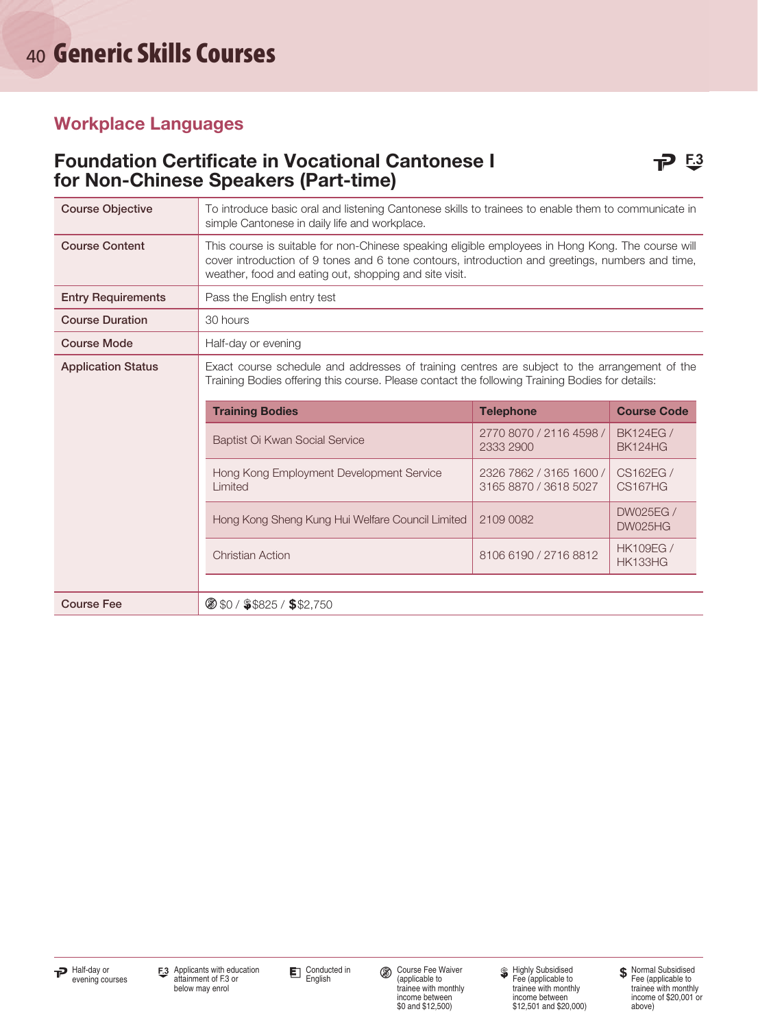# Generic Skills Courses

## Workplace Languages

### Foundation Certificate in Vocational Cantonese I for Non-Chinese Speakers (Part-time)

| | |
|---|---|
| **Course Objective** | To introduce basic oral and listening Cantonese skills to trainees to enable them to communicate in simple Cantonese in daily life and workplace. |
| **Course Content** | This course is suitable for non-Chinese speaking eligible employees in Hong Kong. The course will cover introduction of 9 tones and 6 tone contours, introduction and greetings, numbers and time, weather, food and eating out, shopping and site visit. |
| **Entry Requirements** | Pass the English entry test |
| **Course Duration** | 30 hours |
| **Course Mode** | Half-day or evening |
| **Application Status** | Exact course schedule and addresses of training centres are subject to the arrangement of the Training Bodies offering this course. Please contact the following Training Bodies for details: |

| Training Bodies | Telephone | Course Code |
|---|---|---|
| Baptist Oi Kwan Social Service | 2770 8070 / 2116 4598 / 2333 2900 | BK124EG / BK124HG |
| Hong Kong Employment Development Service Limited | 2326 7862 / 3165 1600 / 3165 8870 / 3618 5027 | CS162EG / CS167HG |
| Hong Kong Sheng Kung Hui Welfare Council Limited | 2109 0082 | DW025EG / DW025HG |
| Christian Action | 8106 6190 / 2716 8812 | HK109EG / HK133HG |

| | |
|---|---|
| **Course Fee** | $0 / $825 / $2,750 |

Half-day or evening courses

F.3 Applicants with education attainment of F.3 or below may enrol

Conducted in English

Course Fee Waiver (applicable to trainee with monthly income between $0 and $12,500)

Highly Subsidised Fee (applicable to trainee with monthly income between $12,501 and $20,000)

Normal Subsidised Fee (applicable to trainee with monthly income of $20,001 or above)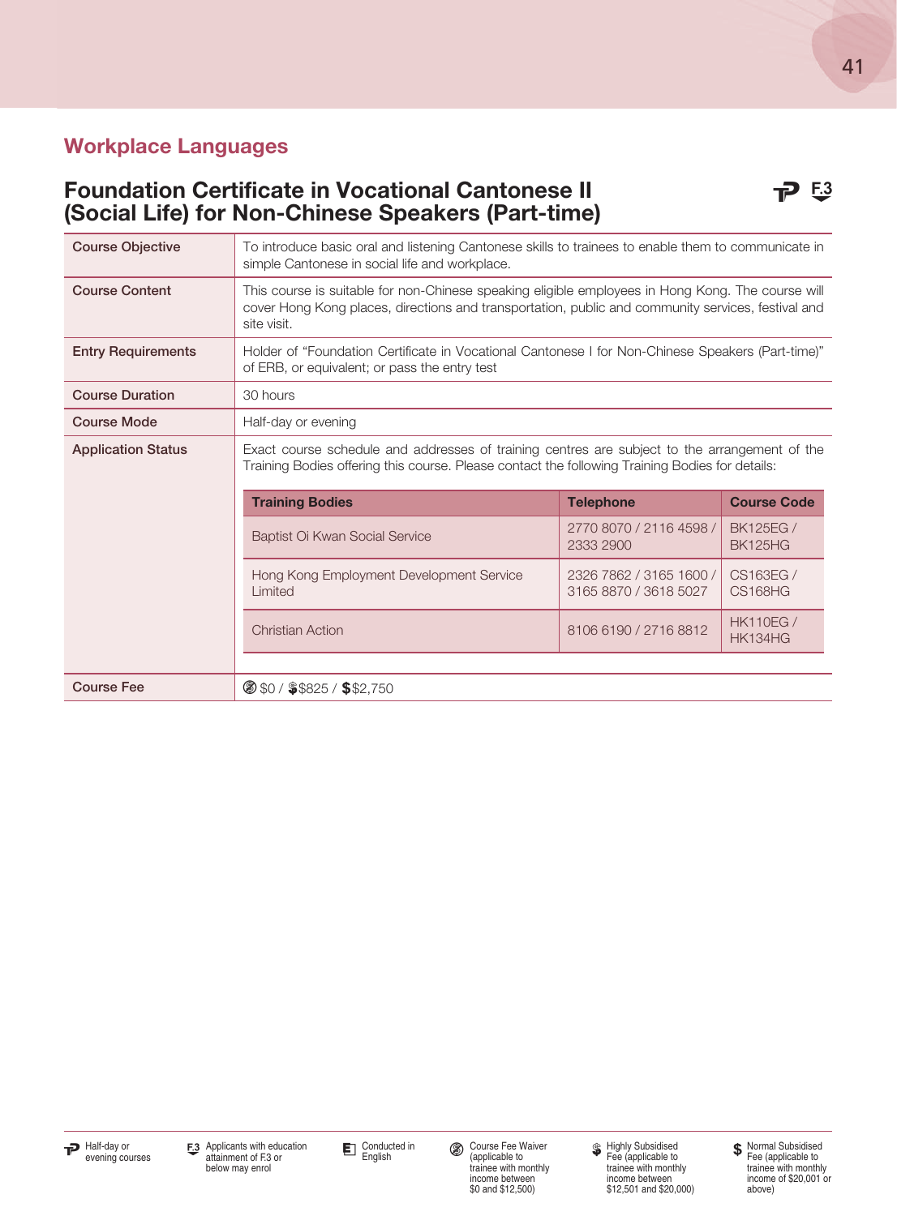## Workplace Languages

### Foundation Certificate in Vocational Cantonese II (Social Life) for Non-Chinese Speakers (Part-time)

| | |
|---|---|
| **Course Objective** | To introduce basic oral and listening Cantonese skills to trainees to enable them to communicate in simple Cantonese in social life and workplace. |
| **Course Content** | This course is suitable for non-Chinese speaking eligible employees in Hong Kong. The course will cover Hong Kong places, directions and transportation, public and community services, festival and site visit. |
| **Entry Requirements** | Holder of "Foundation Certificate in Vocational Cantonese I for Non-Chinese Speakers (Part-time)" of ERB, or equivalent; or pass the entry test |
| **Course Duration** | 30 hours |
| **Course Mode** | Half-day or evening |
| **Application Status** | Exact course schedule and addresses of training centres are subject to the arrangement of the Training Bodies offering this course. Please contact the following Training Bodies for details: |

| Training Bodies | Telephone | Course Code |
|---|---|---|
| Baptist Oi Kwan Social Service | 2770 8070 / 2116 4598 / 2333 2900 | BK125EG / BK125HG |
| Hong Kong Employment Development Service Limited | 2326 7862 / 3165 1600 / 3165 8870 / 3618 5027 | CS163EG / CS168HG |
| Christian Action | 8106 6190 / 2716 8812 | HK110EG / HK134HG |

| | |
|---|---|
| **Course Fee** | $0 / $825 / $2,750 |

Half-day or evening courses

F.3 Applicants with education attainment of F.3 or below may enrol

E Conducted in English

Course Fee Waiver (applicable to trainee with monthly income between $0 and $12,500)

Highly Subsidised Fee (applicable to trainee with monthly income between $12,501 and $20,000)

Normal Subsidised Fee (applicable to trainee with monthly income of $20,001 or above)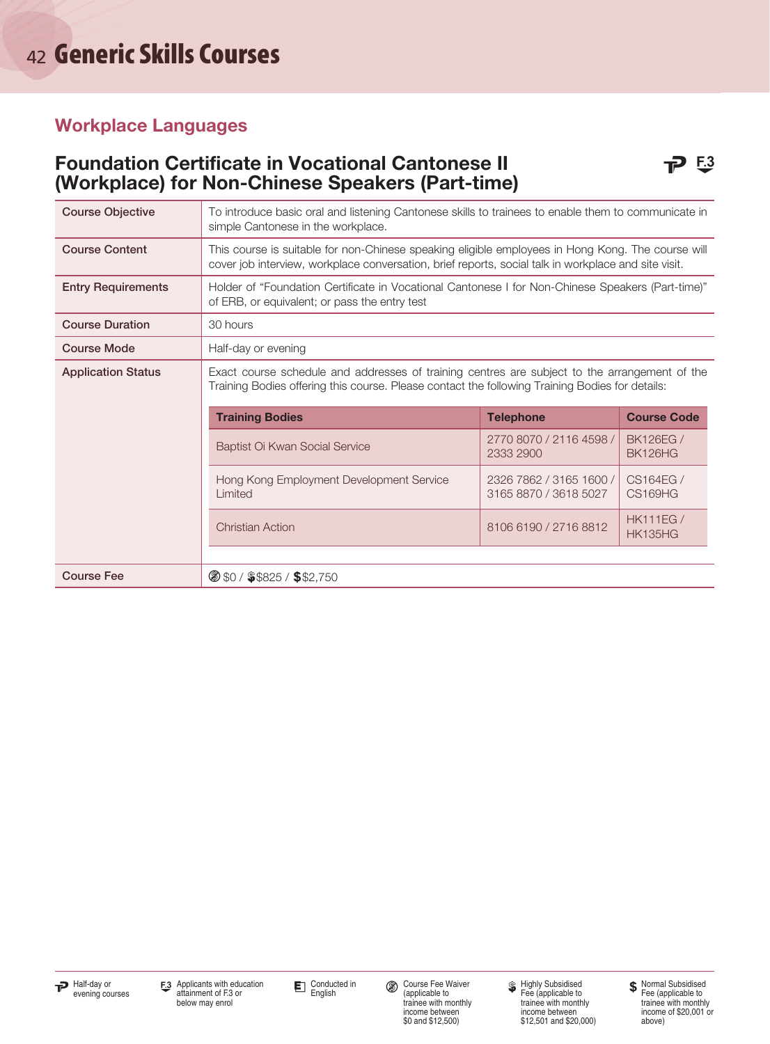# Generic Skills Courses

## Workplace Languages

### Foundation Certificate in Vocational Cantonese II (Workplace) for Non-Chinese Speakers (Part-time)

| Course Objective | To introduce basic oral and listening Cantonese skills to trainees to enable them to communicate in simple Cantonese in the workplace. |
|---|---|
| Course Content | This course is suitable for non-Chinese speaking eligible employees in Hong Kong. The course will cover job interview, workplace conversation, brief reports, social talk in workplace and site visit. |
| Entry Requirements | Holder of "Foundation Certificate in Vocational Cantonese I for Non-Chinese Speakers (Part-time)" of ERB, or equivalent; or pass the entry test |
| Course Duration | 30 hours |
| Course Mode | Half-day or evening |
| Application Status | Exact course schedule and addresses of training centres are subject to the arrangement of the Training Bodies offering this course. Please contact the following Training Bodies for details: |
| Course Fee | $0 / $825 / $2,750 |

| Training Bodies | Telephone | Course Code |
|---|---|---|
| Baptist Oi Kwan Social Service | 2770 8070 / 2116 4598 / 2333 2900 | BK126EG / BK126HG |
| Hong Kong Employment Development Service Limited | 2326 7862 / 3165 1600 / 3165 8870 / 3618 5027 | CS164EG / CS169HG |
| Christian Action | 8106 6190 / 2716 8812 | HK111EG / HK135HG |

- Half-day or evening courses
- F.3: Applicants with education attainment of F.3 or below may enrol
- Conducted in English
- Course Fee Waiver (applicable to trainee with monthly income between $0 and $12,500)
- Highly Subsidised Fee (applicable to trainee with monthly income between $12,501 and $20,000)
- Normal Subsidised Fee (applicable to trainee with monthly income of $20,001 or above)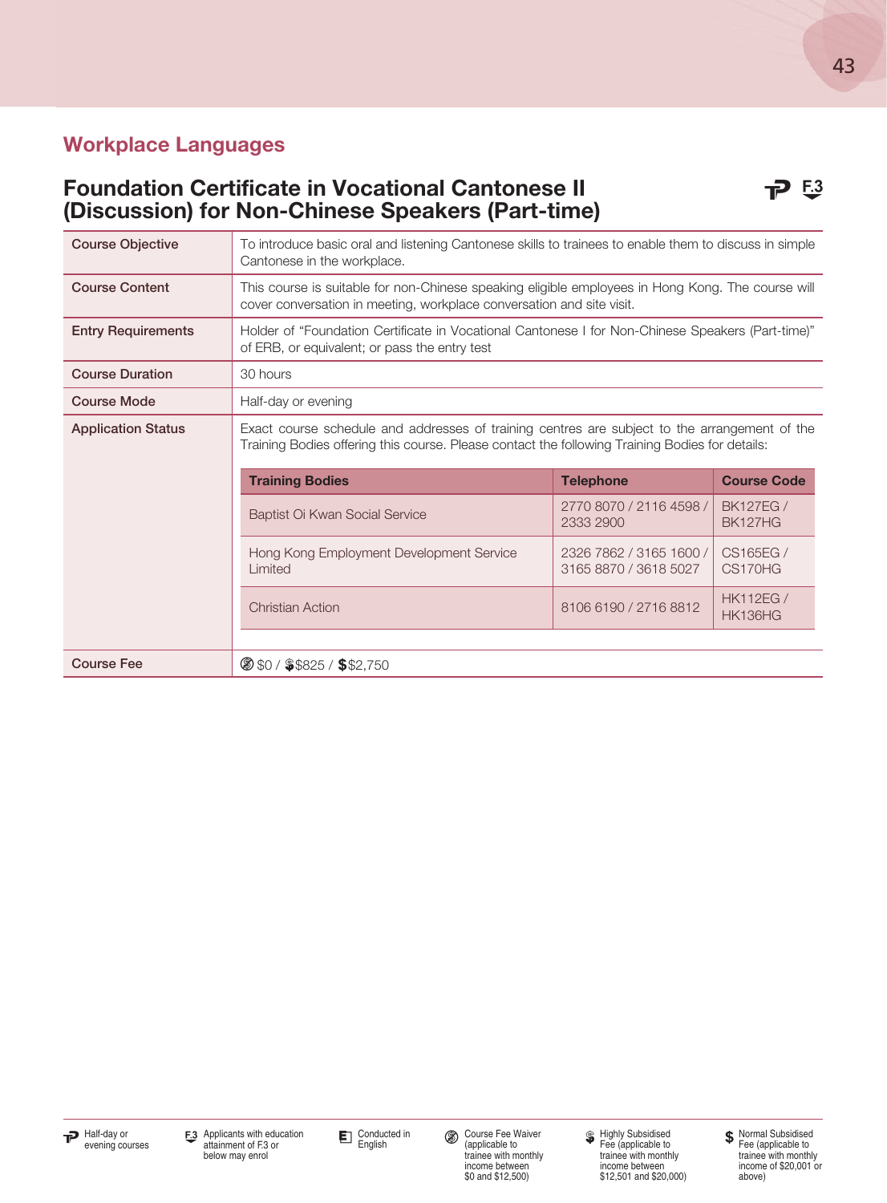## Workplace Languages

### Foundation Certificate in Vocational Cantonese II (Discussion) for Non-Chinese Speakers (Part-time)

| | |
|---|---|
| **Course Objective** | To introduce basic oral and listening Cantonese skills to trainees to enable them to discuss in simple Cantonese in the workplace. |
| **Course Content** | This course is suitable for non-Chinese speaking eligible employees in Hong Kong. The course will cover conversation in meeting, workplace conversation and site visit. |
| **Entry Requirements** | Holder of "Foundation Certificate in Vocational Cantonese I for Non-Chinese Speakers (Part-time)" of ERB, or equivalent; or pass the entry test |
| **Course Duration** | 30 hours |
| **Course Mode** | Half-day or evening |
| **Application Status** | Exact course schedule and addresses of training centres are subject to the arrangement of the Training Bodies offering this course. Please contact the following Training Bodies for details: |

| Training Bodies | Telephone | Course Code |
|---|---|---|
| Baptist Oi Kwan Social Service | 2770 8070 / 2116 4598 / 2333 2900 | BK127EG / BK127HG |
| Hong Kong Employment Development Service Limited | 2326 7862 / 3165 1600 / 3165 8870 / 3618 5027 | CS165EG / CS170HG |
| Christian Action | 8106 6190 / 2716 8812 | HK112EG / HK136HG |

| | |
|---|---|
| **Course Fee** | $0 / $825 / $2,750 |

Half-day or evening courses

F.3 Applicants with education attainment of F.3 or below may enrol

E Conducted in English

Course Fee Waiver (applicable to trainee with monthly income between $0 and $12,500)

Highly Subsidised Fee (applicable to trainee with monthly income between $12,501 and $20,000)

Normal Subsidised Fee (applicable to trainee with monthly income of $20,001 or above)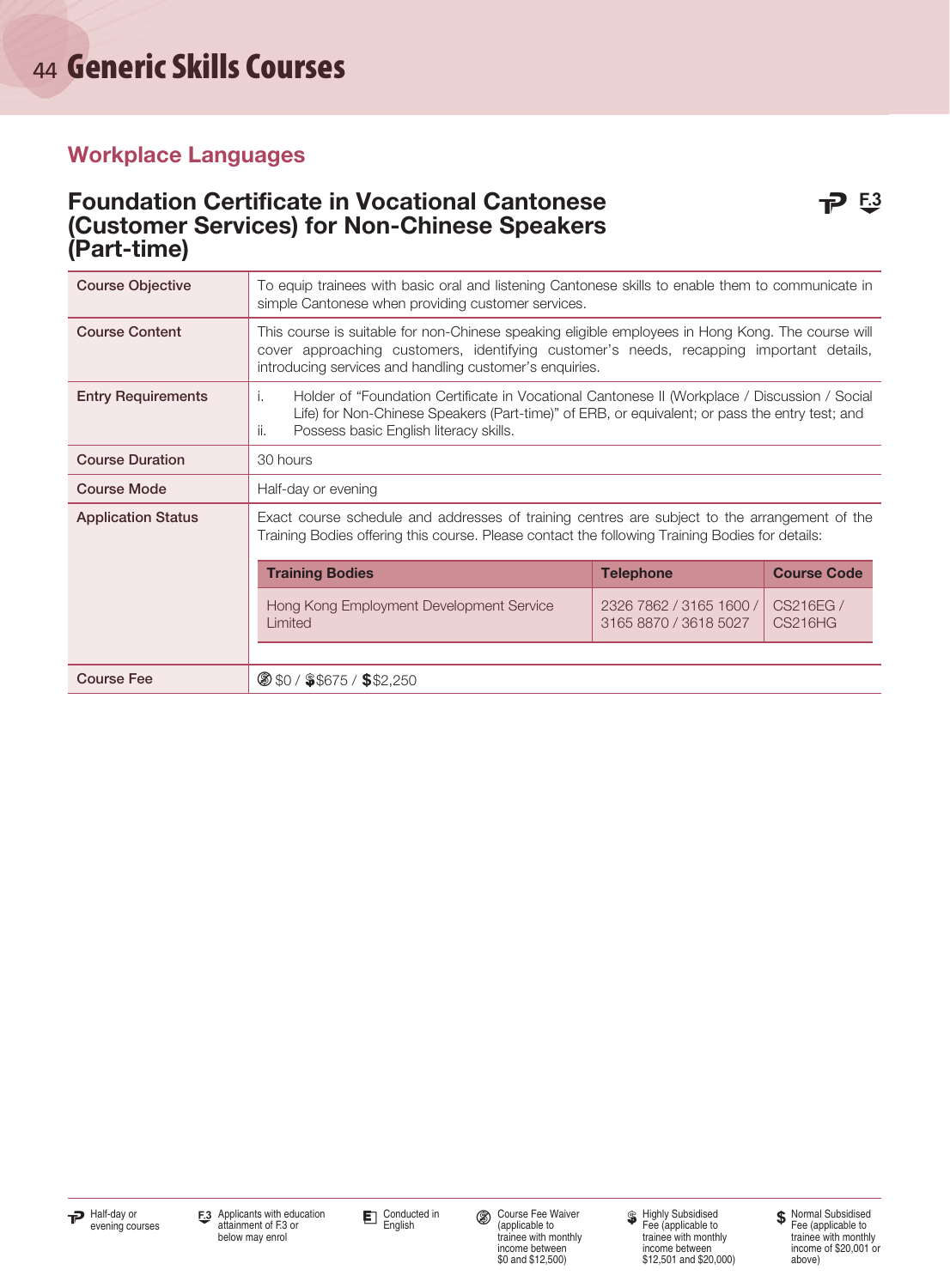# Generic Skills Courses

## Workplace Languages

### Foundation Certificate in Vocational Cantonese (Customer Services) for Non-Chinese Speakers (Part-time)

| | |
|---|---|
| **Course Objective** | To equip trainees with basic oral and listening Cantonese skills to enable them to communicate in simple Cantonese when providing customer services. |
| **Course Content** | This course is suitable for non-Chinese speaking eligible employees in Hong Kong. The course will cover approaching customers, identifying customer's needs, recapping important details, introducing services and handling customer's enquiries. |
| **Entry Requirements** | i. Holder of "Foundation Certificate in Vocational Cantonese II (Workplace / Discussion / Social Life) for Non-Chinese Speakers (Part-time)" of ERB, or equivalent; or pass the entry test; and<br>ii. Possess basic English literacy skills. |
| **Course Duration** | 30 hours |
| **Course Mode** | Half-day or evening |
| **Application Status** | Exact course schedule and addresses of training centres are subject to the arrangement of the Training Bodies offering this course. Please contact the following Training Bodies for details: |
| **Course Fee** | $0 / $675 / $2,250 |

| Training Bodies | Telephone | Course Code |
|---|---|---|
| Hong Kong Employment Development Service Limited | 2326 7862 / 3165 1600 / 3165 8870 / 3618 5027 | CS216EG / CS216HG |

Half-day or evening courses

F.3 Applicants with education attainment of F.3 or below may enrol

Conducted in English

Course Fee Waiver (applicable to trainee with monthly income between $0 and $12,500)

Highly Subsidised Fee (applicable to trainee with monthly income between $12,501 and $20,000)

Normal Subsidised Fee (applicable to trainee with monthly income of $20,001 or above)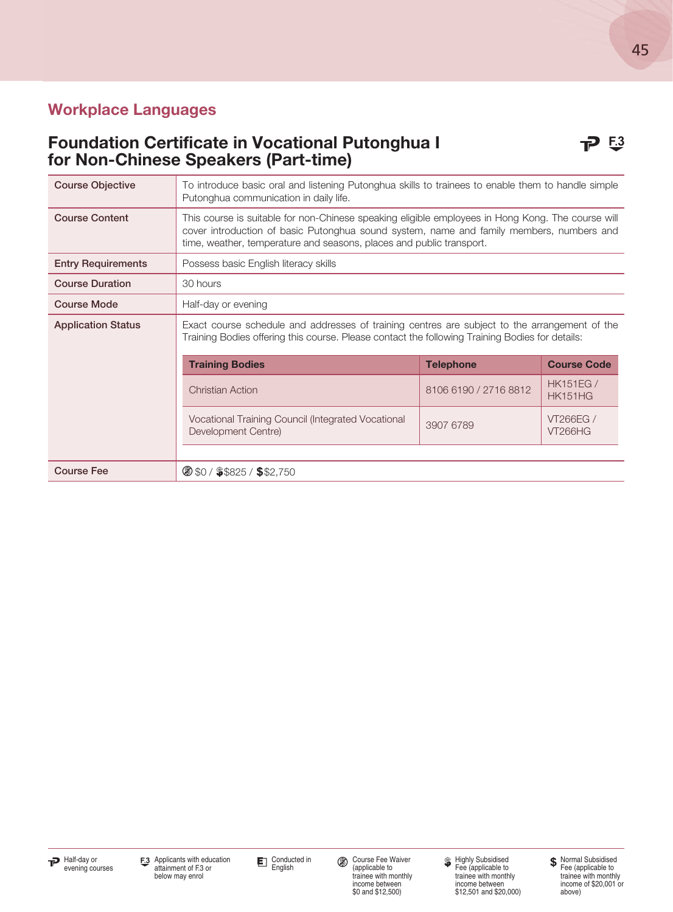## Workplace Languages

### Foundation Certificate in Vocational Putonghua I for Non-Chinese Speakers (Part-time)

| | |
|---|---|
| **Course Objective** | To introduce basic oral and listening Putonghua skills to trainees to enable them to handle simple Putonghua communication in daily life. |
| **Course Content** | This course is suitable for non-Chinese speaking eligible employees in Hong Kong. The course will cover introduction of basic Putonghua sound system, name and family members, numbers and time, weather, temperature and seasons, places and public transport. |
| **Entry Requirements** | Possess basic English literacy skills |
| **Course Duration** | 30 hours |
| **Course Mode** | Half-day or evening |
| **Application Status** | Exact course schedule and addresses of training centres are subject to the arrangement of the Training Bodies offering this course. Please contact the following Training Bodies for details: |
| **Course Fee** | $0 / $825 / $2,750 |

| Training Bodies | Telephone | Course Code |
|---|---|---|
| Christian Action | 8106 6190 / 2716 8812 | HK151EG / HK151HG |
| Vocational Training Council (Integrated Vocational Development Centre) | 3907 6789 | VT266EG / VT266HG |

Half-day or evening courses | F.3 Applicants with education attainment of F.3 or below may enrol | Conducted in English | Course Fee Waiver (applicable to trainee with monthly income between $0 and $12,500) | Highly Subsidised Fee (applicable to trainee with monthly income between $12,501 and $20,000) | Normal Subsidised Fee (applicable to trainee with monthly income of $20,001 or above)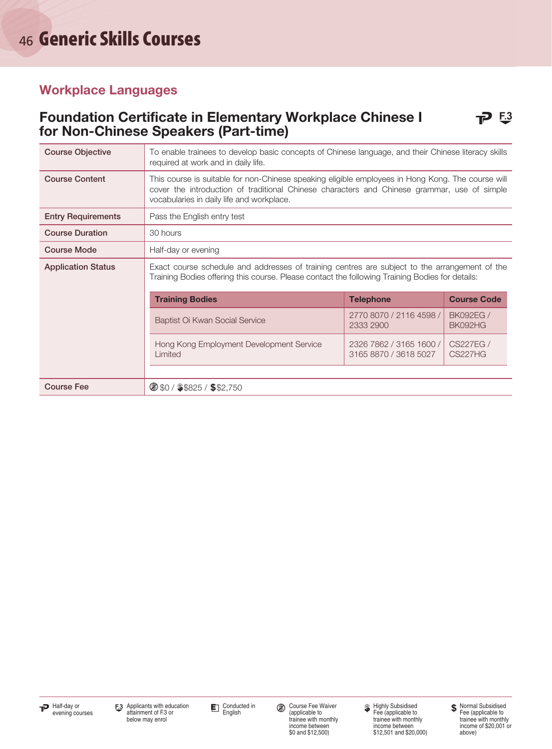# Generic Skills Courses

## Workplace Languages

### Foundation Certificate in Elementary Workplace Chinese I for Non-Chinese Speakers (Part-time)

| | |
|---|---|
| **Course Objective** | To enable trainees to develop basic concepts of Chinese language, and their Chinese literacy skills required at work and in daily life. |
| **Course Content** | This course is suitable for non-Chinese speaking eligible employees in Hong Kong. The course will cover the introduction of traditional Chinese characters and Chinese grammar, use of simple vocabularies in daily life and workplace. |
| **Entry Requirements** | Pass the English entry test |
| **Course Duration** | 30 hours |
| **Course Mode** | Half-day or evening |
| **Application Status** | Exact course schedule and addresses of training centres are subject to the arrangement of the Training Bodies offering this course. Please contact the following Training Bodies for details: |
| **Course Fee** | $0 / $825 / $2,750 |

| Training Bodies | Telephone | Course Code |
|---|---|---|
| Baptist Oi Kwan Social Service | 2770 8070 / 2116 4598 / 2333 2900 | BK092EG / BK092HG |
| Hong Kong Employment Development Service Limited | 2326 7862 / 3165 1600 / 3165 8870 / 3618 5027 | CS227EG / CS227HG |

- Half-day or evening courses
- F.3: Applicants with education attainment of F.3 or below may enrol
- Conducted in English
- Course Fee Waiver (applicable to trainee with monthly income between $0 and $12,500)
- Highly Subsidised Fee (applicable to trainee with monthly income between $12,501 and $20,000)
- Normal Subsidised Fee (applicable to trainee with monthly income of $20,001 or above)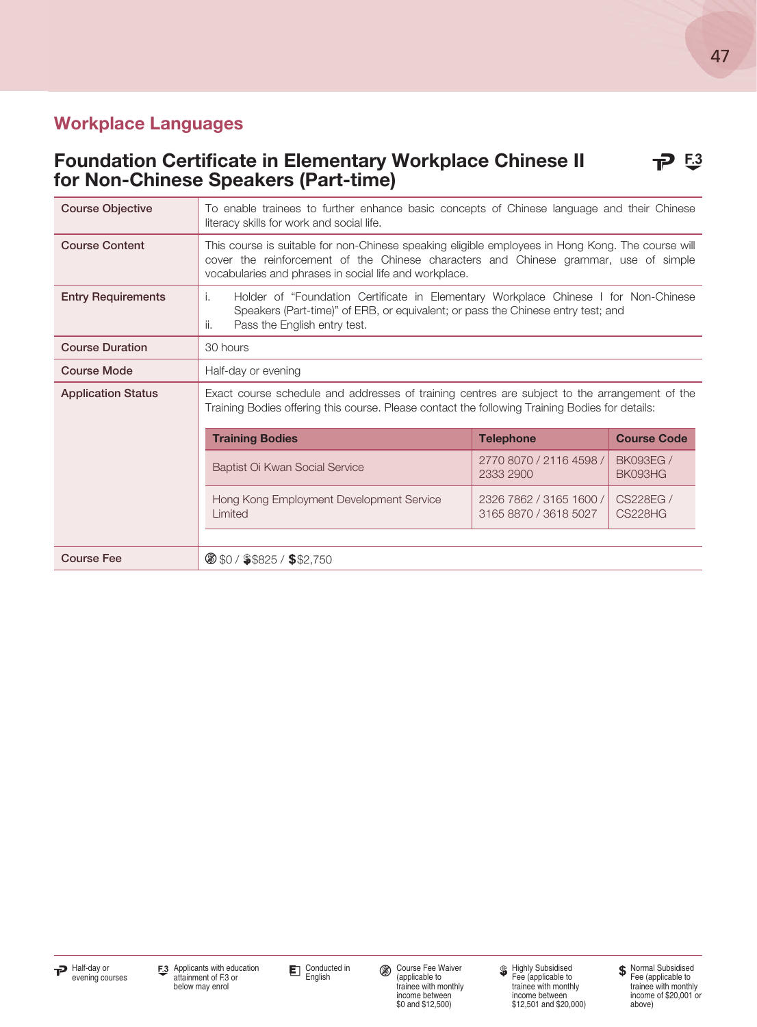## Workplace Languages

### Foundation Certificate in Elementary Workplace Chinese II for Non-Chinese Speakers (Part-time)

| | |
|---|---|
| **Course Objective** | To enable trainees to further enhance basic concepts of Chinese language and their Chinese literacy skills for work and social life. |
| **Course Content** | This course is suitable for non-Chinese speaking eligible employees in Hong Kong. The course will cover the reinforcement of the Chinese characters and Chinese grammar, use of simple vocabularies and phrases in social life and workplace. |
| **Entry Requirements** | i. Holder of "Foundation Certificate in Elementary Workplace Chinese I for Non-Chinese Speakers (Part-time)" of ERB, or equivalent; or pass the Chinese entry test; and<br>ii. Pass the English entry test. |
| **Course Duration** | 30 hours |
| **Course Mode** | Half-day or evening |
| **Application Status** | Exact course schedule and addresses of training centres are subject to the arrangement of the Training Bodies offering this course. Please contact the following Training Bodies for details: |
| **Course Fee** | $0 / $825 / $2,750 |

| Training Bodies | Telephone | Course Code |
|---|---|---|
| Baptist Oi Kwan Social Service | 2770 8070 / 2116 4598 / 2333 2900 | BK093EG / BK093HG |
| Hong Kong Employment Development Service Limited | 2326 7862 / 3165 1600 / 3165 8870 / 3618 5027 | CS228EG / CS228HG |

Half-day or evening courses

F.3 Applicants with education attainment of F.3 or below may enrol

Conducted in English

Course Fee Waiver (applicable to trainee with monthly income between $0 and $12,500)

Highly Subsidised Fee (applicable to trainee with monthly income between $12,501 and $20,000)

Normal Subsidised Fee (applicable to trainee with monthly income of $20,001 or above)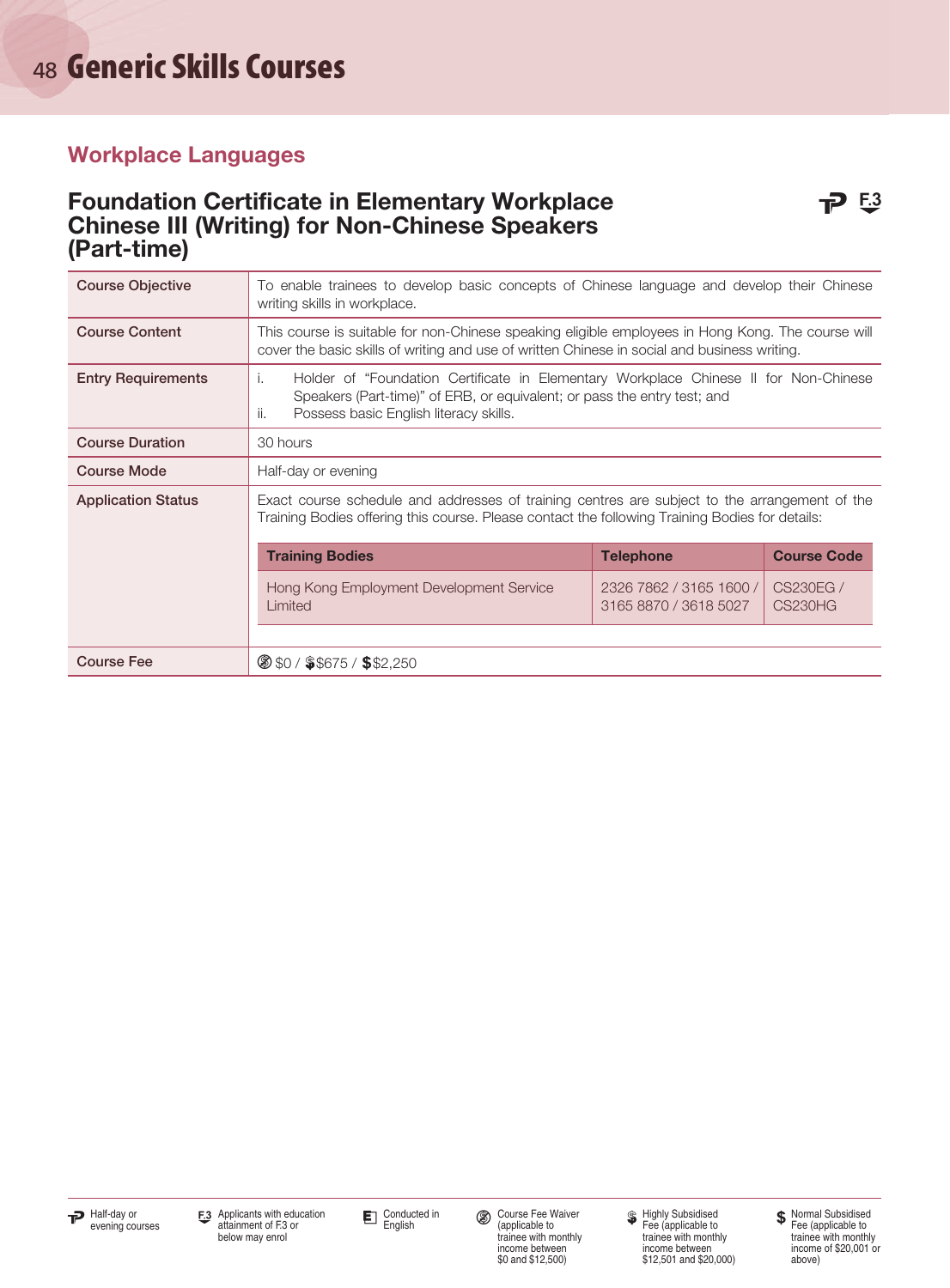# Generic Skills Courses

## Workplace Languages

### Foundation Certificate in Elementary Workplace Chinese III (Writing) for Non-Chinese Speakers (Part-time)

| | |
|---|---|
| Course Objective | To enable trainees to develop basic concepts of Chinese language and develop their Chinese writing skills in workplace. |
| Course Content | This course is suitable for non-Chinese speaking eligible employees in Hong Kong. The course will cover the basic skills of writing and use of written Chinese in social and business writing. |
| Entry Requirements | i. Holder of "Foundation Certificate in Elementary Workplace Chinese II for Non-Chinese Speakers (Part-time)" of ERB, or equivalent; or pass the entry test; and<br>ii. Possess basic English literacy skills. |
| Course Duration | 30 hours |
| Course Mode | Half-day or evening |
| Application Status | Exact course schedule and addresses of training centres are subject to the arrangement of the Training Bodies offering this course. Please contact the following Training Bodies for details: |
| Course Fee | $0 / $675 / $2,250 |

| Training Bodies | Telephone | Course Code |
|---|---|---|
| Hong Kong Employment Development Service Limited | 2326 7862 / 3165 1600 / 3165 8870 / 3618 5027 | CS230EG / CS230HG |

Half-day or evening courses

F.3 Applicants with education attainment of F.3 or below may enrol

Conducted in English

Course Fee Waiver (applicable to trainee with monthly income between $0 and $12,500)

Highly Subsidised Fee (applicable to trainee with monthly income between $12,501 and $20,000)

Normal Subsidised Fee (applicable to trainee with monthly income of $20,001 or above)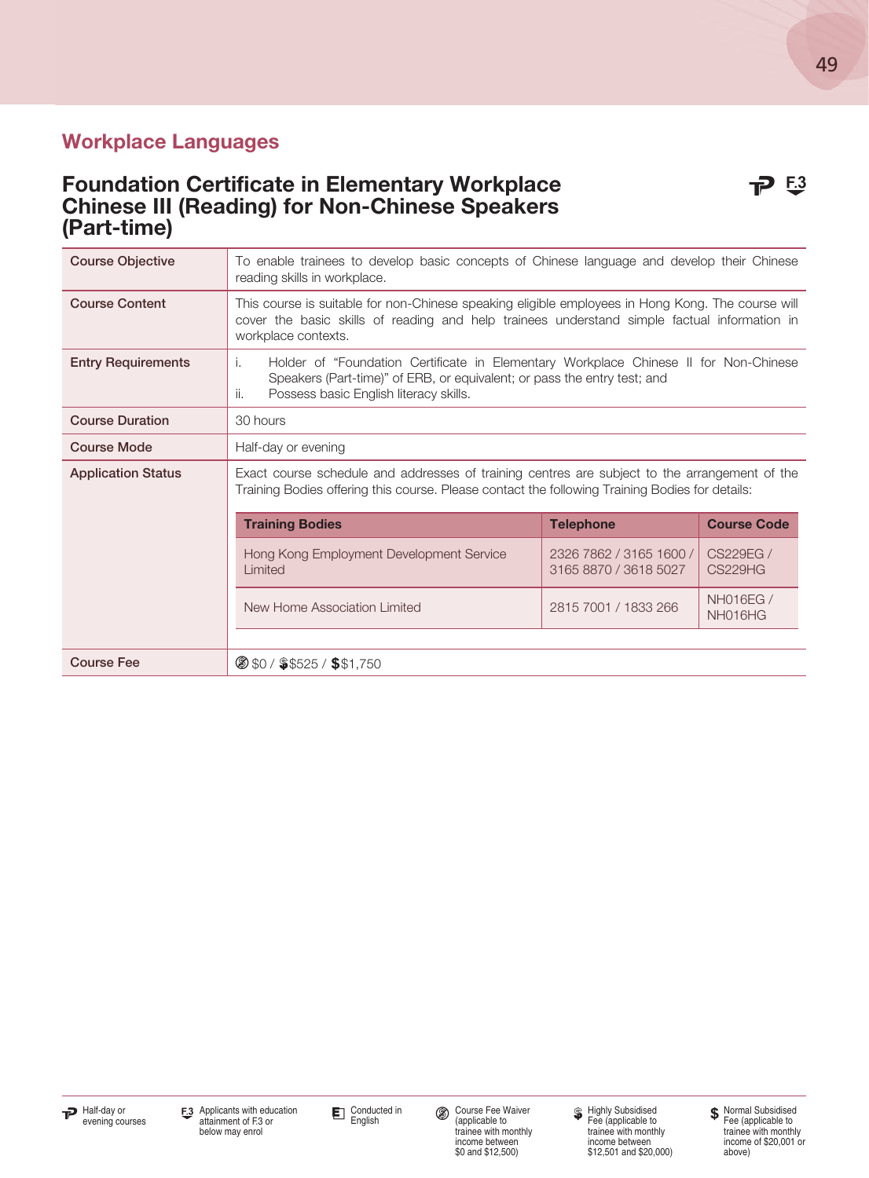## Workplace Languages

### Foundation Certificate in Elementary Workplace Chinese III (Reading) for Non-Chinese Speakers (Part-time)

| | |
|---|---|
| **Course Objective** | To enable trainees to develop basic concepts of Chinese language and develop their Chinese reading skills in workplace. |
| **Course Content** | This course is suitable for non-Chinese speaking eligible employees in Hong Kong. The course will cover the basic skills of reading and help trainees understand simple factual information in workplace contexts. |
| **Entry Requirements** | i. Holder of "Foundation Certificate in Elementary Workplace Chinese II for Non-Chinese Speakers (Part-time)" of ERB, or equivalent; or pass the entry test; and<br>ii. Possess basic English literacy skills. |
| **Course Duration** | 30 hours |
| **Course Mode** | Half-day or evening |
| **Application Status** | Exact course schedule and addresses of training centres are subject to the arrangement of the Training Bodies offering this course. Please contact the following Training Bodies for details: |
| **Course Fee** | $0 / $525 / $1,750 |

| Training Bodies | Telephone | Course Code |
|---|---|---|
| Hong Kong Employment Development Service Limited | 2326 7862 / 3165 1600 / 3165 8870 / 3618 5027 | CS229EG / CS229HG |
| New Home Association Limited | 2815 7001 / 1833 266 | NH016EG / NH016HG |

- Half-day or evening courses
- F.3: Applicants with education attainment of F.3 or below may enrol
- E: Conducted in English
- Course Fee Waiver (applicable to trainee with monthly income between $0 and $12,500)
- Highly Subsidised Fee (applicable to trainee with monthly income between $12,501 and $20,000)
- Normal Subsidised Fee (applicable to trainee with monthly income of $20,001 or above)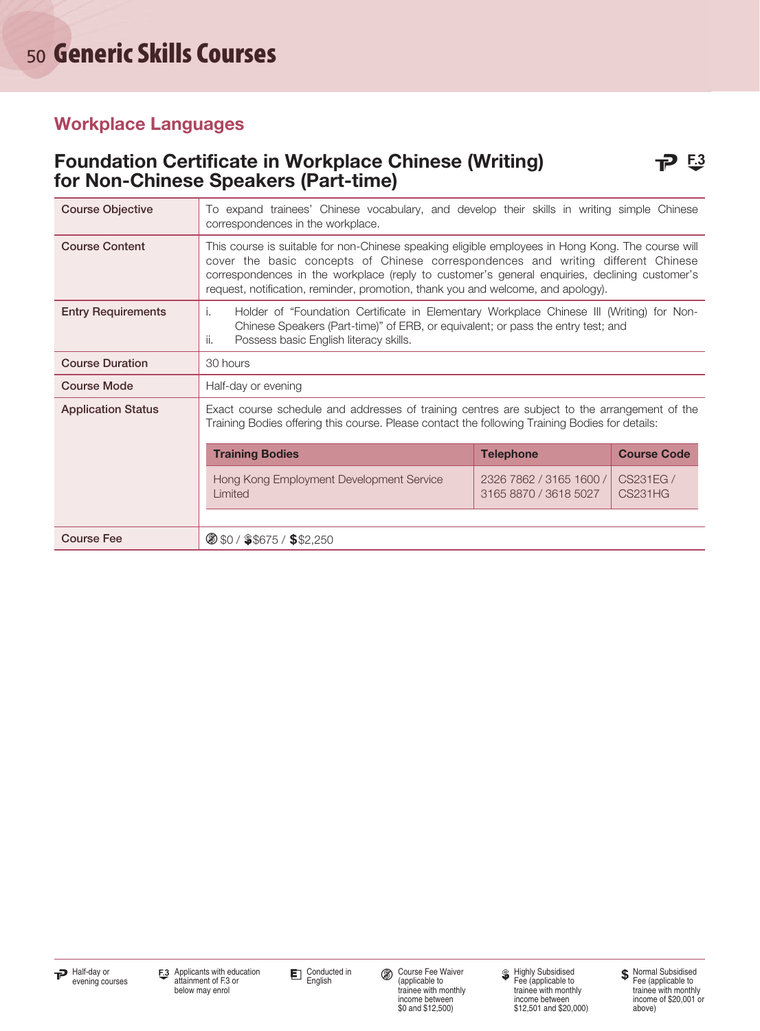# Generic Skills Courses

## Workplace Languages

### Foundation Certificate in Workplace Chinese (Writing) for Non-Chinese Speakers (Part-time)

| | |
|---|---|
| **Course Objective** | To expand trainees' Chinese vocabulary, and develop their skills in writing simple Chinese correspondences in the workplace. |
| **Course Content** | This course is suitable for non-Chinese speaking eligible employees in Hong Kong. The course will cover the basic concepts of Chinese correspondences and writing different Chinese correspondences in the workplace (reply to customer's general enquiries, declining customer's request, notification, reminder, promotion, thank you and welcome, and apology). |
| **Entry Requirements** | i. Holder of "Foundation Certificate in Elementary Workplace Chinese III (Writing) for Non-Chinese Speakers (Part-time)" of ERB, or equivalent; or pass the entry test; and<br>ii. Possess basic English literacy skills. |
| **Course Duration** | 30 hours |
| **Course Mode** | Half-day or evening |
| **Application Status** | Exact course schedule and addresses of training centres are subject to the arrangement of the Training Bodies offering this course. Please contact the following Training Bodies for details: |
| **Course Fee** | $0 / $675 / $2,250 |

| Training Bodies | Telephone | Course Code |
|---|---|---|
| Hong Kong Employment Development Service Limited | 2326 7862 / 3165 1600 / 3165 8870 / 3618 5027 | CS231EG / CS231HG |

Half-day or evening courses

F.3 Applicants with education attainment of F.3 or below may enrol

Conducted in English

Course Fee Waiver (applicable to trainee with monthly income between $0 and $12,500)

Highly Subsidised Fee (applicable to trainee with monthly income between $12,501 and $20,000)

Normal Subsidised Fee (applicable to trainee with monthly income of $20,001 or above)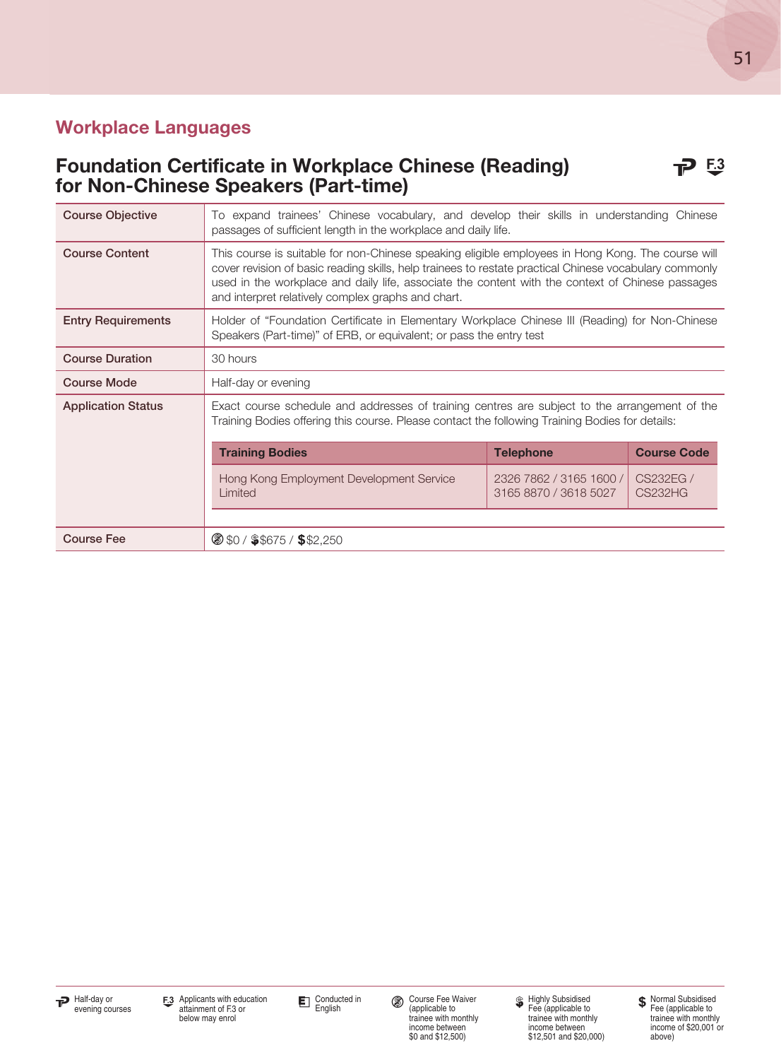## Workplace Languages

### Foundation Certificate in Workplace Chinese (Reading) for Non-Chinese Speakers (Part-time)

| | |
|---|---|
| **Course Objective** | To expand trainees' Chinese vocabulary, and develop their skills in understanding Chinese passages of sufficient length in the workplace and daily life. |
| **Course Content** | This course is suitable for non-Chinese speaking eligible employees in Hong Kong. The course will cover revision of basic reading skills, help trainees to restate practical Chinese vocabulary commonly used in the workplace and daily life, associate the content with the context of Chinese passages and interpret relatively complex graphs and chart. |
| **Entry Requirements** | Holder of "Foundation Certificate in Elementary Workplace Chinese III (Reading) for Non-Chinese Speakers (Part-time)" of ERB, or equivalent; or pass the entry test |
| **Course Duration** | 30 hours |
| **Course Mode** | Half-day or evening |
| **Application Status** | Exact course schedule and addresses of training centres are subject to the arrangement of the Training Bodies offering this course. Please contact the following Training Bodies for details: |
| **Course Fee** | $0 / $675 / $2,250 |

| Training Bodies | Telephone | Course Code |
|---|---|---|
| Hong Kong Employment Development Service Limited | 2326 7862 / 3165 1600 / 3165 8870 / 3618 5027 | CS232EG / CS232HG |

Half-day or evening courses

F.3 Applicants with education attainment of F.3 or below may enrol

Conducted in English

Course Fee Waiver (applicable to trainee with monthly income between $0 and $12,500)

Highly Subsidised Fee (applicable to trainee with monthly income between $12,501 and $20,000)

Normal Subsidised Fee (applicable to trainee with monthly income of $20,001 or above)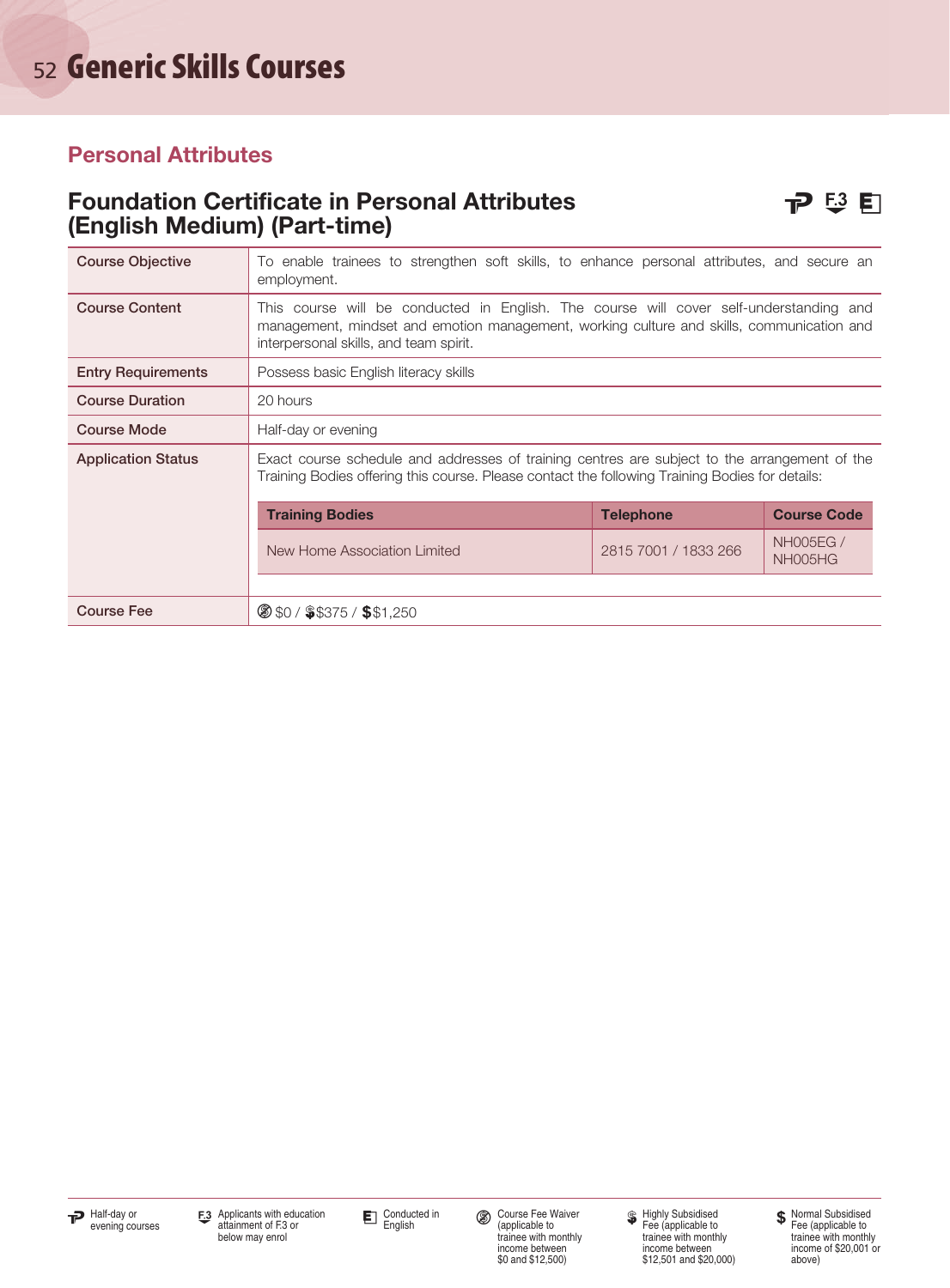# Generic Skills Courses

## Personal Attributes

### Foundation Certificate in Personal Attributes (English Medium) (Part-time)

| | |
|---|---|
| Course Objective | To enable trainees to strengthen soft skills, to enhance personal attributes, and secure an employment. |
| Course Content | This course will be conducted in English. The course will cover self-understanding and management, mindset and emotion management, working culture and skills, communication and interpersonal skills, and team spirit. |
| Entry Requirements | Possess basic English literacy skills |
| Course Duration | 20 hours |
| Course Mode | Half-day or evening |
| Application Status | Exact course schedule and addresses of training centres are subject to the arrangement of the Training Bodies offering this course. Please contact the following Training Bodies for details: |
| Course Fee | $0 / $375 / $1,250 |

| Training Bodies | Telephone | Course Code |
|---|---|---|
| New Home Association Limited | 2815 7001 / 1833 266 | NH005EG / NH005HG |

Half-day or evening courses

F.3 Applicants with education attainment of F.3 or below may enrol

Conducted in English

Course Fee Waiver (applicable to trainee with monthly income between $0 and $12,500)

Highly Subsidised Fee (applicable to trainee with monthly income between $12,501 and $20,000)

Normal Subsidised Fee (applicable to trainee with monthly income of $20,001 or above)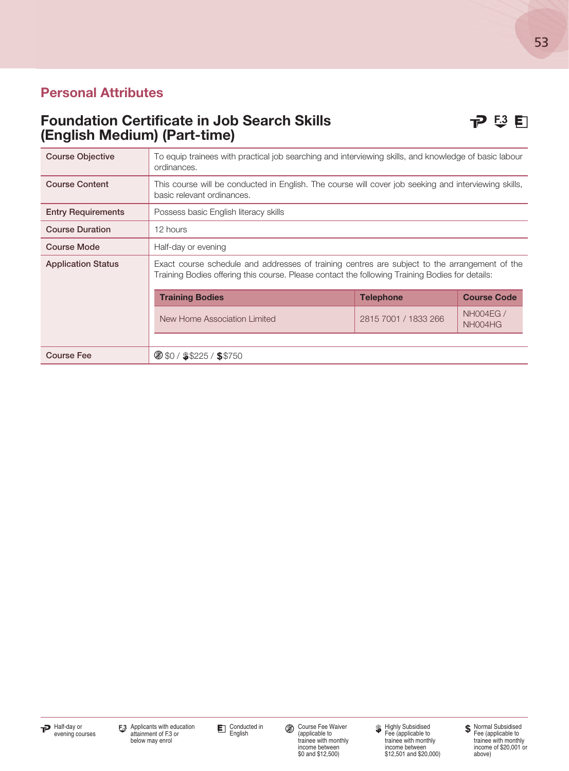## Personal Attributes

### Foundation Certificate in Job Search Skills (English Medium) (Part-time)

| | |
|---|---|
| **Course Objective** | To equip trainees with practical job searching and interviewing skills, and knowledge of basic labour ordinances. |
| **Course Content** | This course will be conducted in English. The course will cover job seeking and interviewing skills, basic relevant ordinances. |
| **Entry Requirements** | Possess basic English literacy skills |
| **Course Duration** | 12 hours |
| **Course Mode** | Half-day or evening |
| **Application Status** | Exact course schedule and addresses of training centres are subject to the arrangement of the Training Bodies offering this course. Please contact the following Training Bodies for details: |
| **Course Fee** | $0 / $225 / $750 |

| Training Bodies | Telephone | Course Code |
|---|---|---|
| New Home Association Limited | 2815 7001 / 1833 266 | NH004EG / NH004HG |

Half-day or evening courses

F.3 Applicants with education attainment of F.3 or below may enrol

E Conducted in English

Course Fee Waiver (applicable to trainee with monthly income between $0 and $12,500)

Highly Subsidised Fee (applicable to trainee with monthly income between $12,501 and $20,000)

Normal Subsidised Fee (applicable to trainee with monthly income of $20,001 or above)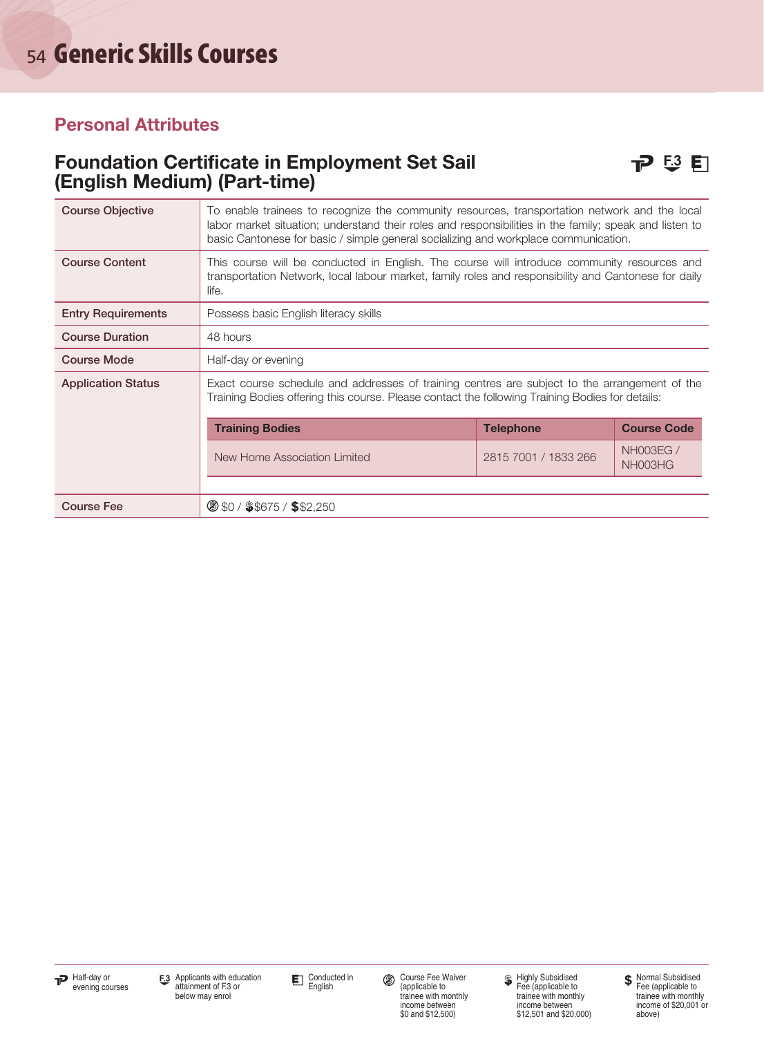# Generic Skills Courses

## Personal Attributes

### Foundation Certificate in Employment Set Sail (English Medium) (Part-time)

| | |
|---|---|
| **Course Objective** | To enable trainees to recognize the community resources, transportation network and the local labor market situation; understand their roles and responsibilities in the family; speak and listen to basic Cantonese for basic / simple general socializing and workplace communication. |
| **Course Content** | This course will be conducted in English. The course will introduce community resources and transportation Network, local labour market, family roles and responsibility and Cantonese for daily life. |
| **Entry Requirements** | Possess basic English literacy skills |
| **Course Duration** | 48 hours |
| **Course Mode** | Half-day or evening |
| **Application Status** | Exact course schedule and addresses of training centres are subject to the arrangement of the Training Bodies offering this course. Please contact the following Training Bodies for details: |

| Training Bodies | Telephone | Course Code |
|---|---|---|
| New Home Association Limited | 2815 7001 / 1833 266 | NH003EG / NH003HG |

| | |
|---|---|
| **Course Fee** | $0 / $675 / $2,250 |

- Half-day or evening courses
- F.3: Applicants with education attainment of F.3 or below may enrol
- E: Conducted in English
- Course Fee Waiver (applicable to trainee with monthly income between $0 and $12,500)
- Highly Subsidised Fee (applicable to trainee with monthly income between $12,501 and $20,000)
- Normal Subsidised Fee (applicable to trainee with monthly income of $20,001 or above)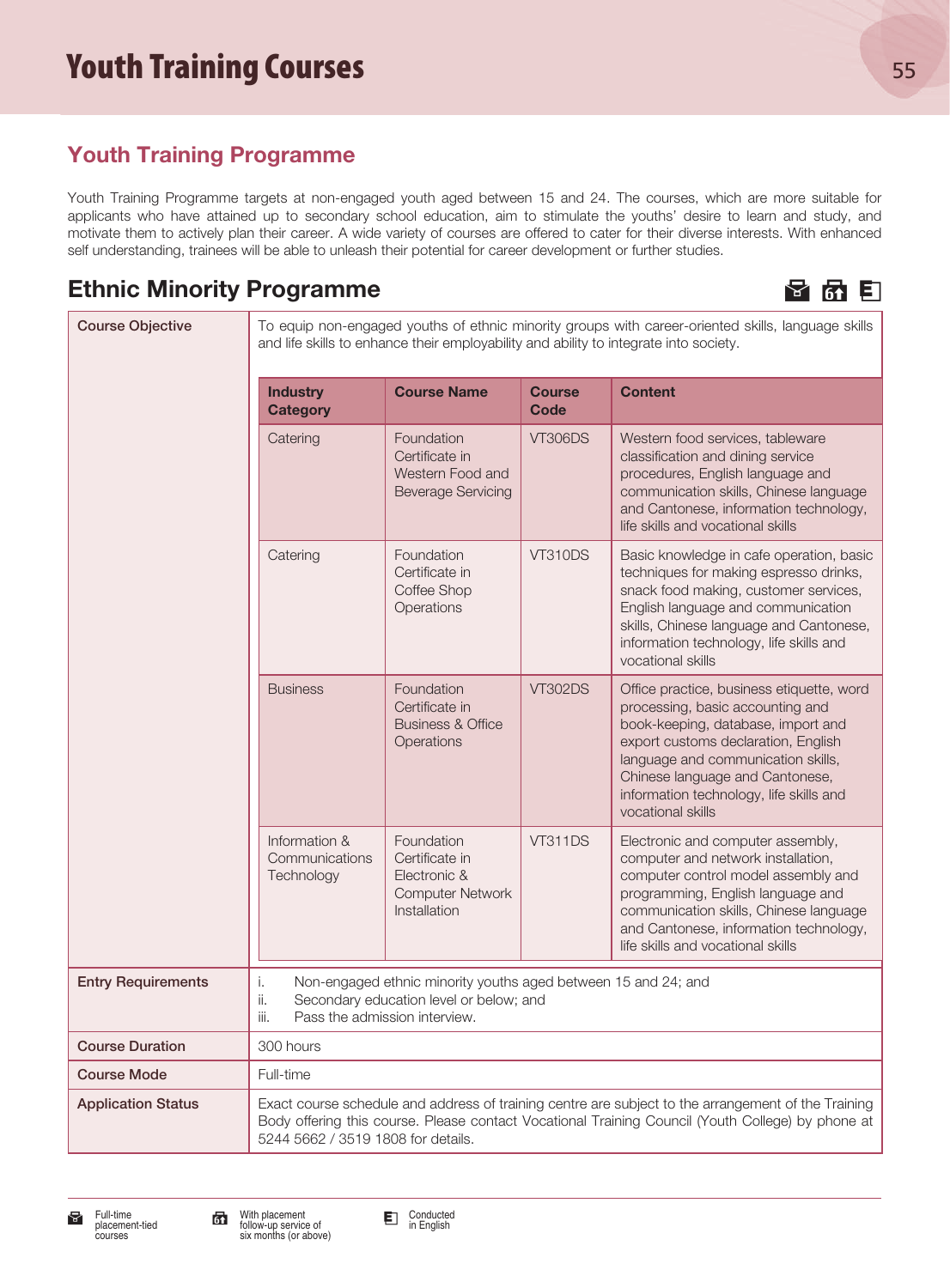# Youth Training Courses

## Youth Training Programme

Youth Training Programme targets at non-engaged youth aged between 15 and 24. The courses, which are more suitable for applicants who have attained up to secondary school education, aim to stimulate the youths' desire to learn and study, and motivate them to actively plan their career. A wide variety of courses are offered to cater for their diverse interests. With enhanced self understanding, trainees will be able to unleash their potential for career development or further studies.

## Ethnic Minority Programme

**Course Objective**

To equip non-engaged youths of ethnic minority groups with career-oriented skills, language skills and life skills to enhance their employability and ability to integrate into society.

| Industry Category | Course Name | Course Code | Content |
|---|---|---|---|
| Catering | Foundation Certificate in Western Food and Beverage Servicing | VT306DS | Western food services, tableware classification and dining service procedures, English language and communication skills, Chinese language and Cantonese, information technology, life skills and vocational skills |
| Catering | Foundation Certificate in Coffee Shop Operations | VT310DS | Basic knowledge in cafe operation, basic techniques for making espresso drinks, snack food making, customer services, English language and communication skills, Chinese language and Cantonese, information technology, life skills and vocational skills |
| Business | Foundation Certificate in Business & Office Operations | VT302DS | Office practice, business etiquette, word processing, basic accounting and book-keeping, database, import and export customs declaration, English language and communication skills, Chinese language and Cantonese, information technology, life skills and vocational skills |
| Information & Communications Technology | Foundation Certificate in Electronic & Computer Network Installation | VT311DS | Electronic and computer assembly, computer and network installation, computer control model assembly and programming, English language and communication skills, Chinese language and Cantonese, information technology, life skills and vocational skills |

**Entry Requirements**

i. Non-engaged ethnic minority youths aged between 15 and 24; and
ii. Secondary education level or below; and
iii. Pass the admission interview.

**Course Duration**

300 hours

**Course Mode**

Full-time

**Application Status**

Exact course schedule and address of training centre are subject to the arrangement of the Training Body offering this course. Please contact Vocational Training Council (Youth College) by phone at 5244 5662 / 3519 1808 for details.

Full-time placement-tied courses | With placement follow-up service of six months (or above) | Conducted in English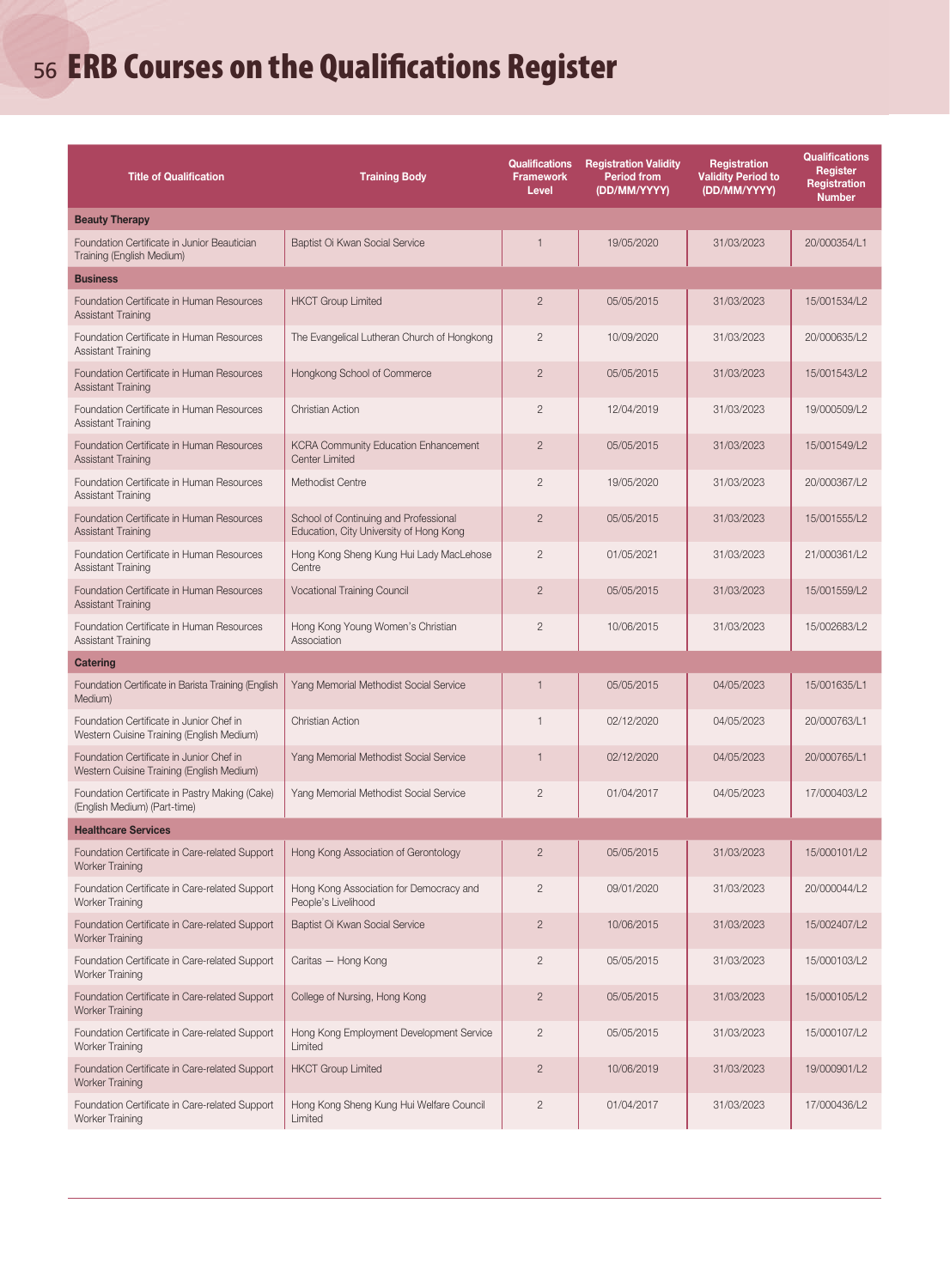# ERB Courses on the Qualifications Register

| Title of Qualification | Training Body | Qualifications Framework Level | Registration Validity Period from (DD/MM/YYYY) | Registration Validity Period to (DD/MM/YYYY) | Qualifications Register Registration Number |
|---|---|---|---|---|---|
| **Beauty Therapy** | | | | | |
| Foundation Certificate in Junior Beautician Training (English Medium) | Baptist Oi Kwan Social Service | 1 | 19/05/2020 | 31/03/2023 | 20/000354/L1 |
| **Business** | | | | | |
| Foundation Certificate in Human Resources Assistant Training | HKCT Group Limited | 2 | 05/05/2015 | 31/03/2023 | 15/001534/L2 |
| Foundation Certificate in Human Resources Assistant Training | The Evangelical Lutheran Church of Hongkong | 2 | 10/09/2020 | 31/03/2023 | 20/000635/L2 |
| Foundation Certificate in Human Resources Assistant Training | Hongkong School of Commerce | 2 | 05/05/2015 | 31/03/2023 | 15/001543/L2 |
| Foundation Certificate in Human Resources Assistant Training | Christian Action | 2 | 12/04/2019 | 31/03/2023 | 19/000509/L2 |
| Foundation Certificate in Human Resources Assistant Training | KCRA Community Education Enhancement Center Limited | 2 | 05/05/2015 | 31/03/2023 | 15/001549/L2 |
| Foundation Certificate in Human Resources Assistant Training | Methodist Centre | 2 | 19/05/2020 | 31/03/2023 | 20/000367/L2 |
| Foundation Certificate in Human Resources Assistant Training | School of Continuing and Professional Education, City University of Hong Kong | 2 | 05/05/2015 | 31/03/2023 | 15/001555/L2 |
| Foundation Certificate in Human Resources Assistant Training | Hong Kong Sheng Kung Hui Lady MacLehose Centre | 2 | 01/05/2021 | 31/03/2023 | 21/000361/L2 |
| Foundation Certificate in Human Resources Assistant Training | Vocational Training Council | 2 | 05/05/2015 | 31/03/2023 | 15/001559/L2 |
| Foundation Certificate in Human Resources Assistant Training | Hong Kong Young Women's Christian Association | 2 | 10/06/2015 | 31/03/2023 | 15/002683/L2 |
| **Catering** | | | | | |
| Foundation Certificate in Barista Training (English Medium) | Yang Memorial Methodist Social Service | 1 | 05/05/2015 | 04/05/2023 | 15/001635/L1 |
| Foundation Certificate in Junior Chef in Western Cuisine Training (English Medium) | Christian Action | 1 | 02/12/2020 | 04/05/2023 | 20/000763/L1 |
| Foundation Certificate in Junior Chef in Western Cuisine Training (English Medium) | Yang Memorial Methodist Social Service | 1 | 02/12/2020 | 04/05/2023 | 20/000765/L1 |
| Foundation Certificate in Pastry Making (Cake) (English Medium) (Part-time) | Yang Memorial Methodist Social Service | 2 | 01/04/2017 | 04/05/2023 | 17/000403/L2 |
| **Healthcare Services** | | | | | |
| Foundation Certificate in Care-related Support Worker Training | Hong Kong Association of Gerontology | 2 | 05/05/2015 | 31/03/2023 | 15/000101/L2 |
| Foundation Certificate in Care-related Support Worker Training | Hong Kong Association for Democracy and People's Livelihood | 2 | 09/01/2020 | 31/03/2023 | 20/000044/L2 |
| Foundation Certificate in Care-related Support Worker Training | Baptist Oi Kwan Social Service | 2 | 10/06/2015 | 31/03/2023 | 15/002407/L2 |
| Foundation Certificate in Care-related Support Worker Training | Caritas — Hong Kong | 2 | 05/05/2015 | 31/03/2023 | 15/000103/L2 |
| Foundation Certificate in Care-related Support Worker Training | College of Nursing, Hong Kong | 2 | 05/05/2015 | 31/03/2023 | 15/000105/L2 |
| Foundation Certificate in Care-related Support Worker Training | Hong Kong Employment Development Service Limited | 2 | 05/05/2015 | 31/03/2023 | 15/000107/L2 |
| Foundation Certificate in Care-related Support Worker Training | HKCT Group Limited | 2 | 10/06/2019 | 31/03/2023 | 19/000901/L2 |
| Foundation Certificate in Care-related Support Worker Training | Hong Kong Sheng Kung Hui Welfare Council Limited | 2 | 01/04/2017 | 31/03/2023 | 17/000436/L2 |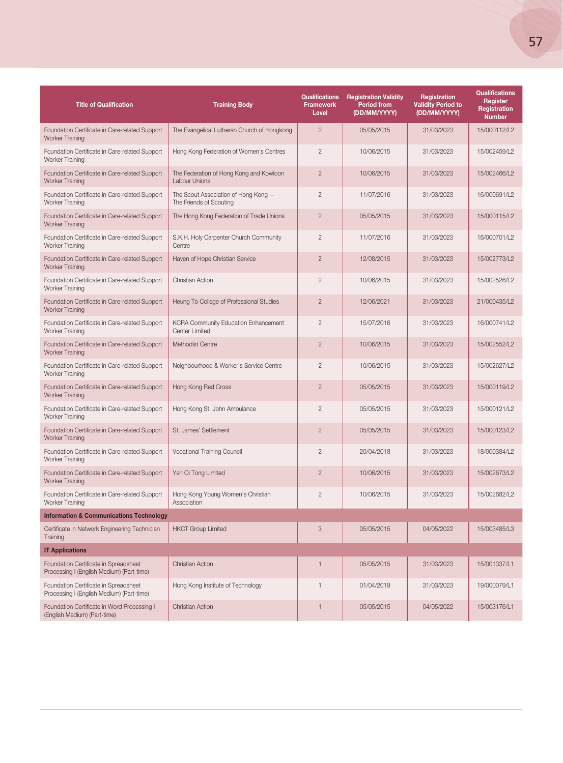| Title of Qualification | Training Body | Qualifications Framework Level | Registration Validity Period from (DD/MM/YYYY) | Registration Validity Period to (DD/MM/YYYY) | Qualifications Register Registration Number |
|---|---|---|---|---|---|
| Foundation Certificate in Care-related Support Worker Training | The Evangelical Lutheran Church of Hongkong | 2 | 05/05/2015 | 31/03/2023 | 15/000112/L2 |
| Foundation Certificate in Care-related Support Worker Training | Hong Kong Federation of Women's Centres | 2 | 10/06/2015 | 31/03/2023 | 15/002459/L2 |
| Foundation Certificate in Care-related Support Worker Training | The Federation of Hong Kong and Kowloon Labour Unions | 2 | 10/06/2015 | 31/03/2023 | 15/002466/L2 |
| Foundation Certificate in Care-related Support Worker Training | The Scout Association of Hong Kong — The Friends of Scouting | 2 | 11/07/2016 | 31/03/2023 | 16/000691/L2 |
| Foundation Certificate in Care-related Support Worker Training | The Hong Kong Federation of Trade Unions | 2 | 05/05/2015 | 31/03/2023 | 15/000115/L2 |
| Foundation Certificate in Care-related Support Worker Training | S.K.H. Holy Carpenter Church Community Centre | 2 | 11/07/2016 | 31/03/2023 | 16/000701/L2 |
| Foundation Certificate in Care-related Support Worker Training | Haven of Hope Christian Service | 2 | 12/08/2015 | 31/03/2023 | 15/002773/L2 |
| Foundation Certificate in Care-related Support Worker Training | Christian Action | 2 | 10/06/2015 | 31/03/2023 | 15/002526/L2 |
| Foundation Certificate in Care-related Support Worker Training | Heung To College of Professional Studies | 2 | 12/06/2021 | 31/03/2023 | 21/000435/L2 |
| Foundation Certificate in Care-related Support Worker Training | KCRA Community Education Enhancement Center Limited | 2 | 15/07/2016 | 31/03/2023 | 16/000741/L2 |
| Foundation Certificate in Care-related Support Worker Training | Methodist Centre | 2 | 10/06/2015 | 31/03/2023 | 15/002552/L2 |
| Foundation Certificate in Care-related Support Worker Training | Neighbourhood & Worker's Service Centre | 2 | 10/06/2015 | 31/03/2023 | 15/002627/L2 |
| Foundation Certificate in Care-related Support Worker Training | Hong Kong Red Cross | 2 | 05/05/2015 | 31/03/2023 | 15/000119/L2 |
| Foundation Certificate in Care-related Support Worker Training | Hong Kong St. John Ambulance | 2 | 05/05/2015 | 31/03/2023 | 15/000121/L2 |
| Foundation Certificate in Care-related Support Worker Training | St. James' Settlement | 2 | 05/05/2015 | 31/03/2023 | 15/000123/L2 |
| Foundation Certificate in Care-related Support Worker Training | Vocational Training Council | 2 | 20/04/2018 | 31/03/2023 | 18/000384/L2 |
| Foundation Certificate in Care-related Support Worker Training | Yan Oi Tong Limited | 2 | 10/06/2015 | 31/03/2023 | 15/002673/L2 |
| Foundation Certificate in Care-related Support Worker Training | Hong Kong Young Women's Christian Association | 2 | 10/06/2015 | 31/03/2023 | 15/002682/L2 |
| **Information & Communications Technology** | | | | | |
| Certificate in Network Engineering Technician Training | HKCT Group Limited | 3 | 05/05/2015 | 04/05/2022 | 15/003485/L3 |
| **IT Applications** | | | | | |
| Foundation Certificate in Spreadsheet Processing I (English Medium) (Part-time) | Christian Action | 1 | 05/05/2015 | 31/03/2023 | 15/001337/L1 |
| Foundation Certificate in Spreadsheet Processing I (English Medium) (Part-time) | Hong Kong Institute of Technology | 1 | 01/04/2019 | 31/03/2023 | 19/000079/L1 |
| Foundation Certificate in Word Processing I (English Medium) (Part-time) | Christian Action | 1 | 05/05/2015 | 04/05/2022 | 15/003176/L1 |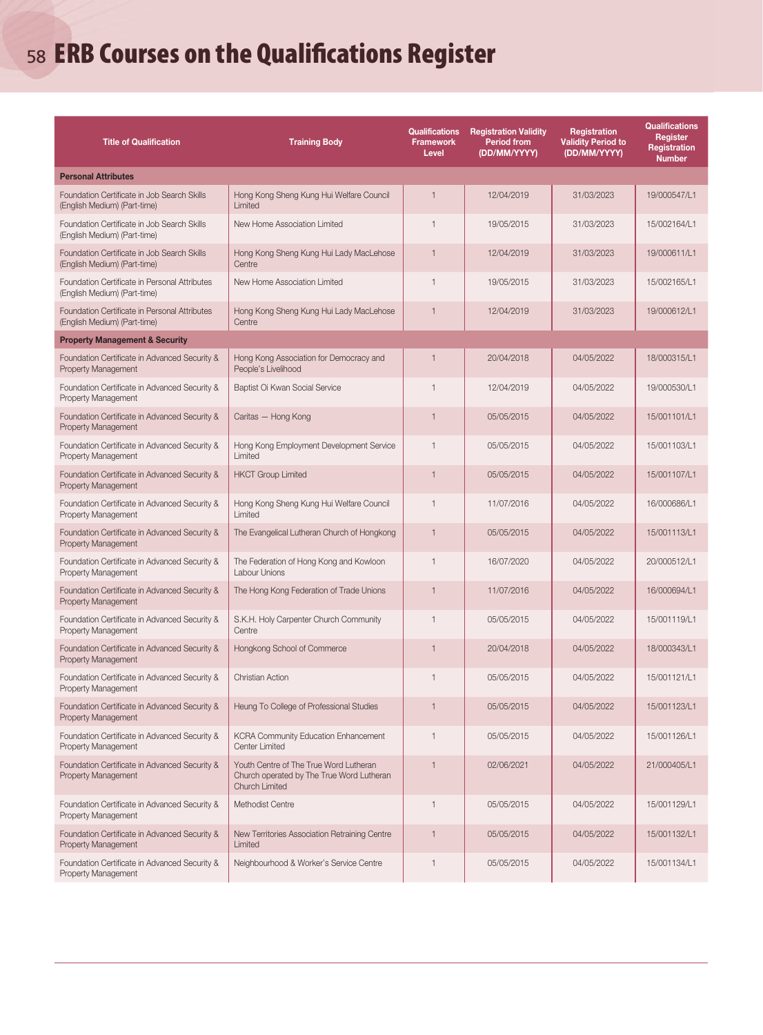# ERB Courses on the Qualifications Register

| Title of Qualification | Training Body | Qualifications Framework Level | Registration Validity Period from (DD/MM/YYYY) | Registration Validity Period to (DD/MM/YYYY) | Qualifications Register Registration Number |
|---|---|---|---|---|---|
| **Personal Attributes** | | | | | |
| Foundation Certificate in Job Search Skills (English Medium) (Part-time) | Hong Kong Sheng Kung Hui Welfare Council Limited | 1 | 12/04/2019 | 31/03/2023 | 19/000547/L1 |
| Foundation Certificate in Job Search Skills (English Medium) (Part-time) | New Home Association Limited | 1 | 19/05/2015 | 31/03/2023 | 15/002164/L1 |
| Foundation Certificate in Job Search Skills (English Medium) (Part-time) | Hong Kong Sheng Kung Hui Lady MacLehose Centre | 1 | 12/04/2019 | 31/03/2023 | 19/000611/L1 |
| Foundation Certificate in Personal Attributes (English Medium) (Part-time) | New Home Association Limited | 1 | 19/05/2015 | 31/03/2023 | 15/002165/L1 |
| Foundation Certificate in Personal Attributes (English Medium) (Part-time) | Hong Kong Sheng Kung Hui Lady MacLehose Centre | 1 | 12/04/2019 | 31/03/2023 | 19/000612/L1 |
| **Property Management & Security** | | | | | |
| Foundation Certificate in Advanced Security & Property Management | Hong Kong Association for Democracy and People's Livelihood | 1 | 20/04/2018 | 04/05/2022 | 18/000315/L1 |
| Foundation Certificate in Advanced Security & Property Management | Baptist Oi Kwan Social Service | 1 | 12/04/2019 | 04/05/2022 | 19/000530/L1 |
| Foundation Certificate in Advanced Security & Property Management | Caritas — Hong Kong | 1 | 05/05/2015 | 04/05/2022 | 15/001101/L1 |
| Foundation Certificate in Advanced Security & Property Management | Hong Kong Employment Development Service Limited | 1 | 05/05/2015 | 04/05/2022 | 15/001103/L1 |
| Foundation Certificate in Advanced Security & Property Management | HKCT Group Limited | 1 | 05/05/2015 | 04/05/2022 | 15/001107/L1 |
| Foundation Certificate in Advanced Security & Property Management | Hong Kong Sheng Kung Hui Welfare Council Limited | 1 | 11/07/2016 | 04/05/2022 | 16/000686/L1 |
| Foundation Certificate in Advanced Security & Property Management | The Evangelical Lutheran Church of Hongkong | 1 | 05/05/2015 | 04/05/2022 | 15/001113/L1 |
| Foundation Certificate in Advanced Security & Property Management | The Federation of Hong Kong and Kowloon Labour Unions | 1 | 16/07/2020 | 04/05/2022 | 20/000512/L1 |
| Foundation Certificate in Advanced Security & Property Management | The Hong Kong Federation of Trade Unions | 1 | 11/07/2016 | 04/05/2022 | 16/000694/L1 |
| Foundation Certificate in Advanced Security & Property Management | S.K.H. Holy Carpenter Church Community Centre | 1 | 05/05/2015 | 04/05/2022 | 15/001119/L1 |
| Foundation Certificate in Advanced Security & Property Management | Hongkong School of Commerce | 1 | 20/04/2018 | 04/05/2022 | 18/000343/L1 |
| Foundation Certificate in Advanced Security & Property Management | Christian Action | 1 | 05/05/2015 | 04/05/2022 | 15/001121/L1 |
| Foundation Certificate in Advanced Security & Property Management | Heung To College of Professional Studies | 1 | 05/05/2015 | 04/05/2022 | 15/001123/L1 |
| Foundation Certificate in Advanced Security & Property Management | KCRA Community Education Enhancement Center Limited | 1 | 05/05/2015 | 04/05/2022 | 15/001126/L1 |
| Foundation Certificate in Advanced Security & Property Management | Youth Centre of The True Word Lutheran Church operated by The True Word Lutheran Church Limited | 1 | 02/06/2021 | 04/05/2022 | 21/000405/L1 |
| Foundation Certificate in Advanced Security & Property Management | Methodist Centre | 1 | 05/05/2015 | 04/05/2022 | 15/001129/L1 |
| Foundation Certificate in Advanced Security & Property Management | New Territories Association Retraining Centre Limited | 1 | 05/05/2015 | 04/05/2022 | 15/001132/L1 |
| Foundation Certificate in Advanced Security & Property Management | Neighbourhood & Worker's Service Centre | 1 | 05/05/2015 | 04/05/2022 | 15/001134/L1 |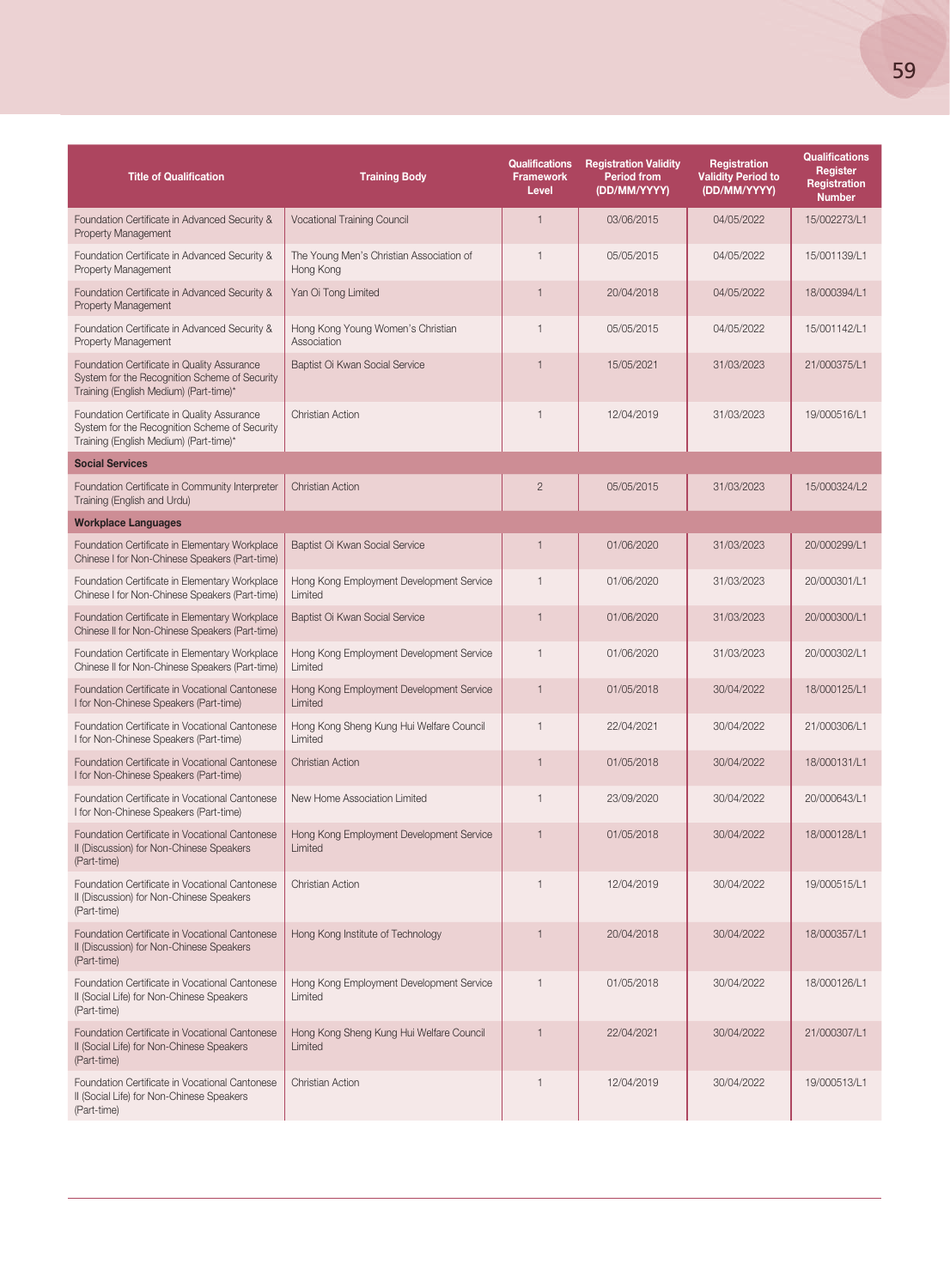| Title of Qualification | Training Body | Qualifications Framework Level | Registration Validity Period from (DD/MM/YYYY) | Registration Validity Period to (DD/MM/YYYY) | Qualifications Register Registration Number |
|---|---|---|---|---|---|
| Foundation Certificate in Advanced Security & Property Management | Vocational Training Council | 1 | 03/06/2015 | 04/05/2022 | 15/002273/L1 |
| Foundation Certificate in Advanced Security & Property Management | The Young Men's Christian Association of Hong Kong | 1 | 05/05/2015 | 04/05/2022 | 15/001139/L1 |
| Foundation Certificate in Advanced Security & Property Management | Yan Oi Tong Limited | 1 | 20/04/2018 | 04/05/2022 | 18/000394/L1 |
| Foundation Certificate in Advanced Security & Property Management | Hong Kong Young Women's Christian Association | 1 | 05/05/2015 | 04/05/2022 | 15/001142/L1 |
| Foundation Certificate in Quality Assurance System for the Recognition Scheme of Security Training (English Medium) (Part-time)* | Baptist Oi Kwan Social Service | 1 | 15/05/2021 | 31/03/2023 | 21/000375/L1 |
| Foundation Certificate in Quality Assurance System for the Recognition Scheme of Security Training (English Medium) (Part-time)* | Christian Action | 1 | 12/04/2019 | 31/03/2023 | 19/000516/L1 |
| **Social Services** | | | | | |
| Foundation Certificate in Community Interpreter Training (English and Urdu) | Christian Action | 2 | 05/05/2015 | 31/03/2023 | 15/000324/L2 |
| **Workplace Languages** | | | | | |
| Foundation Certificate in Elementary Workplace Chinese I for Non-Chinese Speakers (Part-time) | Baptist Oi Kwan Social Service | 1 | 01/06/2020 | 31/03/2023 | 20/000299/L1 |
| Foundation Certificate in Elementary Workplace Chinese I for Non-Chinese Speakers (Part-time) | Hong Kong Employment Development Service Limited | 1 | 01/06/2020 | 31/03/2023 | 20/000301/L1 |
| Foundation Certificate in Elementary Workplace Chinese II for Non-Chinese Speakers (Part-time) | Baptist Oi Kwan Social Service | 1 | 01/06/2020 | 31/03/2023 | 20/000300/L1 |
| Foundation Certificate in Elementary Workplace Chinese II for Non-Chinese Speakers (Part-time) | Hong Kong Employment Development Service Limited | 1 | 01/06/2020 | 31/03/2023 | 20/000302/L1 |
| Foundation Certificate in Vocational Cantonese I for Non-Chinese Speakers (Part-time) | Hong Kong Employment Development Service Limited | 1 | 01/05/2018 | 30/04/2022 | 18/000125/L1 |
| Foundation Certificate in Vocational Cantonese I for Non-Chinese Speakers (Part-time) | Hong Kong Sheng Kung Hui Welfare Council Limited | 1 | 22/04/2021 | 30/04/2022 | 21/000306/L1 |
| Foundation Certificate in Vocational Cantonese I for Non-Chinese Speakers (Part-time) | Christian Action | 1 | 01/05/2018 | 30/04/2022 | 18/000131/L1 |
| Foundation Certificate in Vocational Cantonese I for Non-Chinese Speakers (Part-time) | New Home Association Limited | 1 | 23/09/2020 | 30/04/2022 | 20/000643/L1 |
| Foundation Certificate in Vocational Cantonese II (Discussion) for Non-Chinese Speakers (Part-time) | Hong Kong Employment Development Service Limited | 1 | 01/05/2018 | 30/04/2022 | 18/000128/L1 |
| Foundation Certificate in Vocational Cantonese II (Discussion) for Non-Chinese Speakers (Part-time) | Christian Action | 1 | 12/04/2019 | 30/04/2022 | 19/000515/L1 |
| Foundation Certificate in Vocational Cantonese II (Discussion) for Non-Chinese Speakers (Part-time) | Hong Kong Institute of Technology | 1 | 20/04/2018 | 30/04/2022 | 18/000357/L1 |
| Foundation Certificate in Vocational Cantonese II (Social Life) for Non-Chinese Speakers (Part-time) | Hong Kong Employment Development Service Limited | 1 | 01/05/2018 | 30/04/2022 | 18/000126/L1 |
| Foundation Certificate in Vocational Cantonese II (Social Life) for Non-Chinese Speakers (Part-time) | Hong Kong Sheng Kung Hui Welfare Council Limited | 1 | 22/04/2021 | 30/04/2022 | 21/000307/L1 |
| Foundation Certificate in Vocational Cantonese II (Social Life) for Non-Chinese Speakers (Part-time) | Christian Action | 1 | 12/04/2019 | 30/04/2022 | 19/000513/L1 |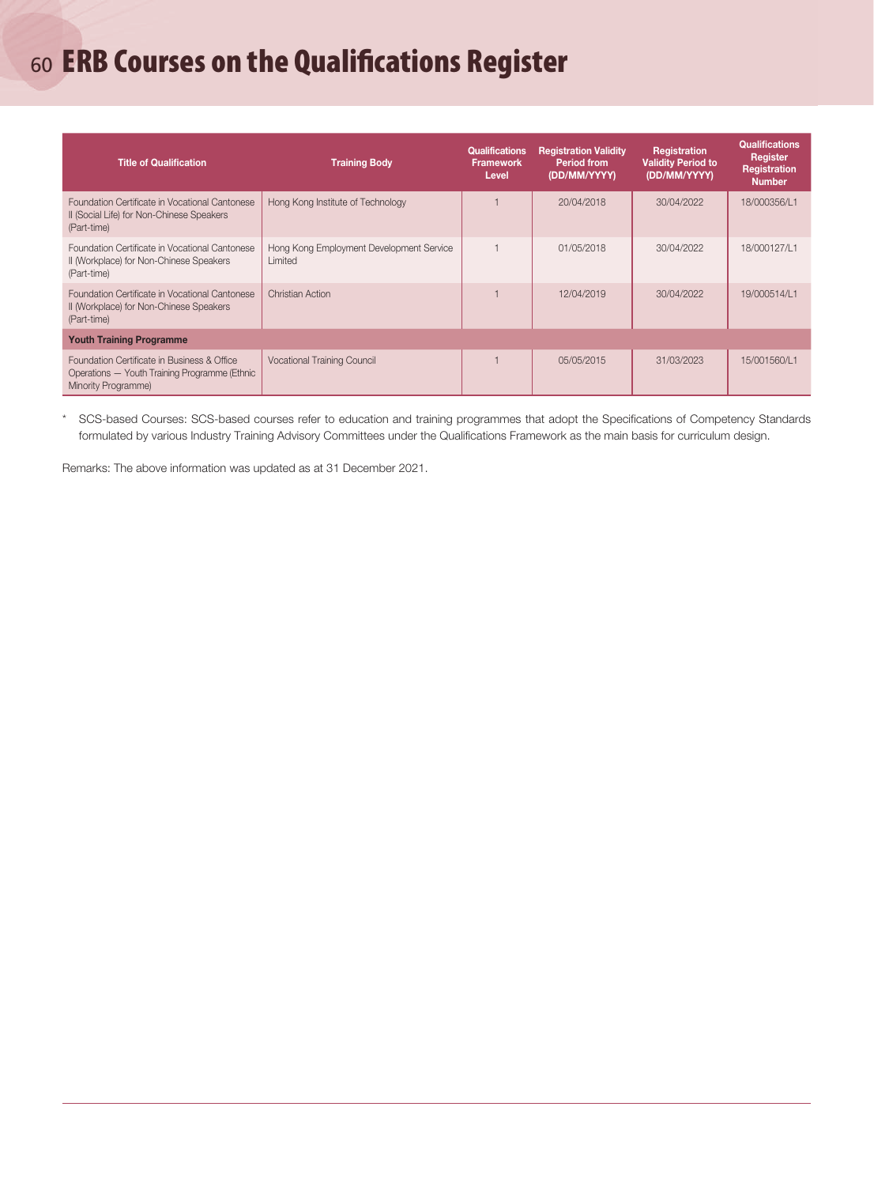# ERB Courses on the Qualifications Register

| Title of Qualification | Training Body | Qualifications Framework Level | Registration Validity Period from (DD/MM/YYYY) | Registration Validity Period to (DD/MM/YYYY) | Qualifications Register Registration Number |
|---|---|---|---|---|---|
| Foundation Certificate in Vocational Cantonese II (Social Life) for Non-Chinese Speakers (Part-time) | Hong Kong Institute of Technology | 1 | 20/04/2018 | 30/04/2022 | 18/000356/L1 |
| Foundation Certificate in Vocational Cantonese II (Workplace) for Non-Chinese Speakers (Part-time) | Hong Kong Employment Development Service Limited | 1 | 01/05/2018 | 30/04/2022 | 18/000127/L1 |
| Foundation Certificate in Vocational Cantonese II (Workplace) for Non-Chinese Speakers (Part-time) | Christian Action | 1 | 12/04/2019 | 30/04/2022 | 19/000514/L1 |
| **Youth Training Programme** | | | | | |
| Foundation Certificate in Business & Office Operations — Youth Training Programme (Ethnic Minority Programme) | Vocational Training Council | 1 | 05/05/2015 | 31/03/2023 | 15/001560/L1 |

\* SCS-based Courses: SCS-based courses refer to education and training programmes that adopt the Specifications of Competency Standards formulated by various Industry Training Advisory Committees under the Qualifications Framework as the main basis for curriculum design.

Remarks: The above information was updated as at 31 December 2021.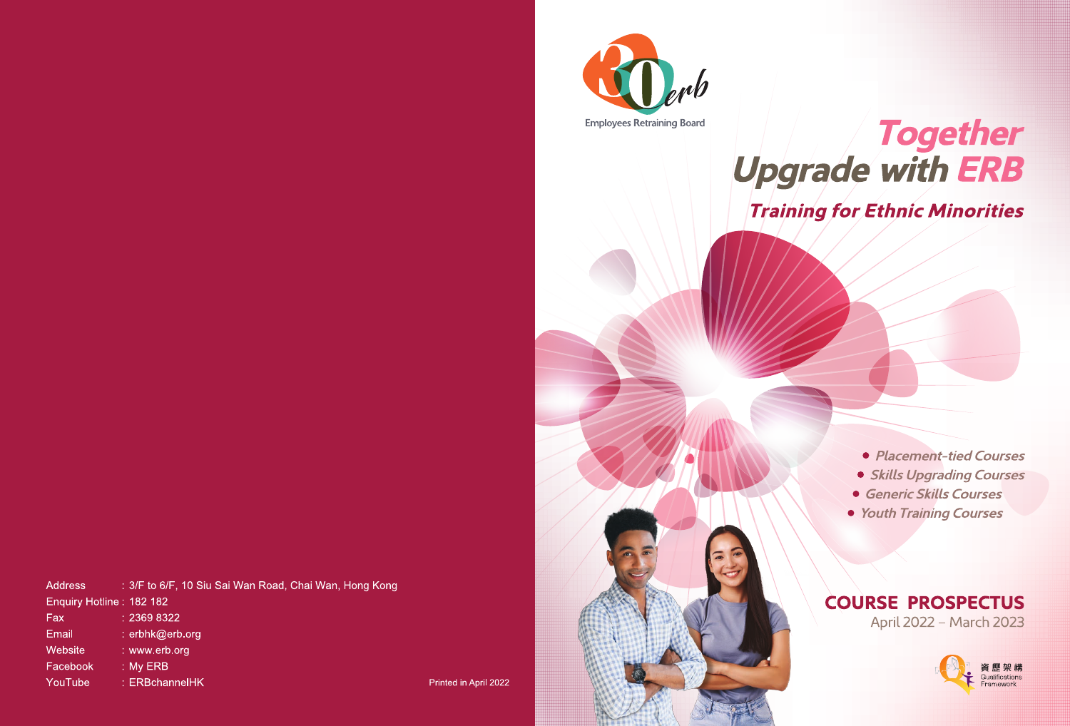Address : 3/F to 6/F, 10 Siu Sai Wan Road, Chai Wan, Hong Kong
Enquiry Hotline : 182 182
Fax : 2369 8322
Email : erbhk@erb.org
Website : www.erb.org
Facebook : My ERB
YouTube : ERBchannelHK

Printed in April 2022

Employees Retraining Board

# *Together Upgrade with ERB*

## *Training for Ethnic Minorities*

- *Placement-tied Courses*
- *Skills Upgrading Courses*
- *Generic Skills Courses*
- *Youth Training Courses*

**COURSE PROSPECTUS**

April 2022 – March 2023

資歷架構 Qualifications Framework